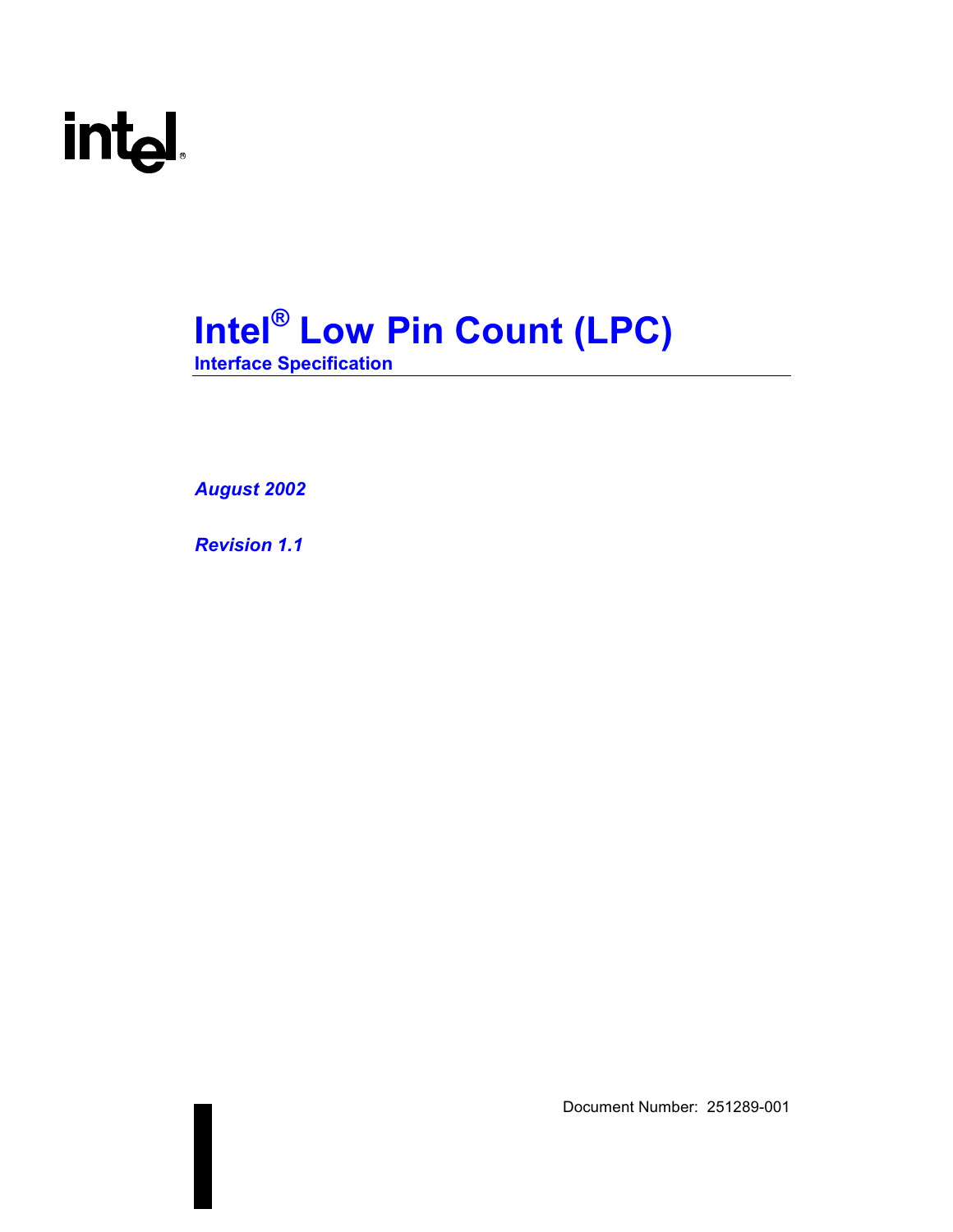# Intel® Low Pin Count (LPC)

## Interface Specification

*August 2002*

*Revision 1.1*

Document Number: 251289-001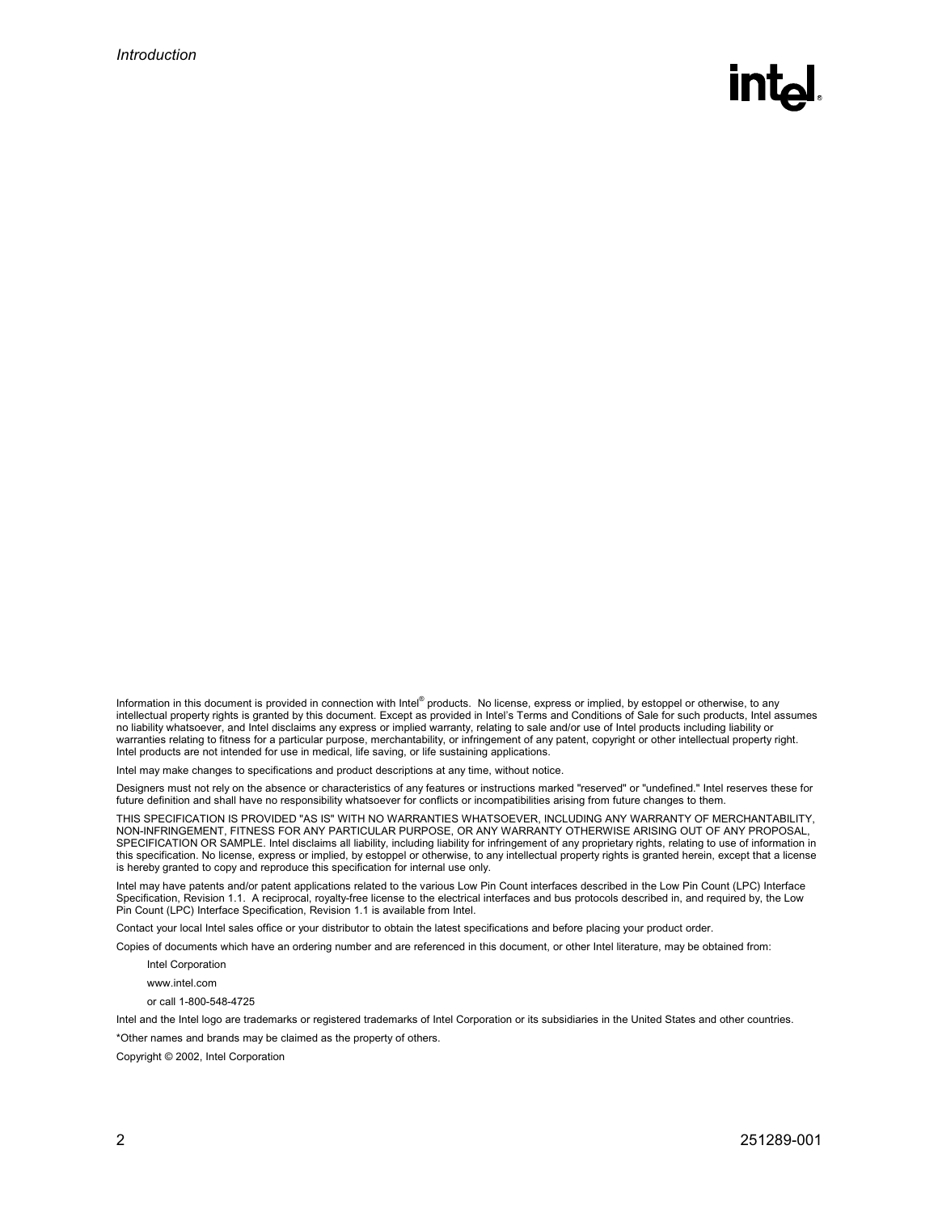Information in this document is provided in connection with Intel® products. No license, express or implied, by estoppel or otherwise, to any intellectual property rights is granted by this document. Except as provided in Intel's Terms and Conditions of Sale for such products, Intel assumes no liability whatsoever, and Intel disclaims any express or implied warranty, relating to sale and/or use of Intel products including liability or warranties relating to fitness for a particular purpose, merchantability, or infringement of any patent, copyright or other intellectual property right. Intel products are not intended for use in medical, life saving, or life sustaining applications.

Intel may make changes to specifications and product descriptions at any time, without notice.

Designers must not rely on the absence or characteristics of any features or instructions marked "reserved" or "undefined." Intel reserves these for future definition and shall have no responsibility whatsoever for conflicts or incompatibilities arising from future changes to them.

THIS SPECIFICATION IS PROVIDED "AS IS" WITH NO WARRANTIES WHATSOEVER, INCLUDING ANY WARRANTY OF MERCHANTABILITY, NON-INFRINGEMENT, FITNESS FOR ANY PARTICULAR PURPOSE, OR ANY WARRANTY OTHERWISE ARISING OUT OF ANY PROPOSAL, SPECIFICATION OR SAMPLE. Intel disclaims all liability, including liability for infringement of any proprietary rights, relating to use of information in this specification. No license, express or implied, by estoppel or otherwise, to any intellectual property rights is granted herein, except that a license is hereby granted to copy and reproduce this specification for internal use only.

Intel may have patents and/or patent applications related to the various Low Pin Count interfaces described in the Low Pin Count (LPC) Interface Specification, Revision 1.1. A reciprocal, royalty-free license to the electrical interfaces and bus protocols described in, and required by, the Low Pin Count (LPC) Interface Specification, Revision 1.1 is available from Intel.

Contact your local Intel sales office or your distributor to obtain the latest specifications and before placing your product order.

Copies of documents which have an ordering number and are referenced in this document, or other Intel literature, may be obtained from:

Intel Corporation

www.intel.com

or call 1-800-548-4725

Intel and the Intel logo are trademarks or registered trademarks of Intel Corporation or its subsidiaries in the United States and other countries.

*Other names and brands may be claimed as the property of others.

Copyright © 2002, Intel Corporation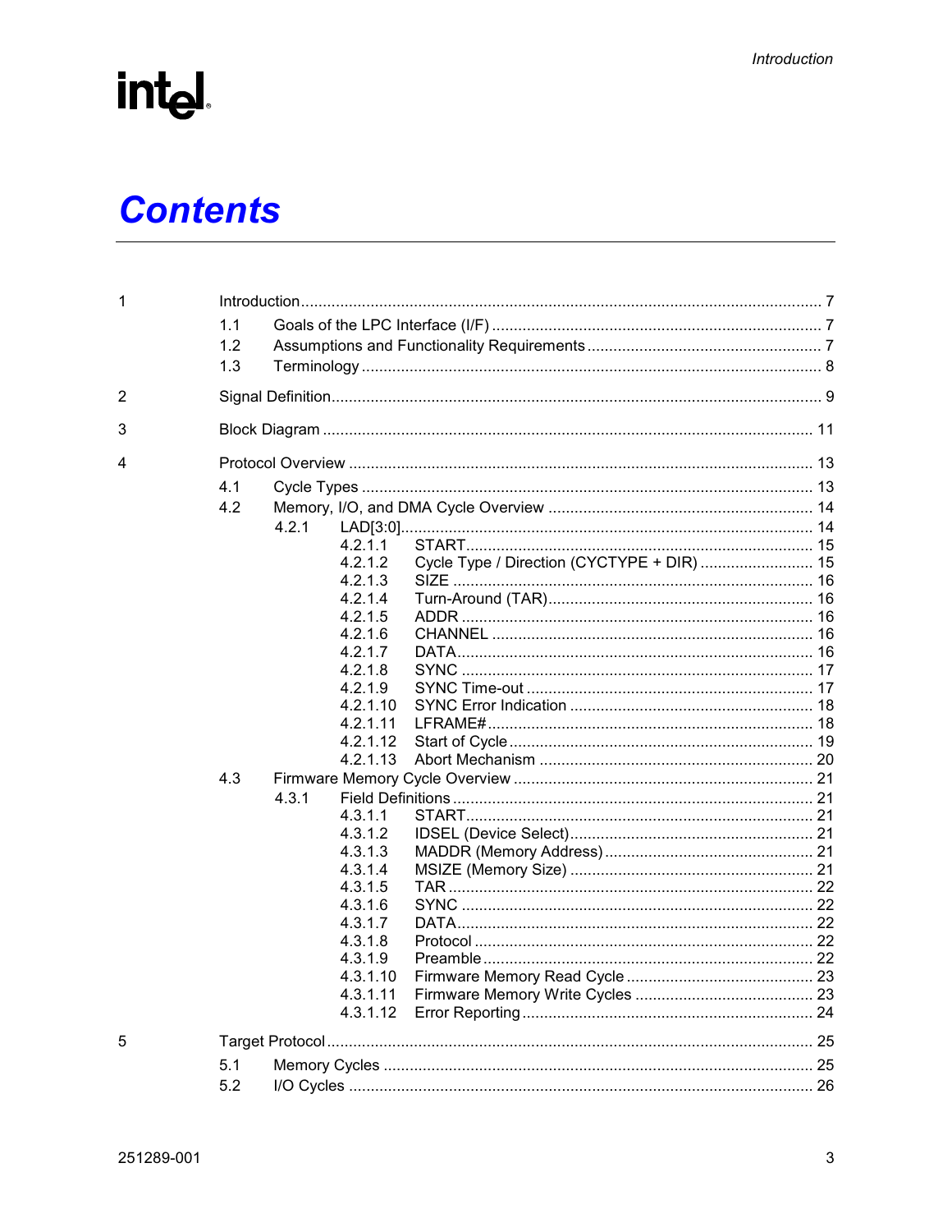# Contents

1 Introduction ..... 7
- 1.1 Goals of the LPC Interface (I/F) ..... 7
- 1.2 Assumptions and Functionality Requirements ..... 7
- 1.3 Terminology ..... 8

2 Signal Definition ..... 9

3 Block Diagram ..... 11

4 Protocol Overview ..... 13
- 4.1 Cycle Types ..... 13
- 4.2 Memory, I/O, and DMA Cycle Overview ..... 14
  - 4.2.1 LAD[3:0] ..... 14
    - 4.2.1.1 START ..... 15
    - 4.2.1.2 Cycle Type / Direction (CYCTYPE + DIR) ..... 15
    - 4.2.1.3 SIZE ..... 16
    - 4.2.1.4 Turn-Around (TAR) ..... 16
    - 4.2.1.5 ADDR ..... 16
    - 4.2.1.6 CHANNEL ..... 16
    - 4.2.1.7 DATA ..... 16
    - 4.2.1.8 SYNC ..... 17
    - 4.2.1.9 SYNC Time-out ..... 17
    - 4.2.1.10 SYNC Error Indication ..... 18
    - 4.2.1.11 LFRAME# ..... 18
    - 4.2.1.12 Start of Cycle ..... 19
    - 4.2.1.13 Abort Mechanism ..... 20
- 4.3 Firmware Memory Cycle Overview ..... 21
  - 4.3.1 Field Definitions ..... 21
    - 4.3.1.1 START ..... 21
    - 4.3.1.2 IDSEL (Device Select) ..... 21
    - 4.3.1.3 MADDR (Memory Address) ..... 21
    - 4.3.1.4 MSIZE (Memory Size) ..... 21
    - 4.3.1.5 TAR ..... 22
    - 4.3.1.6 SYNC ..... 22
    - 4.3.1.7 DATA ..... 22
    - 4.3.1.8 Protocol ..... 22
    - 4.3.1.9 Preamble ..... 22
    - 4.3.1.10 Firmware Memory Read Cycle ..... 23
    - 4.3.1.11 Firmware Memory Write Cycles ..... 23
    - 4.3.1.12 Error Reporting ..... 24

5 Target Protocol ..... 25
- 5.1 Memory Cycles ..... 25
- 5.2 I/O Cycles ..... 26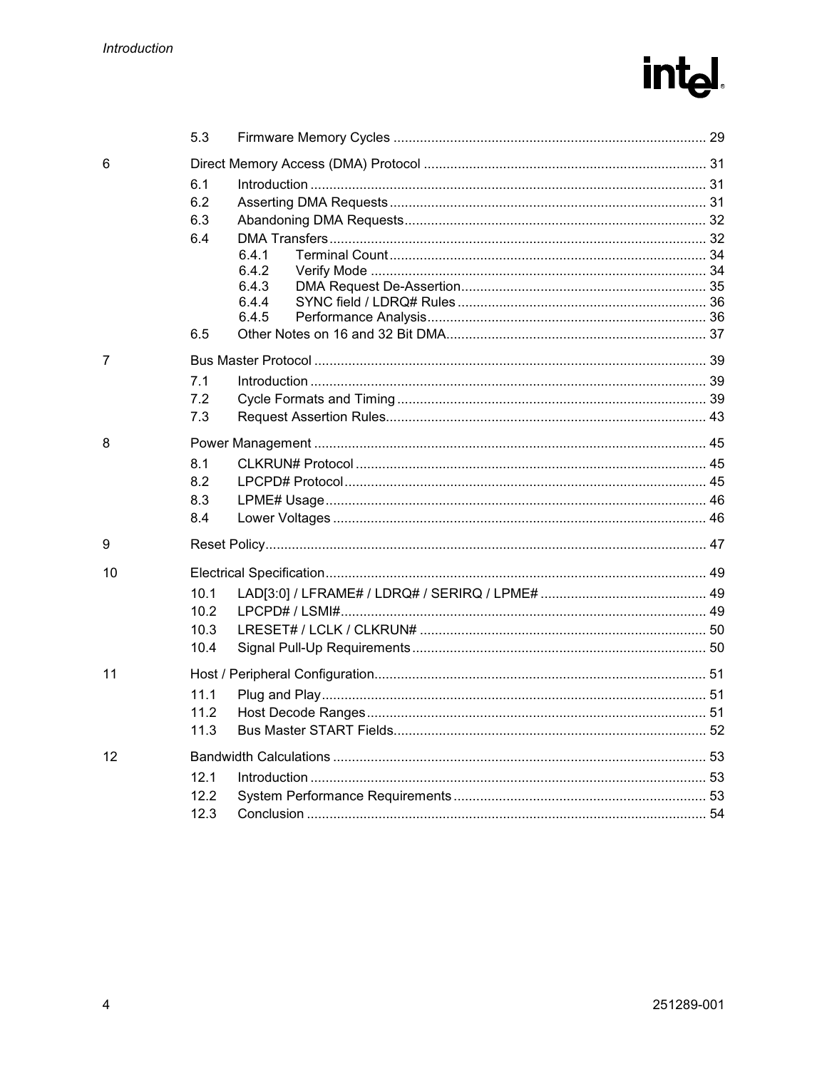| | | | |
|---|---|---|---|
| | 5.3 | Firmware Memory Cycles | 29 |
| 6 | | Direct Memory Access (DMA) Protocol | 31 |
| | 6.1 | Introduction | 31 |
| | 6.2 | Asserting DMA Requests | 31 |
| | 6.3 | Abandoning DMA Requests | 32 |
| | 6.4 | DMA Transfers | 32 |
| | | 6.4.1 Terminal Count | 34 |
| | | 6.4.2 Verify Mode | 34 |
| | | 6.4.3 DMA Request De-Assertion | 35 |
| | | 6.4.4 SYNC field / LDRQ# Rules | 36 |
| | | 6.4.5 Performance Analysis | 36 |
| | 6.5 | Other Notes on 16 and 32 Bit DMA | 37 |
| 7 | | Bus Master Protocol | 39 |
| | 7.1 | Introduction | 39 |
| | 7.2 | Cycle Formats and Timing | 39 |
| | 7.3 | Request Assertion Rules | 43 |
| 8 | | Power Management | 45 |
| | 8.1 | CLKRUN# Protocol | 45 |
| | 8.2 | LPCPD# Protocol | 45 |
| | 8.3 | LPME# Usage | 46 |
| | 8.4 | Lower Voltages | 46 |
| 9 | | Reset Policy | 47 |
| 10 | | Electrical Specification | 49 |
| | 10.1 | LAD[3:0] / LFRAME# / LDRQ# / SERIRQ / LPME# | 49 |
| | 10.2 | LPCPD# / LSMI# | 49 |
| | 10.3 | LRESET# / LCLK / CLKRUN# | 50 |
| | 10.4 | Signal Pull-Up Requirements | 50 |
| 11 | | Host / Peripheral Configuration | 51 |
| | 11.1 | Plug and Play | 51 |
| | 11.2 | Host Decode Ranges | 51 |
| | 11.3 | Bus Master START Fields | 52 |
| 12 | | Bandwidth Calculations | 53 |
| | 12.1 | Introduction | 53 |
| | 12.2 | System Performance Requirements | 53 |
| | 12.3 | Conclusion | 54 |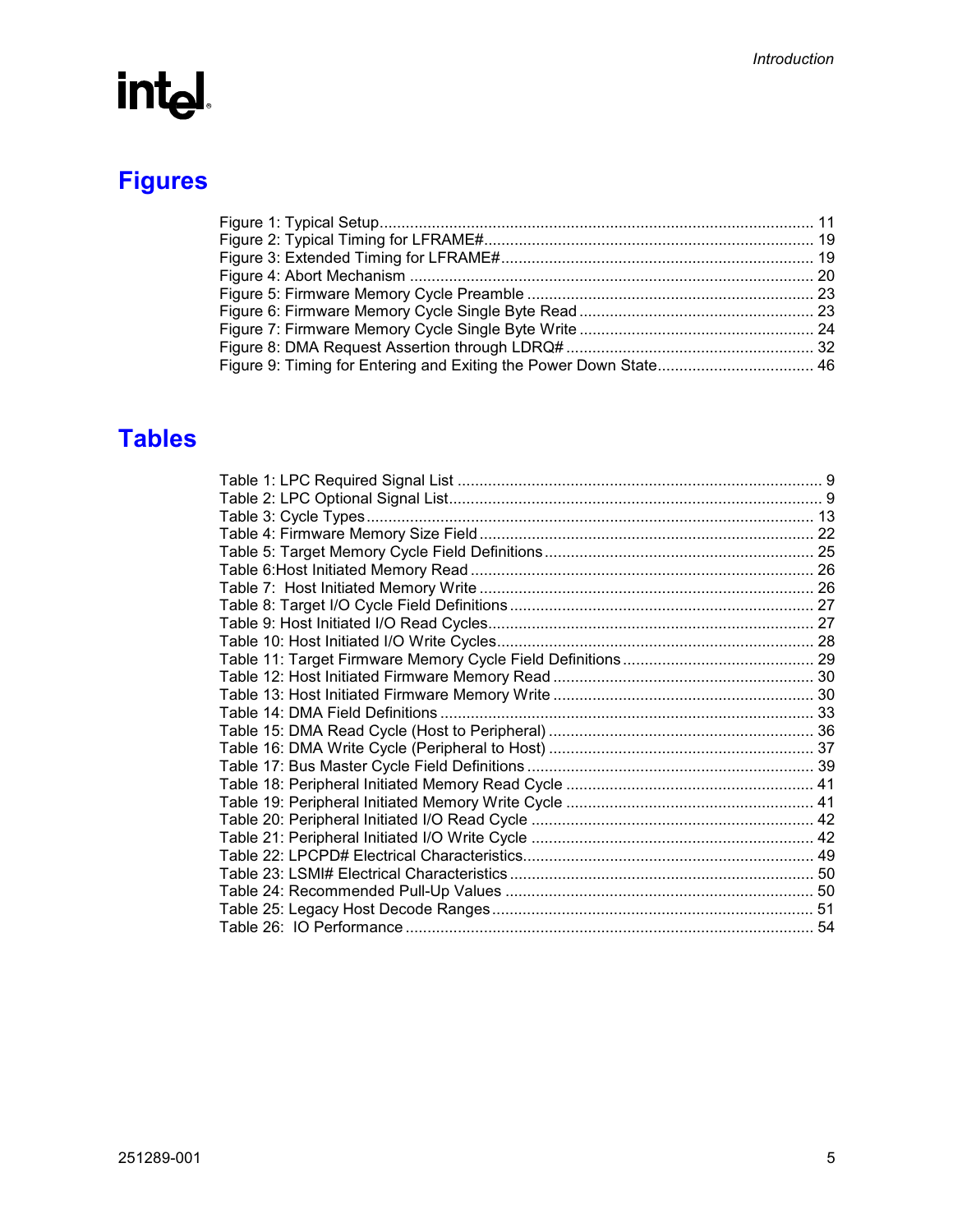# Figures

Figure 1: Typical Setup........................................................................................ 11
Figure 2: Typical Timing for LFRAME#.............................................................. 19
Figure 3: Extended Timing for LFRAME#.......................................................... 19
Figure 4: Abort Mechanism ............................................................................... 20
Figure 5: Firmware Memory Cycle Preamble .................................................... 23
Figure 6: Firmware Memory Cycle Single Byte Read ........................................ 23
Figure 7: Firmware Memory Cycle Single Byte Write ........................................ 24
Figure 8: DMA Request Assertion through LDRQ# ........................................... 32
Figure 9: Timing for Entering and Exiting the Power Down State....................... 46

# Tables

Table 1: LPC Required Signal List ....................................................................... 9
Table 2: LPC Optional Signal List......................................................................... 9
Table 3: Cycle Types.......................................................................................... 13
Table 4: Firmware Memory Size Field ............................................................... 22
Table 5: Target Memory Cycle Field Definitions ................................................ 25
Table 6:Host Initiated Memory Read .................................................................. 26
Table 7: Host Initiated Memory Write ................................................................ 26
Table 8: Target I/O Cycle Field Definitions ......................................................... 27
Table 9: Host Initiated I/O Read Cycles.............................................................. 27
Table 10: Host Initiated I/O Write Cycles............................................................ 28
Table 11: Target Firmware Memory Cycle Field Definitions ............................... 29
Table 12: Host Initiated Firmware Memory Read ............................................... 30
Table 13: Host Initiated Firmware Memory Write ............................................... 30
Table 14: DMA Field Definitions ......................................................................... 33
Table 15: DMA Read Cycle (Host to Peripheral) ................................................ 36
Table 16: DMA Write Cycle (Peripheral to Host) ................................................ 37
Table 17: Bus Master Cycle Field Definitions ..................................................... 39
Table 18: Peripheral Initiated Memory Read Cycle ............................................ 41
Table 19: Peripheral Initiated Memory Write Cycle ............................................ 41
Table 20: Peripheral Initiated I/O Read Cycle .................................................... 42
Table 21: Peripheral Initiated I/O Write Cycle .................................................... 42
Table 22: LPCPD# Electrical Characteristics...................................................... 49
Table 23: LSMI# Electrical Characteristics ......................................................... 50
Table 24: Recommended Pull-Up Values .......................................................... 50
Table 25: Legacy Host Decode Ranges.............................................................. 51
Table 26: IO Performance ................................................................................. 54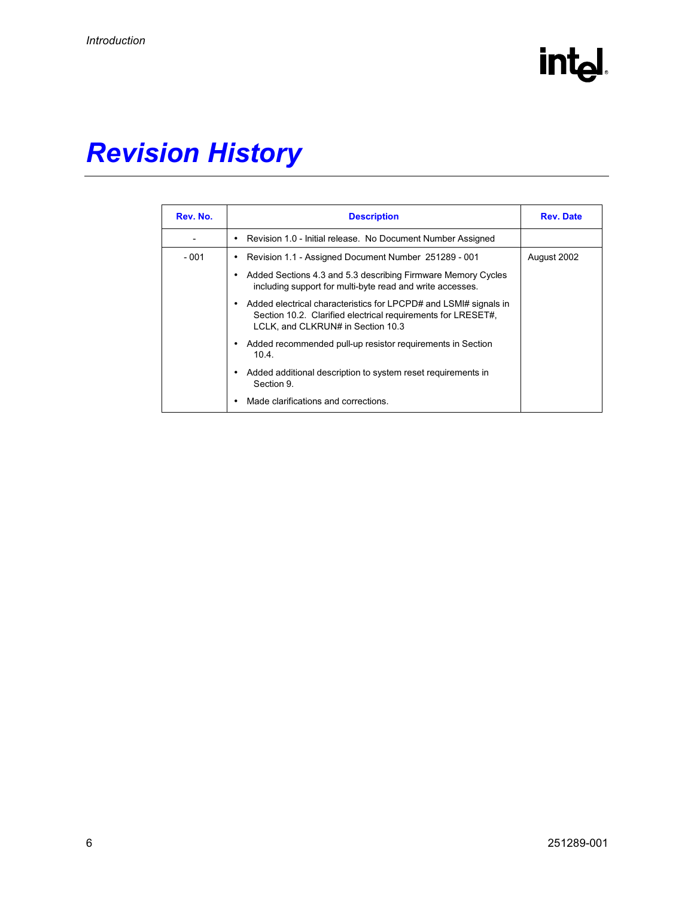# Revision History

| Rev. No. | Description | Rev. Date |
|---|---|---|
| - | • Revision 1.0 - Initial release. No Document Number Assigned | |
| - 001 | • Revision 1.1 - Assigned Document Number 251289 - 001<br>• Added Sections 4.3 and 5.3 describing Firmware Memory Cycles including support for multi-byte read and write accesses.<br>• Added electrical characteristics for LPCPD# and LSMI# signals in Section 10.2. Clarified electrical requirements for LRESET#, LCLK, and CLKRUN# in Section 10.3<br>• Added recommended pull-up resistor requirements in Section 10.4.<br>• Added additional description to system reset requirements in Section 9.<br>• Made clarifications and corrections. | August 2002 |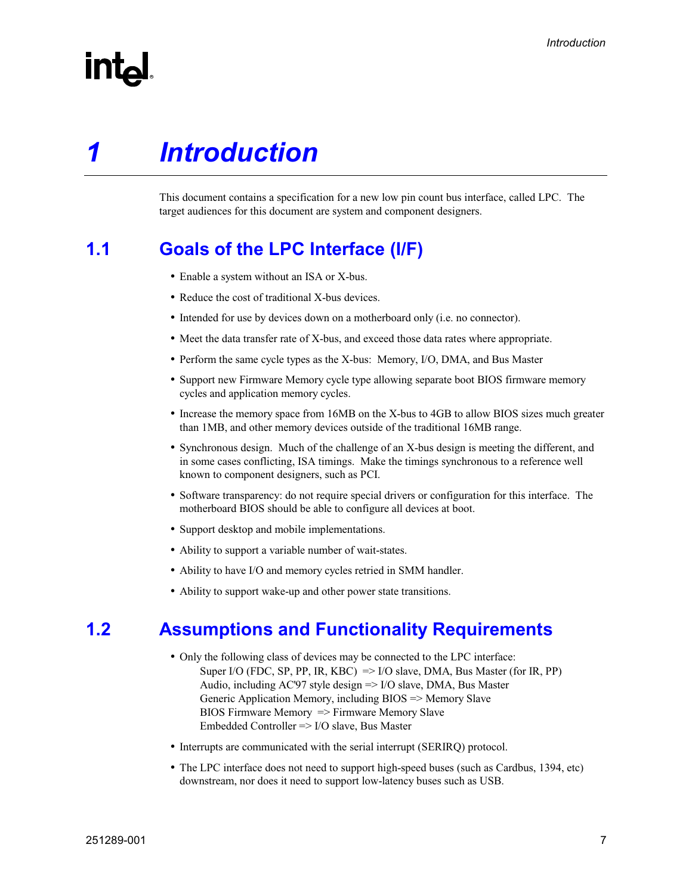# 1 Introduction

This document contains a specification for a new low pin count bus interface, called LPC. The target audiences for this document are system and component designers.

## 1.1 Goals of the LPC Interface (I/F)

- Enable a system without an ISA or X-bus.
- Reduce the cost of traditional X-bus devices.
- Intended for use by devices down on a motherboard only (i.e. no connector).
- Meet the data transfer rate of X-bus, and exceed those data rates where appropriate.
- Perform the same cycle types as the X-bus: Memory, I/O, DMA, and Bus Master
- Support new Firmware Memory cycle type allowing separate boot BIOS firmware memory cycles and application memory cycles.
- Increase the memory space from 16MB on the X-bus to 4GB to allow BIOS sizes much greater than 1MB, and other memory devices outside of the traditional 16MB range.
- Synchronous design. Much of the challenge of an X-bus design is meeting the different, and in some cases conflicting, ISA timings. Make the timings synchronous to a reference well known to component designers, such as PCI.
- Software transparency: do not require special drivers or configuration for this interface. The motherboard BIOS should be able to configure all devices at boot.
- Support desktop and mobile implementations.
- Ability to support a variable number of wait-states.
- Ability to have I/O and memory cycles retried in SMM handler.
- Ability to support wake-up and other power state transitions.

## 1.2 Assumptions and Functionality Requirements

- Only the following class of devices may be connected to the LPC interface:
  - Super I/O (FDC, SP, PP, IR, KBC) => I/O slave, DMA, Bus Master (for IR, PP)
  - Audio, including AC'97 style design => I/O slave, DMA, Bus Master
  - Generic Application Memory, including BIOS => Memory Slave
  - BIOS Firmware Memory => Firmware Memory Slave
  - Embedded Controller => I/O slave, Bus Master
- Interrupts are communicated with the serial interrupt (SERIRQ) protocol.
- The LPC interface does not need to support high-speed buses (such as Cardbus, 1394, etc) downstream, nor does it need to support low-latency buses such as USB.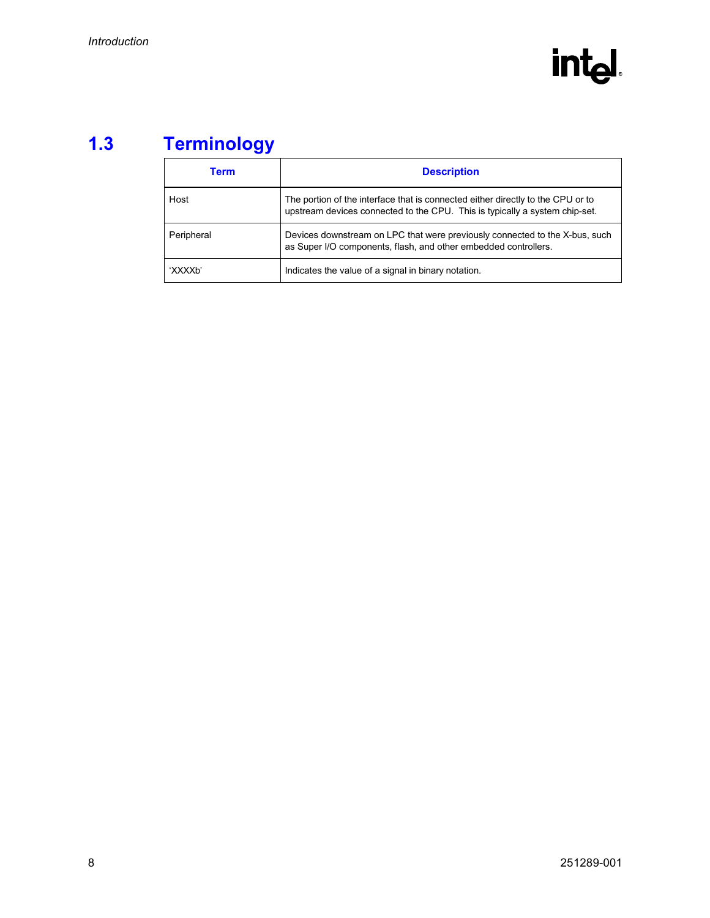## 1.3 Terminology

| Term | Description |
|---|---|
| Host | The portion of the interface that is connected either directly to the CPU or to upstream devices connected to the CPU. This is typically a system chip-set. |
| Peripheral | Devices downstream on LPC that were previously connected to the X-bus, such as Super I/O components, flash, and other embedded controllers. |
| ‘XXXXb’ | Indicates the value of a signal in binary notation. |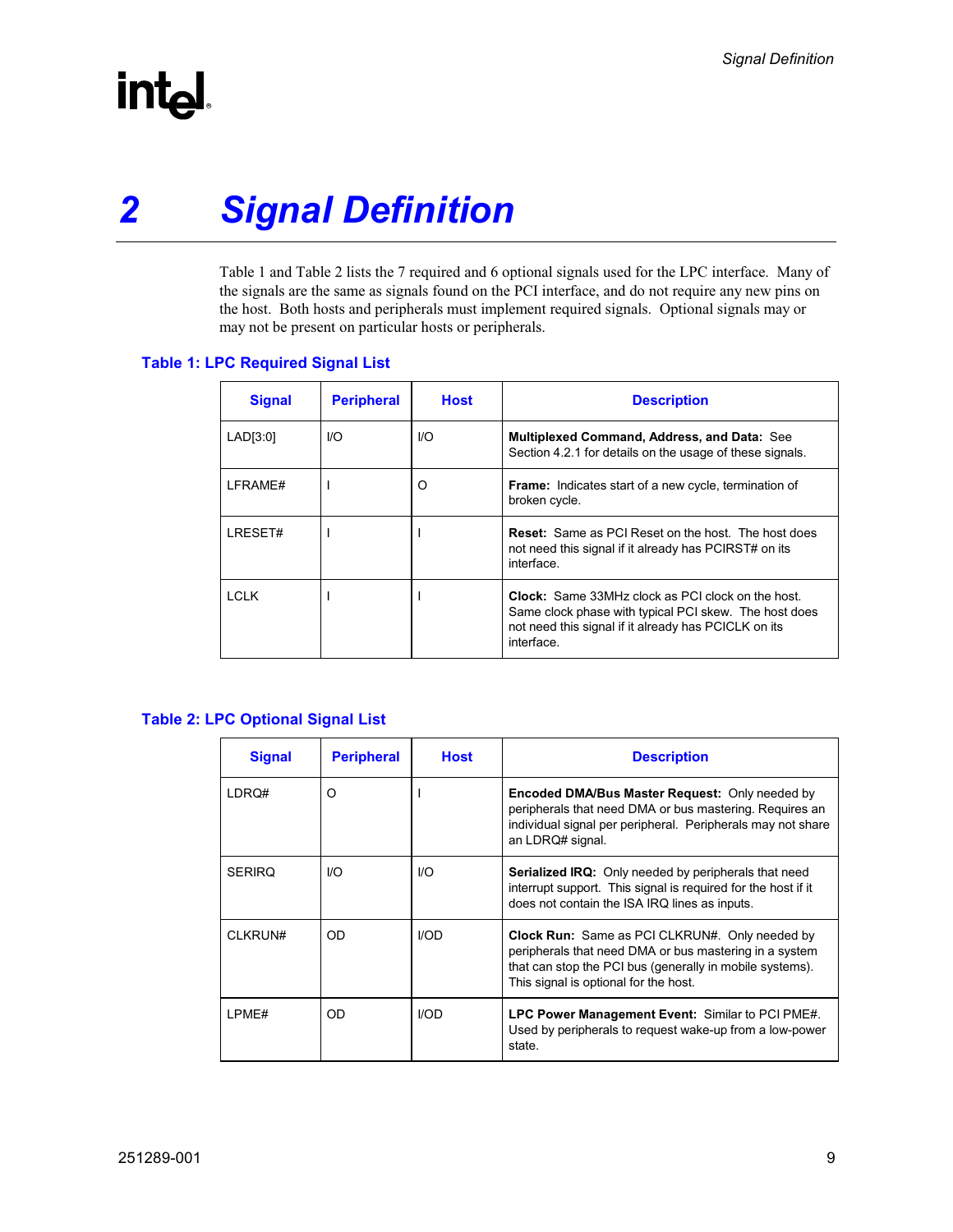# 2 Signal Definition

Table 1 and Table 2 lists the 7 required and 6 optional signals used for the LPC interface. Many of the signals are the same as signals found on the PCI interface, and do not require any new pins on the host. Both hosts and peripherals must implement required signals. Optional signals may or may not be present on particular hosts or peripherals.

**Table 1: LPC Required Signal List**

| Signal | Peripheral | Host | Description |
|---|---|---|---|
| LAD[3:0] | I/O | I/O | **Multiplexed Command, Address, and Data:** See Section 4.2.1 for details on the usage of these signals. |
| LFRAME# | I | O | **Frame:** Indicates start of a new cycle, termination of broken cycle. |
| LRESET# | I | I | **Reset:** Same as PCI Reset on the host. The host does not need this signal if it already has PCIRST# on its interface. |
| LCLK | I | I | **Clock:** Same 33MHz clock as PCI clock on the host. Same clock phase with typical PCI skew. The host does not need this signal if it already has PCICLK on its interface. |

**Table 2: LPC Optional Signal List**

| Signal | Peripheral | Host | Description |
|---|---|---|---|
| LDRQ# | O | I | **Encoded DMA/Bus Master Request:** Only needed by peripherals that need DMA or bus mastering. Requires an individual signal per peripheral. Peripherals may not share an LDRQ# signal. |
| SERIRQ | I/O | I/O | **Serialized IRQ:** Only needed by peripherals that need interrupt support. This signal is required for the host if it does not contain the ISA IRQ lines as inputs. |
| CLKRUN# | OD | I/OD | **Clock Run:** Same as PCI CLKRUN#. Only needed by peripherals that need DMA or bus mastering in a system that can stop the PCI bus (generally in mobile systems). This signal is optional for the host. |
| LPME# | OD | I/OD | **LPC Power Management Event:** Similar to PCI PME#. Used by peripherals to request wake-up from a low-power state. |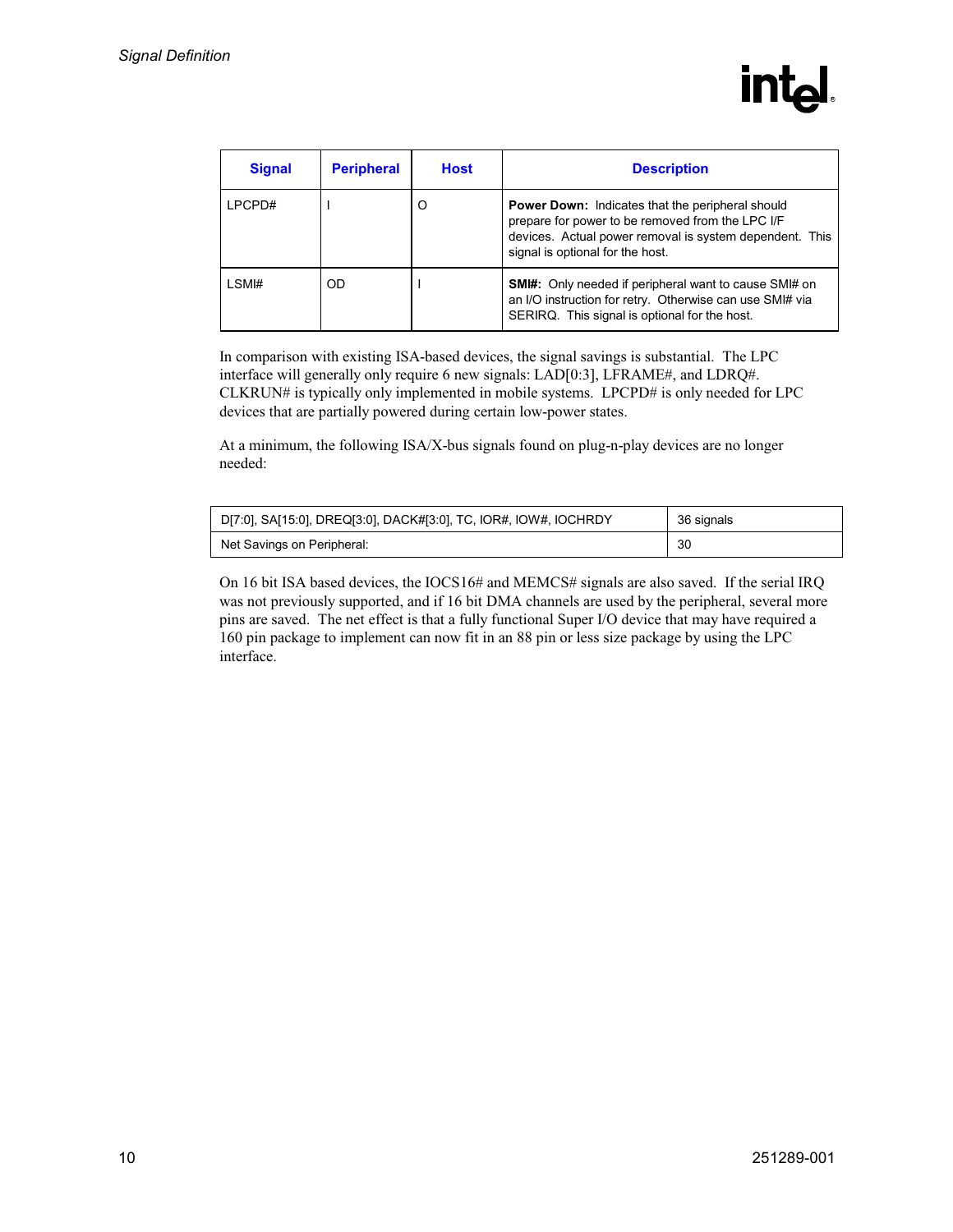| Signal | Peripheral | Host | Description |
|---|---|---|---|
| LPCPD# | I | O | **Power Down:** Indicates that the peripheral should prepare for power to be removed from the LPC I/F devices. Actual power removal is system dependent. This signal is optional for the host. |
| LSMI# | OD | I | **SMI#:** Only needed if peripheral want to cause SMI# on an I/O instruction for retry. Otherwise can use SMI# via SERIRQ. This signal is optional for the host. |

In comparison with existing ISA-based devices, the signal savings is substantial. The LPC interface will generally only require 6 new signals: LAD[0:3], LFRAME#, and LDRQ#. CLKRUN# is typically only implemented in mobile systems. LPCPD# is only needed for LPC devices that are partially powered during certain low-power states.

At a minimum, the following ISA/X-bus signals found on plug-n-play devices are no longer needed:

| D[7:0], SA[15:0], DREQ[3:0], DACK#[3:0], TC, IOR#, IOW#, IOCHRDY | 36 signals |
|---|---|
| Net Savings on Peripheral: | 30 |

On 16 bit ISA based devices, the IOCS16# and MEMCS# signals are also saved. If the serial IRQ was not previously supported, and if 16 bit DMA channels are used by the peripheral, several more pins are saved. The net effect is that a fully functional Super I/O device that may have required a 160 pin package to implement can now fit in an 88 pin or less size package by using the LPC interface.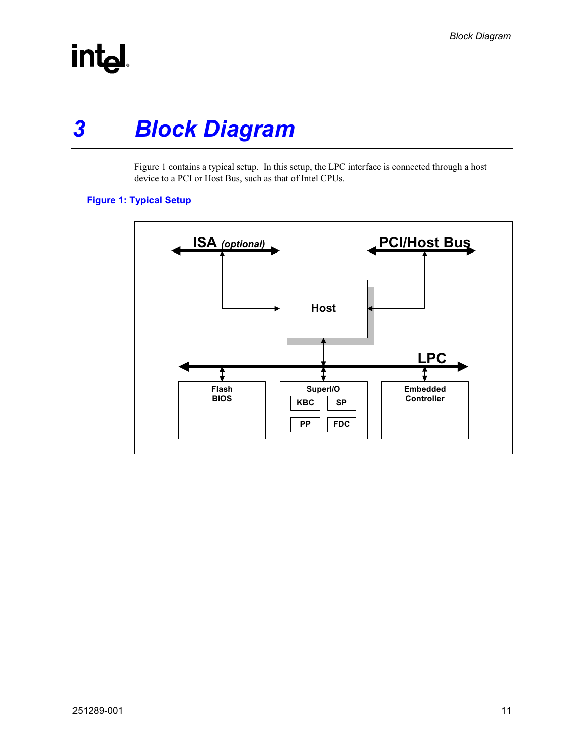# 3 Block Diagram

Figure 1 contains a typical setup. In this setup, the LPC interface is connected through a host device to a PCI or Host Bus, such as that of Intel CPUs.

**Figure 1: Typical Setup**

ISA *(optional)*

PCI/Host Bus

Host

LPC

Flash BIOS

SuperI/O

KBC SP

PP FDC

Embedded Controller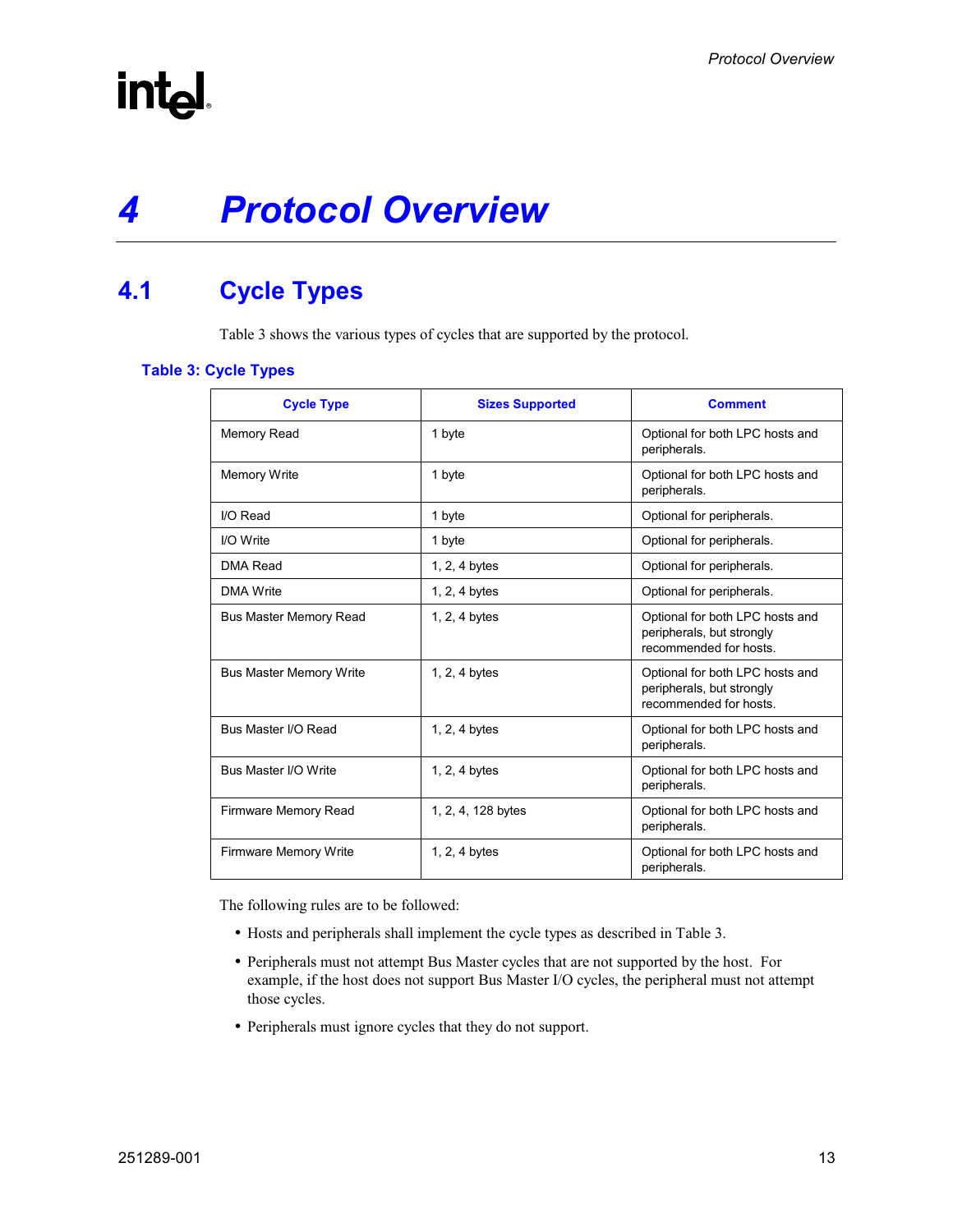# 4 Protocol Overview

## 4.1 Cycle Types

Table 3 shows the various types of cycles that are supported by the protocol.

**Table 3: Cycle Types**

| Cycle Type | Sizes Supported | Comment |
|---|---|---|
| Memory Read | 1 byte | Optional for both LPC hosts and peripherals. |
| Memory Write | 1 byte | Optional for both LPC hosts and peripherals. |
| I/O Read | 1 byte | Optional for peripherals. |
| I/O Write | 1 byte | Optional for peripherals. |
| DMA Read | 1, 2, 4 bytes | Optional for peripherals. |
| DMA Write | 1, 2, 4 bytes | Optional for peripherals. |
| Bus Master Memory Read | 1, 2, 4 bytes | Optional for both LPC hosts and peripherals, but strongly recommended for hosts. |
| Bus Master Memory Write | 1, 2, 4 bytes | Optional for both LPC hosts and peripherals, but strongly recommended for hosts. |
| Bus Master I/O Read | 1, 2, 4 bytes | Optional for both LPC hosts and peripherals. |
| Bus Master I/O Write | 1, 2, 4 bytes | Optional for both LPC hosts and peripherals. |
| Firmware Memory Read | 1, 2, 4, 128 bytes | Optional for both LPC hosts and peripherals. |
| Firmware Memory Write | 1, 2, 4 bytes | Optional for both LPC hosts and peripherals. |

The following rules are to be followed:

- Hosts and peripherals shall implement the cycle types as described in Table 3.
- Peripherals must not attempt Bus Master cycles that are not supported by the host. For example, if the host does not support Bus Master I/O cycles, the peripheral must not attempt those cycles.
- Peripherals must ignore cycles that they do not support.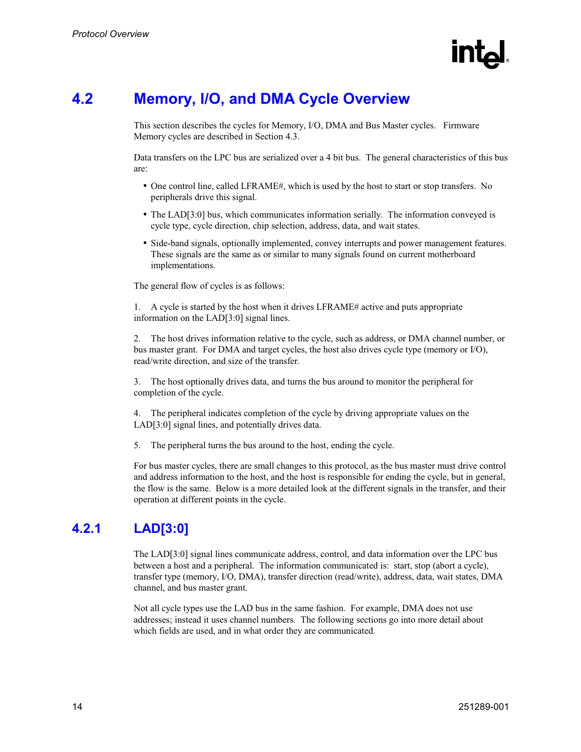## 4.2 Memory, I/O, and DMA Cycle Overview

This section describes the cycles for Memory, I/O, DMA and Bus Master cycles. Firmware Memory cycles are described in Section 4.3.

Data transfers on the LPC bus are serialized over a 4 bit bus. The general characteristics of this bus are:

- One control line, called LFRAME#, which is used by the host to start or stop transfers. No peripherals drive this signal.
- The LAD[3:0] bus, which communicates information serially. The information conveyed is cycle type, cycle direction, chip selection, address, data, and wait states.
- Side-band signals, optionally implemented, convey interrupts and power management features. These signals are the same as or similar to many signals found on current motherboard implementations.

The general flow of cycles is as follows:

1. A cycle is started by the host when it drives LFRAME# active and puts appropriate information on the LAD[3:0] signal lines.

2. The host drives information relative to the cycle, such as address, or DMA channel number, or bus master grant. For DMA and target cycles, the host also drives cycle type (memory or I/O), read/write direction, and size of the transfer.

3. The host optionally drives data, and turns the bus around to monitor the peripheral for completion of the cycle.

4. The peripheral indicates completion of the cycle by driving appropriate values on the LAD[3:0] signal lines, and potentially drives data.

5. The peripheral turns the bus around to the host, ending the cycle.

For bus master cycles, there are small changes to this protocol, as the bus master must drive control and address information to the host, and the host is responsible for ending the cycle, but in general, the flow is the same. Below is a more detailed look at the different signals in the transfer, and their operation at different points in the cycle.

### 4.2.1 LAD[3:0]

The LAD[3:0] signal lines communicate address, control, and data information over the LPC bus between a host and a peripheral. The information communicated is: start, stop (abort a cycle), transfer type (memory, I/O, DMA), transfer direction (read/write), address, data, wait states, DMA channel, and bus master grant.

Not all cycle types use the LAD bus in the same fashion. For example, DMA does not use addresses; instead it uses channel numbers. The following sections go into more detail about which fields are used, and in what order they are communicated.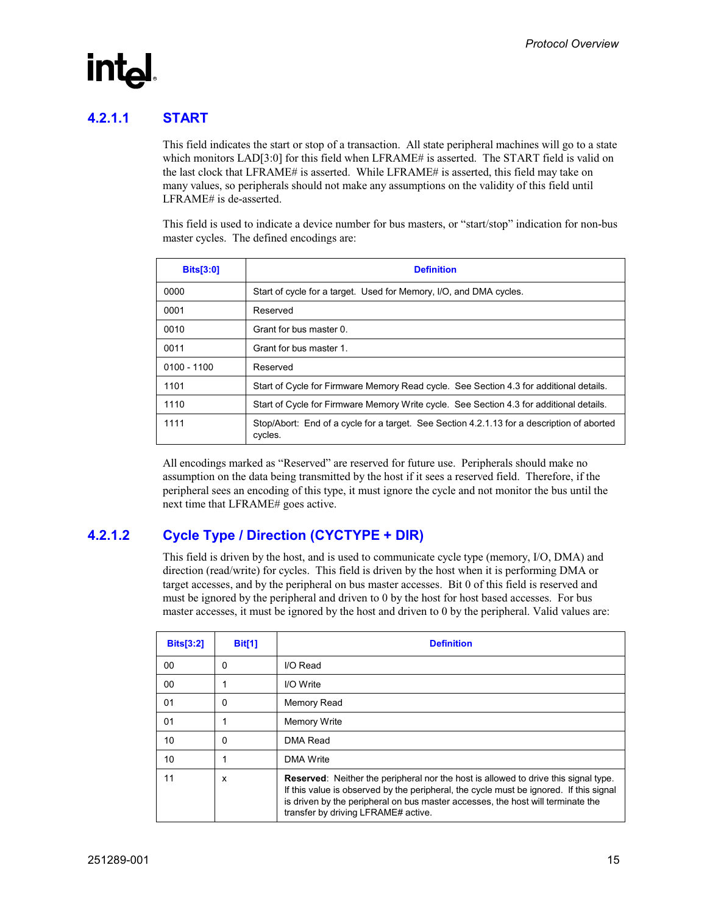#### 4.2.1.1 START

This field indicates the start or stop of a transaction. All state peripheral machines will go to a state which monitors LAD[3:0] for this field when LFRAME# is asserted. The START field is valid on the last clock that LFRAME# is asserted. While LFRAME# is asserted, this field may take on many values, so peripherals should not make any assumptions on the validity of this field until LFRAME# is de-asserted.

This field is used to indicate a device number for bus masters, or "start/stop" indication for non-bus master cycles. The defined encodings are:

| Bits[3:0] | Definition |
|---|---|
| 0000 | Start of cycle for a target. Used for Memory, I/O, and DMA cycles. |
| 0001 | Reserved |
| 0010 | Grant for bus master 0. |
| 0011 | Grant for bus master 1. |
| 0100 - 1100 | Reserved |
| 1101 | Start of Cycle for Firmware Memory Read cycle. See Section 4.3 for additional details. |
| 1110 | Start of Cycle for Firmware Memory Write cycle. See Section 4.3 for additional details. |
| 1111 | Stop/Abort: End of a cycle for a target. See Section 4.2.1.13 for a description of aborted cycles. |

All encodings marked as "Reserved" are reserved for future use. Peripherals should make no assumption on the data being transmitted by the host if it sees a reserved field. Therefore, if the peripheral sees an encoding of this type, it must ignore the cycle and not monitor the bus until the next time that LFRAME# goes active.

#### 4.2.1.2 Cycle Type / Direction (CYCTYPE + DIR)

This field is driven by the host, and is used to communicate cycle type (memory, I/O, DMA) and direction (read/write) for cycles. This field is driven by the host when it is performing DMA or target accesses, and by the peripheral on bus master accesses. Bit 0 of this field is reserved and must be ignored by the peripheral and driven to 0 by the host for host based accesses. For bus master accesses, it must be ignored by the host and driven to 0 by the peripheral. Valid values are:

| Bits[3:2] | Bit[1] | Definition |
|---|---|---|
| 00 | 0 | I/O Read |
| 00 | 1 | I/O Write |
| 01 | 0 | Memory Read |
| 01 | 1 | Memory Write |
| 10 | 0 | DMA Read |
| 10 | 1 | DMA Write |
| 11 | x | **Reserved**: Neither the peripheral nor the host is allowed to drive this signal type. If this value is observed by the peripheral, the cycle must be ignored. If this signal is driven by the peripheral on bus master accesses, the host will terminate the transfer by driving LFRAME# active. |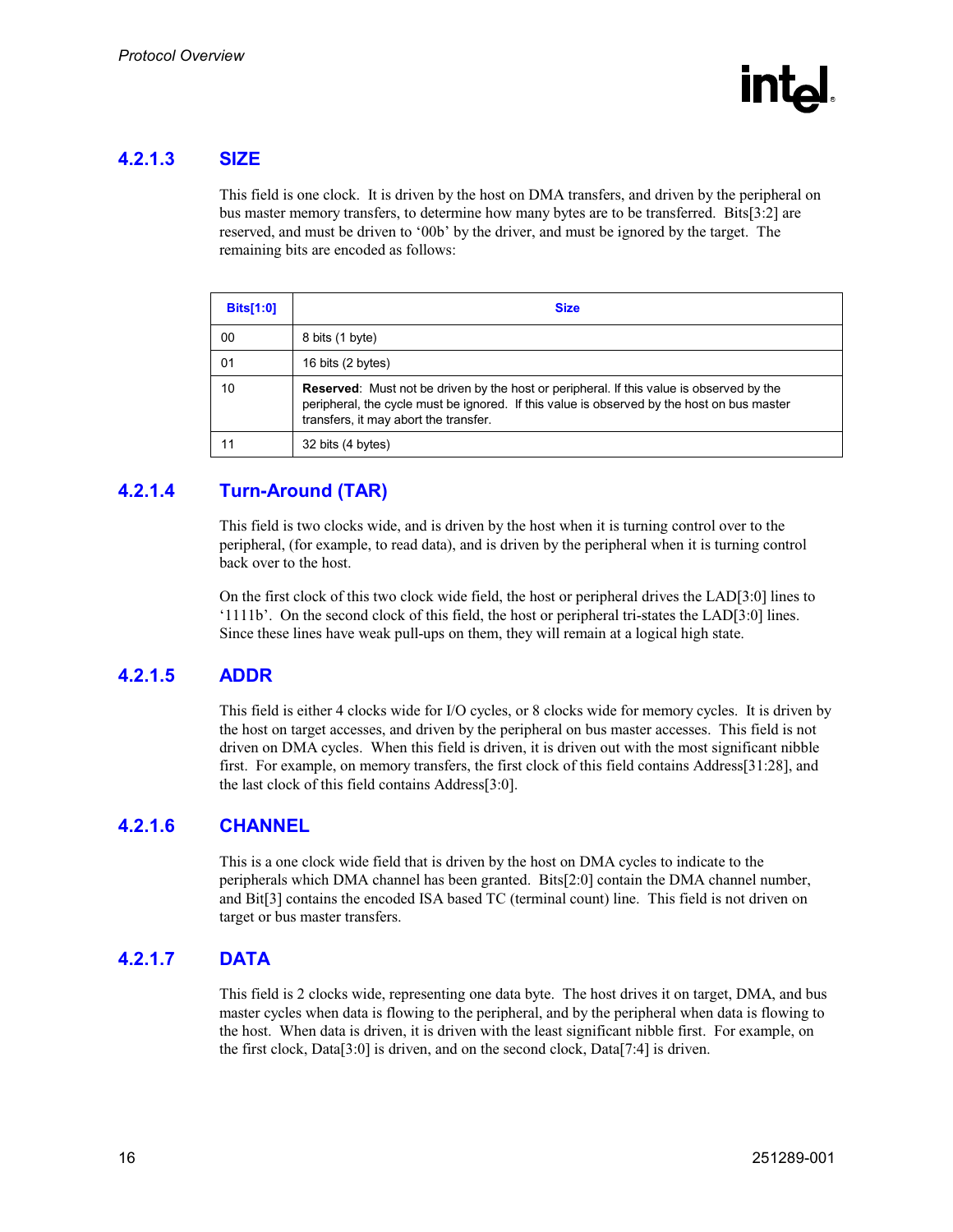#### 4.2.1.3 SIZE

This field is one clock. It is driven by the host on DMA transfers, and driven by the peripheral on bus master memory transfers, to determine how many bytes are to be transferred. Bits[3:2] are reserved, and must be driven to '00b' by the driver, and must be ignored by the target. The remaining bits are encoded as follows:

| Bits[1:0] | Size |
|---|---|
| 00 | 8 bits (1 byte) |
| 01 | 16 bits (2 bytes) |
| 10 | **Reserved**: Must not be driven by the host or peripheral. If this value is observed by the peripheral, the cycle must be ignored. If this value is observed by the host on bus master transfers, it may abort the transfer. |
| 11 | 32 bits (4 bytes) |

#### 4.2.1.4 Turn-Around (TAR)

This field is two clocks wide, and is driven by the host when it is turning control over to the peripheral, (for example, to read data), and is driven by the peripheral when it is turning control back over to the host.

On the first clock of this two clock wide field, the host or peripheral drives the LAD[3:0] lines to '1111b'. On the second clock of this field, the host or peripheral tri-states the LAD[3:0] lines. Since these lines have weak pull-ups on them, they will remain at a logical high state.

#### 4.2.1.5 ADDR

This field is either 4 clocks wide for I/O cycles, or 8 clocks wide for memory cycles. It is driven by the host on target accesses, and driven by the peripheral on bus master accesses. This field is not driven on DMA cycles. When this field is driven, it is driven out with the most significant nibble first. For example, on memory transfers, the first clock of this field contains Address[31:28], and the last clock of this field contains Address[3:0].

#### 4.2.1.6 CHANNEL

This is a one clock wide field that is driven by the host on DMA cycles to indicate to the peripherals which DMA channel has been granted. Bits[2:0] contain the DMA channel number, and Bit[3] contains the encoded ISA based TC (terminal count) line. This field is not driven on target or bus master transfers.

#### 4.2.1.7 DATA

This field is 2 clocks wide, representing one data byte. The host drives it on target, DMA, and bus master cycles when data is flowing to the peripheral, and by the peripheral when data is flowing to the host. When data is driven, it is driven with the least significant nibble first. For example, on the first clock, Data[3:0] is driven, and on the second clock, Data[7:4] is driven.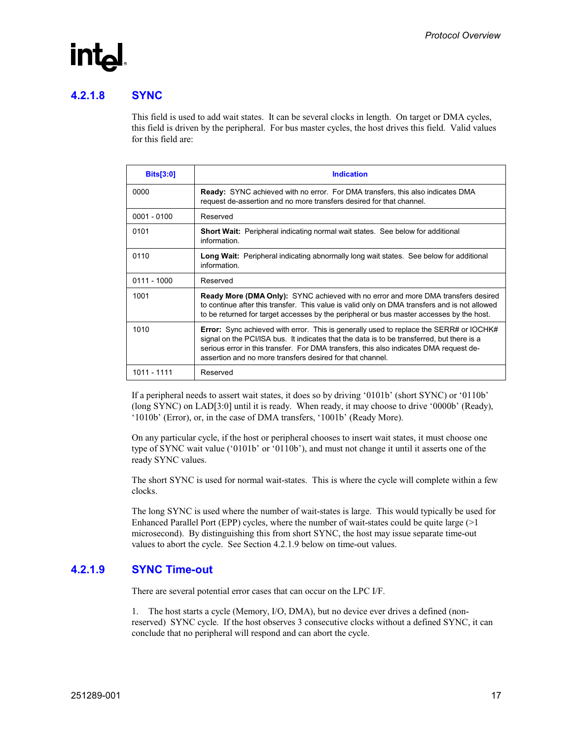### 4.2.1.8 SYNC

This field is used to add wait states. It can be several clocks in length. On target or DMA cycles, this field is driven by the peripheral. For bus master cycles, the host drives this field. Valid values for this field are:

| Bits[3:0] | Indication |
|---|---|
| 0000 | **Ready:** SYNC achieved with no error. For DMA transfers, this also indicates DMA request de-assertion and no more transfers desired for that channel. |
| 0001 - 0100 | Reserved |
| 0101 | **Short Wait:** Peripheral indicating normal wait states. See below for additional information. |
| 0110 | **Long Wait:** Peripheral indicating abnormally long wait states. See below for additional information. |
| 0111 - 1000 | Reserved |
| 1001 | **Ready More (DMA Only):** SYNC achieved with no error and more DMA transfers desired to continue after this transfer. This value is valid only on DMA transfers and is not allowed to be returned for target accesses by the peripheral or bus master accesses by the host. |
| 1010 | **Error:** Sync achieved with error. This is generally used to replace the SERR# or IOCHK# signal on the PCI/ISA bus. It indicates that the data is to be transferred, but there is a serious error in this transfer. For DMA transfers, this also indicates DMA request de-assertion and no more transfers desired for that channel. |
| 1011 - 1111 | Reserved |

If a peripheral needs to assert wait states, it does so by driving '0101b' (short SYNC) or '0110b' (long SYNC) on LAD[3:0] until it is ready. When ready, it may choose to drive '0000b' (Ready), '1010b' (Error), or, in the case of DMA transfers, '1001b' (Ready More).

On any particular cycle, if the host or peripheral chooses to insert wait states, it must choose one type of SYNC wait value ('0101b' or '0110b'), and must not change it until it asserts one of the ready SYNC values.

The short SYNC is used for normal wait-states. This is where the cycle will complete within a few clocks.

The long SYNC is used where the number of wait-states is large. This would typically be used for Enhanced Parallel Port (EPP) cycles, where the number of wait-states could be quite large (>1 microsecond). By distinguishing this from short SYNC, the host may issue separate time-out values to abort the cycle. See Section 4.2.1.9 below on time-out values.

### 4.2.1.9 SYNC Time-out

There are several potential error cases that can occur on the LPC I/F.

1. The host starts a cycle (Memory, I/O, DMA), but no device ever drives a defined (non-reserved) SYNC cycle. If the host observes 3 consecutive clocks without a defined SYNC, it can conclude that no peripheral will respond and can abort the cycle.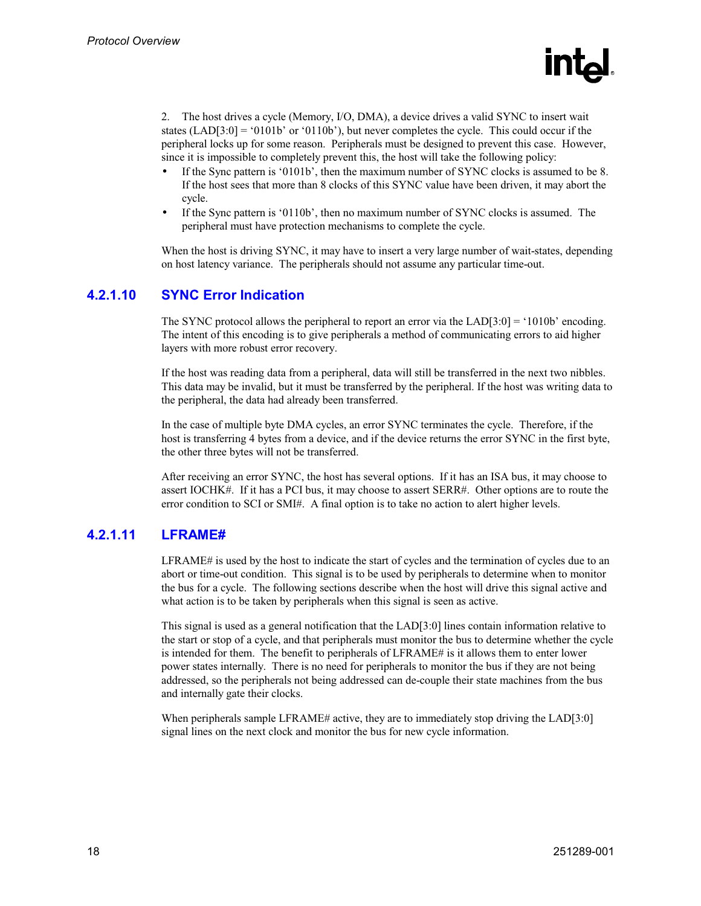2. The host drives a cycle (Memory, I/O, DMA), a device drives a valid SYNC to insert wait states (LAD[3:0] = '0101b' or '0110b'), but never completes the cycle. This could occur if the peripheral locks up for some reason. Peripherals must be designed to prevent this case. However, since it is impossible to completely prevent this, the host will take the following policy:

- If the Sync pattern is '0101b', then the maximum number of SYNC clocks is assumed to be 8. If the host sees that more than 8 clocks of this SYNC value have been driven, it may abort the cycle.
- If the Sync pattern is '0110b', then no maximum number of SYNC clocks is assumed. The peripheral must have protection mechanisms to complete the cycle.

When the host is driving SYNC, it may have to insert a very large number of wait-states, depending on host latency variance. The peripherals should not assume any particular time-out.

### 4.2.1.10 SYNC Error Indication

The SYNC protocol allows the peripheral to report an error via the LAD[3:0] = '1010b' encoding. The intent of this encoding is to give peripherals a method of communicating errors to aid higher layers with more robust error recovery.

If the host was reading data from a peripheral, data will still be transferred in the next two nibbles. This data may be invalid, but it must be transferred by the peripheral. If the host was writing data to the peripheral, the data had already been transferred.

In the case of multiple byte DMA cycles, an error SYNC terminates the cycle. Therefore, if the host is transferring 4 bytes from a device, and if the device returns the error SYNC in the first byte, the other three bytes will not be transferred.

After receiving an error SYNC, the host has several options. If it has an ISA bus, it may choose to assert IOCHK#. If it has a PCI bus, it may choose to assert SERR#. Other options are to route the error condition to SCI or SMI#. A final option is to take no action to alert higher levels.

### 4.2.1.11 LFRAME#

LFRAME# is used by the host to indicate the start of cycles and the termination of cycles due to an abort or time-out condition. This signal is to be used by peripherals to determine when to monitor the bus for a cycle. The following sections describe when the host will drive this signal active and what action is to be taken by peripherals when this signal is seen as active.

This signal is used as a general notification that the LAD[3:0] lines contain information relative to the start or stop of a cycle, and that peripherals must monitor the bus to determine whether the cycle is intended for them. The benefit to peripherals of LFRAME# is it allows them to enter lower power states internally. There is no need for peripherals to monitor the bus if they are not being addressed, so the peripherals not being addressed can de-couple their state machines from the bus and internally gate their clocks.

When peripherals sample LFRAME# active, they are to immediately stop driving the LAD[3:0] signal lines on the next clock and monitor the bus for new cycle information.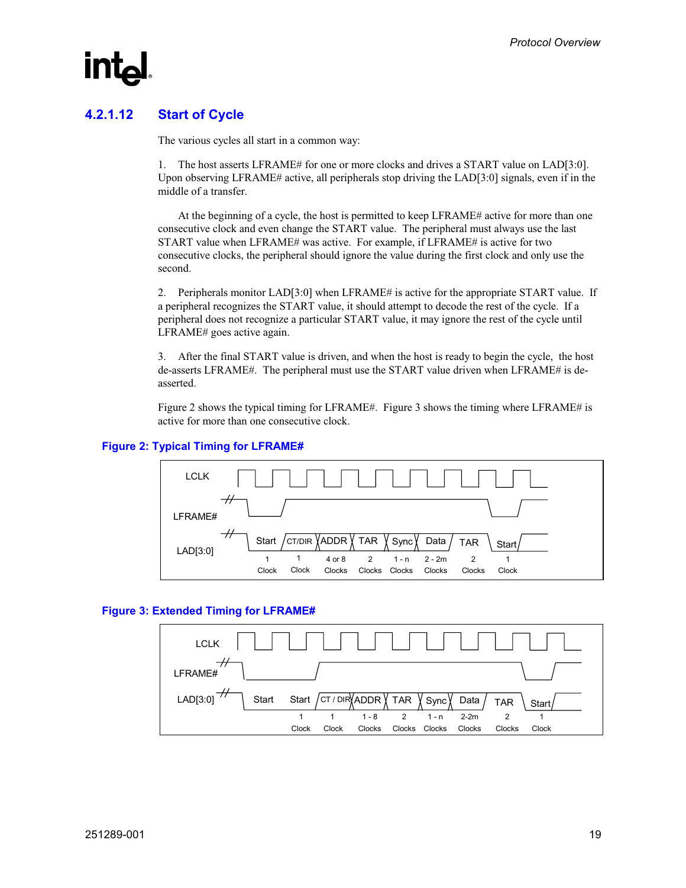### 4.2.1.12 Start of Cycle

The various cycles all start in a common way:

1. The host asserts LFRAME# for one or more clocks and drives a START value on LAD[3:0]. Upon observing LFRAME# active, all peripherals stop driving the LAD[3:0] signals, even if in the middle of a transfer.

   At the beginning of a cycle, the host is permitted to keep LFRAME# active for more than one consecutive clock and even change the START value. The peripheral must always use the last START value when LFRAME# was active. For example, if LFRAME# is active for two consecutive clocks, the peripheral should ignore the value during the first clock and only use the second.

2. Peripherals monitor LAD[3:0] when LFRAME# is active for the appropriate START value. If a peripheral recognizes the START value, it should attempt to decode the rest of the cycle. If a peripheral does not recognize a particular START value, it may ignore the rest of the cycle until LFRAME# goes active again.

3. After the final START value is driven, and when the host is ready to begin the cycle, the host de-asserts LFRAME#. The peripheral must use the START value driven when LFRAME# is de-asserted.

Figure 2 shows the typical timing for LFRAME#. Figure 3 shows the timing where LFRAME# is active for more than one consecutive clock.

**Figure 2: Typical Timing for LFRAME#**

| LAD[3:0] | Start | CT/DIR | ADDR | TAR | Sync | Data | TAR | Start |
|---|---|---|---|---|---|---|---|---|
| Duration | 1 Clock | 1 Clock | 4 or 8 Clocks | 2 Clocks | 1 - n Clocks | 2 - 2m Clocks | 2 Clocks | 1 Clock |

**Figure 3: Extended Timing for LFRAME#**

| LAD[3:0] | Start | Start | CT / DIR | ADDR | TAR | Sync | Data | TAR | Start |
|---|---|---|---|---|---|---|---|---|---|
| Duration | 1 Clock | 1 Clock | 1 - 8 Clocks | 2 Clocks | 1 - n Clocks | 2-2m Clocks | 2 Clocks | 1 Clock | |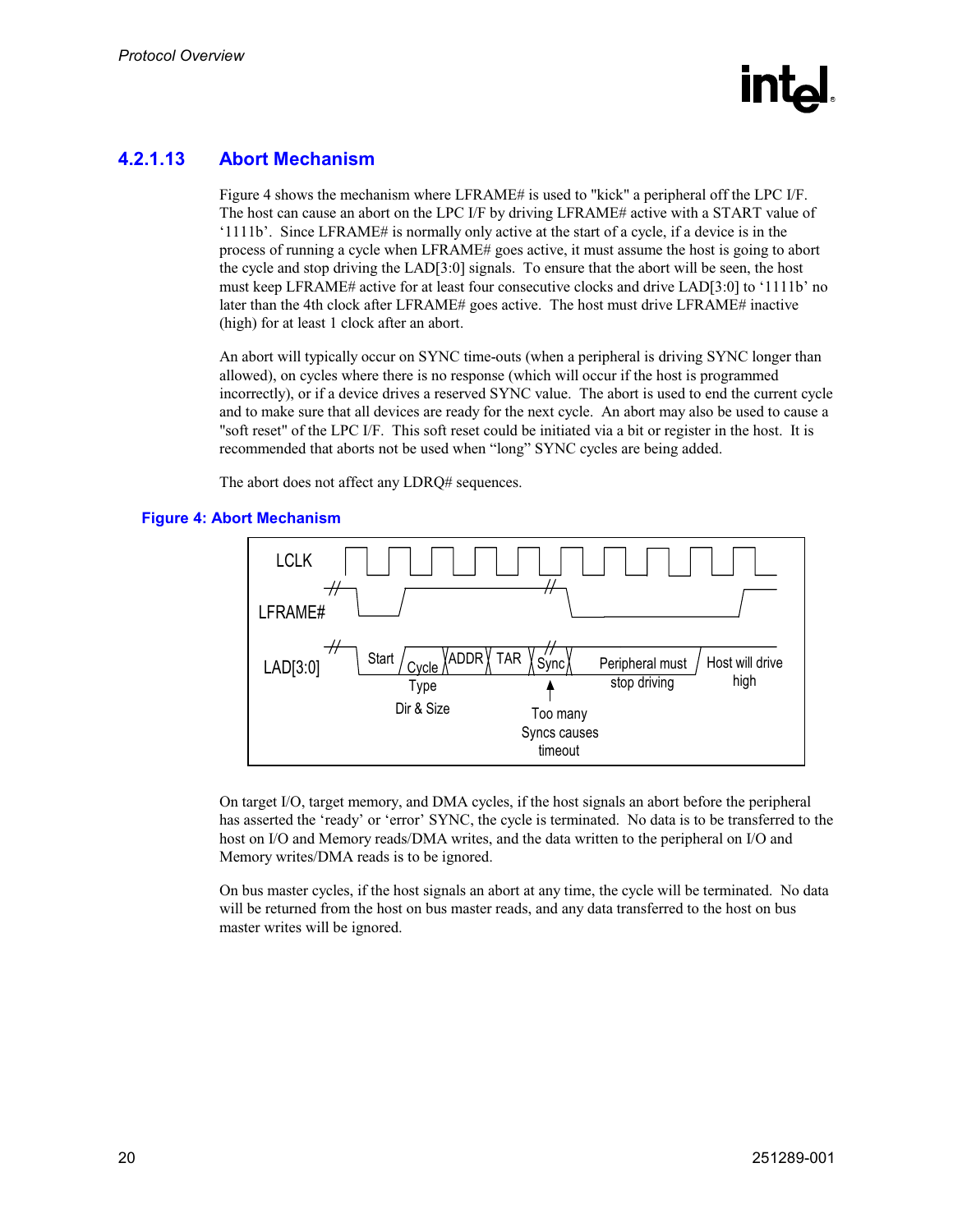### 4.2.1.13 Abort Mechanism

Figure 4 shows the mechanism where LFRAME# is used to "kick" a peripheral off the LPC I/F. The host can cause an abort on the LPC I/F by driving LFRAME# active with a START value of '1111b'. Since LFRAME# is normally only active at the start of a cycle, if a device is in the process of running a cycle when LFRAME# goes active, it must assume the host is going to abort the cycle and stop driving the LAD[3:0] signals. To ensure that the abort will be seen, the host must keep LFRAME# active for at least four consecutive clocks and drive LAD[3:0] to '1111b' no later than the 4th clock after LFRAME# goes active. The host must drive LFRAME# inactive (high) for at least 1 clock after an abort.

An abort will typically occur on SYNC time-outs (when a peripheral is driving SYNC longer than allowed), on cycles where there is no response (which will occur if the host is programmed incorrectly), or if a device drives a reserved SYNC value. The abort is used to end the current cycle and to make sure that all devices are ready for the next cycle. An abort may also be used to cause a "soft reset" of the LPC I/F. This soft reset could be initiated via a bit or register in the host. It is recommended that aborts not be used when "long" SYNC cycles are being added.

The abort does not affect any LDRQ# sequences.

**Figure 4: Abort Mechanism**

LCLK

LFRAME#

LAD[3:0]: Start | Cycle Type Dir & Size | ADDR | TAR | Sync | Peripheral must stop driving | Host will drive high

Too many Syncs causes timeout

On target I/O, target memory, and DMA cycles, if the host signals an abort before the peripheral has asserted the 'ready' or 'error' SYNC, the cycle is terminated. No data is to be transferred to the host on I/O and Memory reads/DMA writes, and the data written to the peripheral on I/O and Memory writes/DMA reads is to be ignored.

On bus master cycles, if the host signals an abort at any time, the cycle will be terminated. No data will be returned from the host on bus master reads, and any data transferred to the host on bus master writes will be ignored.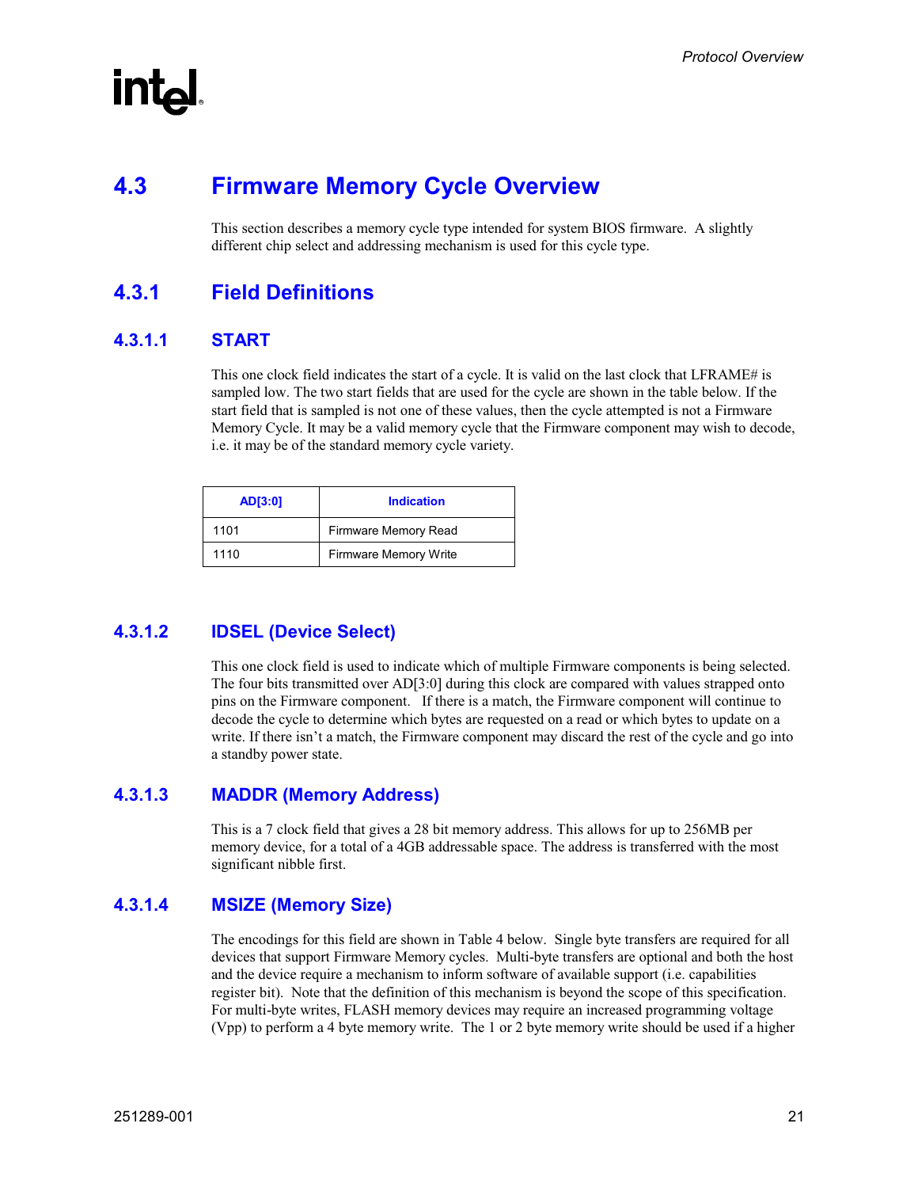## 4.3 Firmware Memory Cycle Overview

This section describes a memory cycle type intended for system BIOS firmware. A slightly different chip select and addressing mechanism is used for this cycle type.

### 4.3.1 Field Definitions

#### 4.3.1.1 START

This one clock field indicates the start of a cycle. It is valid on the last clock that LFRAME# is sampled low. The two start fields that are used for the cycle are shown in the table below. If the start field that is sampled is not one of these values, then the cycle attempted is not a Firmware Memory Cycle. It may be a valid memory cycle that the Firmware component may wish to decode, i.e. it may be of the standard memory cycle variety.

| AD[3:0] | Indication |
|---|---|
| 1101 | Firmware Memory Read |
| 1110 | Firmware Memory Write |

#### 4.3.1.2 IDSEL (Device Select)

This one clock field is used to indicate which of multiple Firmware components is being selected. The four bits transmitted over AD[3:0] during this clock are compared with values strapped onto pins on the Firmware component. If there is a match, the Firmware component will continue to decode the cycle to determine which bytes are requested on a read or which bytes to update on a write. If there isn't a match, the Firmware component may discard the rest of the cycle and go into a standby power state.

#### 4.3.1.3 MADDR (Memory Address)

This is a 7 clock field that gives a 28 bit memory address. This allows for up to 256MB per memory device, for a total of a 4GB addressable space. The address is transferred with the most significant nibble first.

#### 4.3.1.4 MSIZE (Memory Size)

The encodings for this field are shown in Table 4 below. Single byte transfers are required for all devices that support Firmware Memory cycles. Multi-byte transfers are optional and both the host and the device require a mechanism to inform software of available support (i.e. capabilities register bit). Note that the definition of this mechanism is beyond the scope of this specification. For multi-byte writes, FLASH memory devices may require an increased programming voltage (Vpp) to perform a 4 byte memory write. The 1 or 2 byte memory write should be used if a higher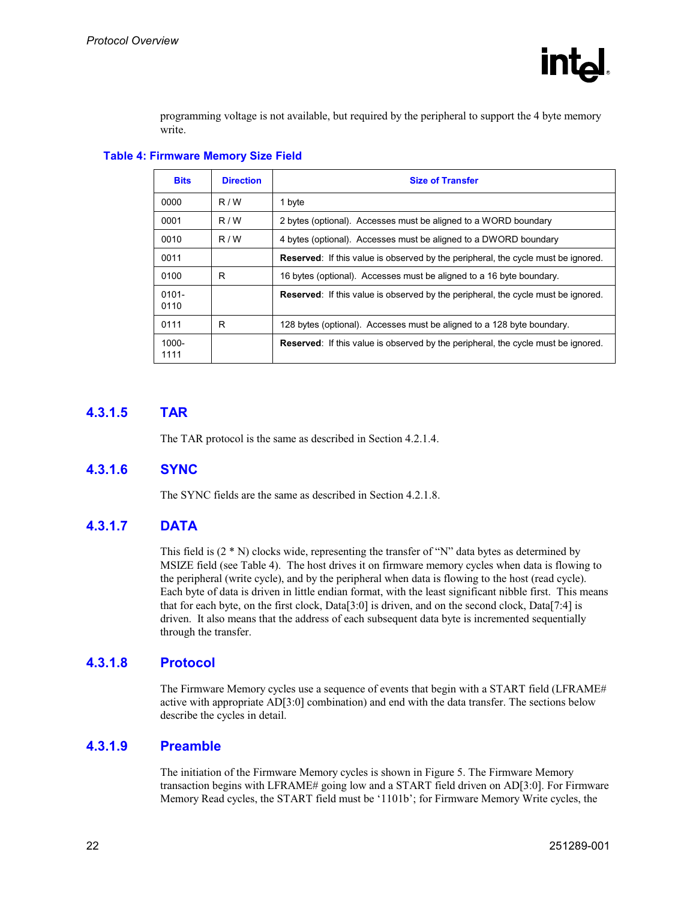programming voltage is not available, but required by the peripheral to support the 4 byte memory write.

**Table 4: Firmware Memory Size Field**

| Bits | Direction | Size of Transfer |
|---|---|---|
| 0000 | R / W | 1 byte |
| 0001 | R / W | 2 bytes (optional). Accesses must be aligned to a WORD boundary |
| 0010 | R / W | 4 bytes (optional). Accesses must be aligned to a DWORD boundary |
| 0011 | | **Reserved**: If this value is observed by the peripheral, the cycle must be ignored. |
| 0100 | R | 16 bytes (optional). Accesses must be aligned to a 16 byte boundary. |
| 0101-0110 | | **Reserved**: If this value is observed by the peripheral, the cycle must be ignored. |
| 0111 | R | 128 bytes (optional). Accesses must be aligned to a 128 byte boundary. |
| 1000-1111 | | **Reserved**: If this value is observed by the peripheral, the cycle must be ignored. |

### 4.3.1.5 TAR

The TAR protocol is the same as described in Section 4.2.1.4.

### 4.3.1.6 SYNC

The SYNC fields are the same as described in Section 4.2.1.8.

### 4.3.1.7 DATA

This field is (2 * N) clocks wide, representing the transfer of "N" data bytes as determined by MSIZE field (see Table 4). The host drives it on firmware memory cycles when data is flowing to the peripheral (write cycle), and by the peripheral when data is flowing to the host (read cycle). Each byte of data is driven in little endian format, with the least significant nibble first. This means that for each byte, on the first clock, Data[3:0] is driven, and on the second clock, Data[7:4] is driven. It also means that the address of each subsequent data byte is incremented sequentially through the transfer.

### 4.3.1.8 Protocol

The Firmware Memory cycles use a sequence of events that begin with a START field (LFRAME# active with appropriate AD[3:0] combination) and end with the data transfer. The sections below describe the cycles in detail.

### 4.3.1.9 Preamble

The initiation of the Firmware Memory cycles is shown in Figure 5. The Firmware Memory transaction begins with LFRAME# going low and a START field driven on AD[3:0]. For Firmware Memory Read cycles, the START field must be '1101b'; for Firmware Memory Write cycles, the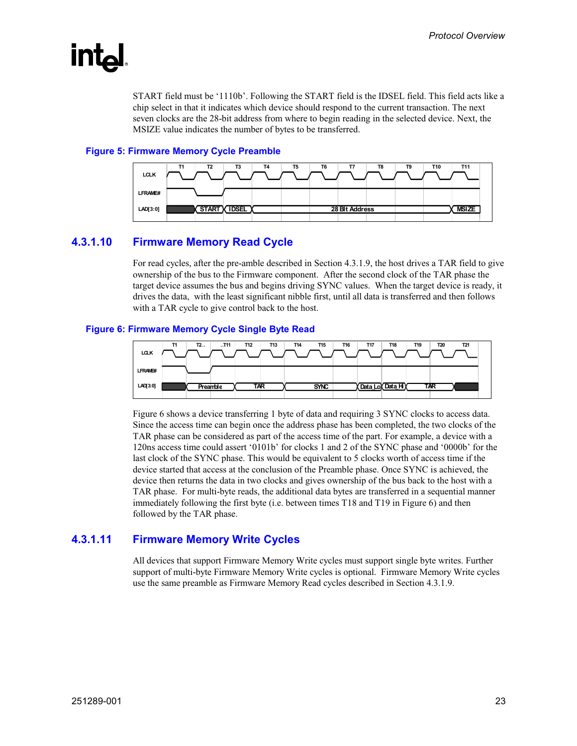START field must be '1110b'. Following the START field is the IDSEL field. This field acts like a chip select in that it indicates which device should respond to the current transaction. The next seven clocks are the 28-bit address from where to begin reading in the selected device. Next, the MSIZE value indicates the number of bytes to be transferred.

**Figure 5: Firmware Memory Cycle Preamble**

#### 4.3.1.10 Firmware Memory Read Cycle

For read cycles, after the pre-amble described in Section 4.3.1.9, the host drives a TAR field to give ownership of the bus to the Firmware component. After the second clock of the TAR phase the target device assumes the bus and begins driving SYNC values. When the target device is ready, it drives the data, with the least significant nibble first, until all data is transferred and then follows with a TAR cycle to give control back to the host.

**Figure 6: Firmware Memory Cycle Single Byte Read**

Figure 6 shows a device transferring 1 byte of data and requiring 3 SYNC clocks to access data. Since the access time can begin once the address phase has been completed, the two clocks of the TAR phase can be considered as part of the access time of the part. For example, a device with a 120ns access time could assert '0101b' for clocks 1 and 2 of the SYNC phase and '0000b' for the last clock of the SYNC phase. This would be equivalent to 5 clocks worth of access time if the device started that access at the conclusion of the Preamble phase. Once SYNC is achieved, the device then returns the data in two clocks and gives ownership of the bus back to the host with a TAR phase. For multi-byte reads, the additional data bytes are transferred in a sequential manner immediately following the first byte (i.e. between times T18 and T19 in Figure 6) and then followed by the TAR phase.

#### 4.3.1.11 Firmware Memory Write Cycles

All devices that support Firmware Memory Write cycles must support single byte writes. Further support of multi-byte Firmware Memory Write cycles is optional. Firmware Memory Write cycles use the same preamble as Firmware Memory Read cycles described in Section 4.3.1.9.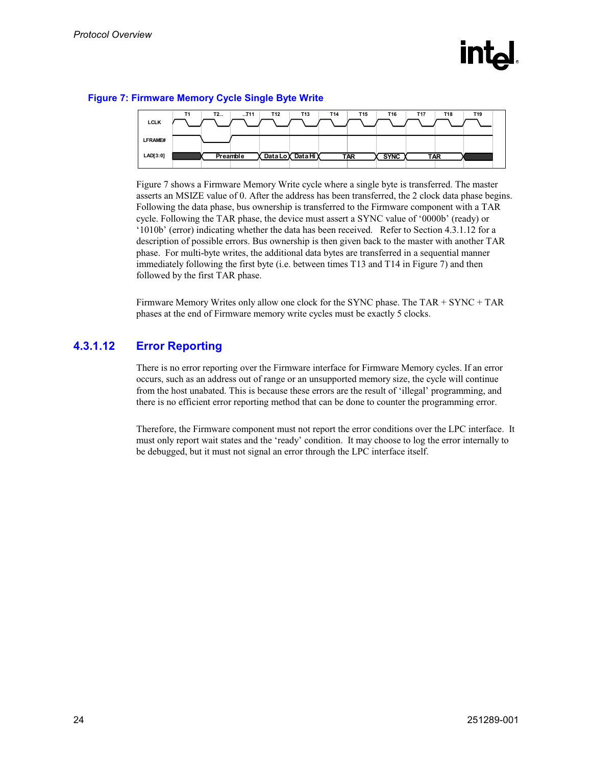**Figure 7: Firmware Memory Cycle Single Byte Write**

Figure 7 shows a Firmware Memory Write cycle where a single byte is transferred. The master asserts an MSIZE value of 0. After the address has been transferred, the 2 clock data phase begins. Following the data phase, bus ownership is transferred to the Firmware component with a TAR cycle. Following the TAR phase, the device must assert a SYNC value of '0000b' (ready) or '1010b' (error) indicating whether the data has been received. Refer to Section 4.3.1.12 for a description of possible errors. Bus ownership is then given back to the master with another TAR phase. For multi-byte writes, the additional data bytes are transferred in a sequential manner immediately following the first byte (i.e. between times T13 and T14 in Figure 7) and then followed by the first TAR phase.

Firmware Memory Writes only allow one clock for the SYNC phase. The TAR + SYNC + TAR phases at the end of Firmware memory write cycles must be exactly 5 clocks.

## 4.3.1.12 Error Reporting

There is no error reporting over the Firmware interface for Firmware Memory cycles. If an error occurs, such as an address out of range or an unsupported memory size, the cycle will continue from the host unabated. This is because these errors are the result of 'illegal' programming, and there is no efficient error reporting method that can be done to counter the programming error.

Therefore, the Firmware component must not report the error conditions over the LPC interface. It must only report wait states and the 'ready' condition. It may choose to log the error internally to be debugged, but it must not signal an error through the LPC interface itself.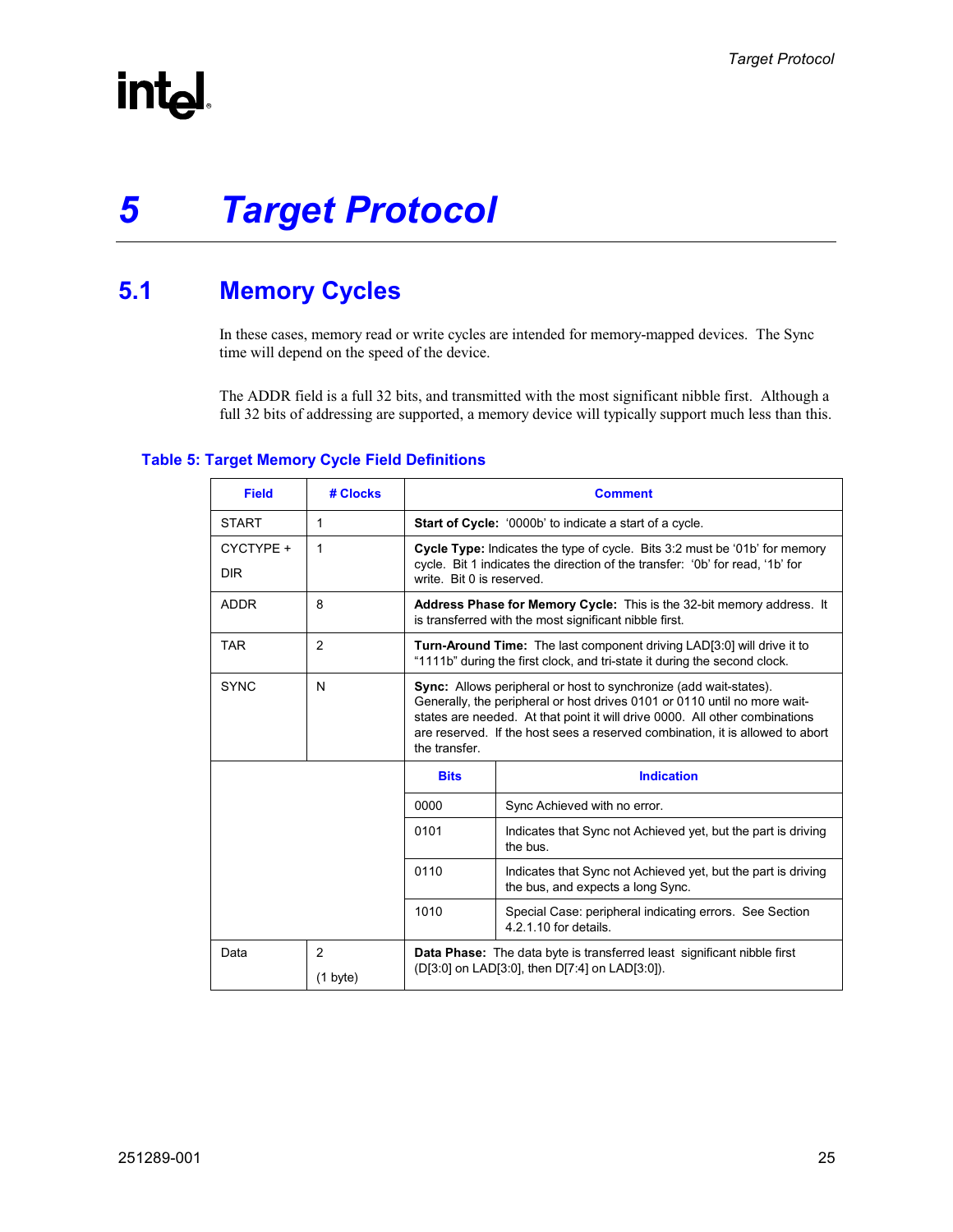# 5 Target Protocol

## 5.1 Memory Cycles

In these cases, memory read or write cycles are intended for memory-mapped devices. The Sync time will depend on the speed of the device.

The ADDR field is a full 32 bits, and transmitted with the most significant nibble first. Although a full 32 bits of addressing are supported, a memory device will typically support much less than this.

**Table 5: Target Memory Cycle Field Definitions**

| Field | # Clocks | Comment | |
|---|---|---|---|
| START | 1 | **Start of Cycle:** '0000b' to indicate a start of a cycle. | |
| CYCTYPE + DIR | 1 | **Cycle Type:** Indicates the type of cycle. Bits 3:2 must be '01b' for memory cycle. Bit 1 indicates the direction of the transfer: '0b' for read, '1b' for write. Bit 0 is reserved. | |
| ADDR | 8 | **Address Phase for Memory Cycle:** This is the 32-bit memory address. It is transferred with the most significant nibble first. | |
| TAR | 2 | **Turn-Around Time:** The last component driving LAD[3:0] will drive it to "1111b" during the first clock, and tri-state it during the second clock. | |
| SYNC | N | **Sync:** Allows peripheral or host to synchronize (add wait-states). Generally, the peripheral or host drives 0101 or 0110 until no more wait-states are needed. At that point it will drive 0000. All other combinations are reserved. If the host sees a reserved combination, it is allowed to abort the transfer. | |
| | | **Bits** | **Indication** |
| | | 0000 | Sync Achieved with no error. |
| | | 0101 | Indicates that Sync not Achieved yet, but the part is driving the bus. |
| | | 0110 | Indicates that Sync not Achieved yet, but the part is driving the bus, and expects a long Sync. |
| | | 1010 | Special Case: peripheral indicating errors. See Section 4.2.1.10 for details. |
| Data | 2 (1 byte) | **Data Phase:** The data byte is transferred least significant nibble first (D[3:0] on LAD[3:0], then D[7:4] on LAD[3:0]). | |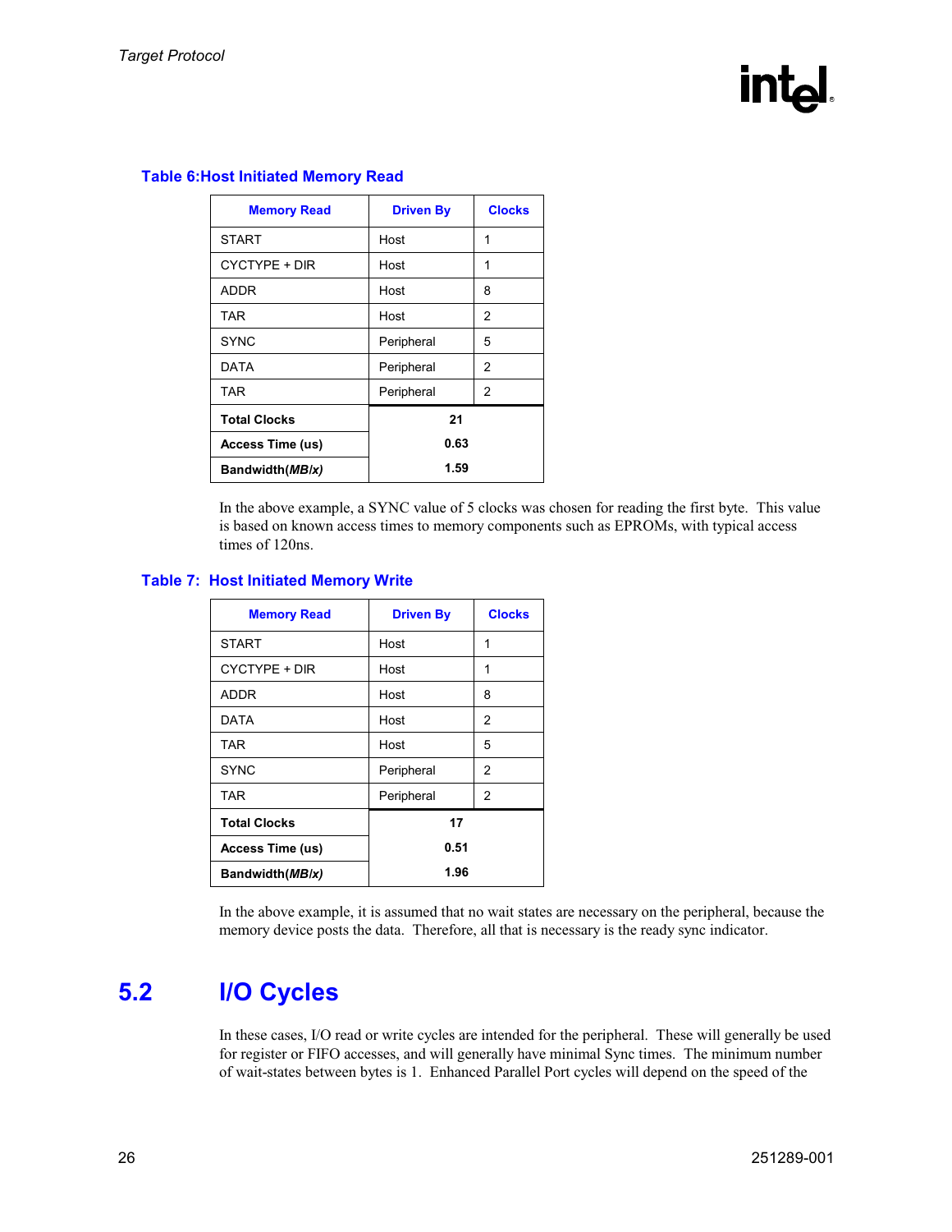**Table 6:Host Initiated Memory Read**

| Memory Read | Driven By | Clocks |
|---|---|---|
| START | Host | 1 |
| CYCTYPE + DIR | Host | 1 |
| ADDR | Host | 8 |
| TAR | Host | 2 |
| SYNC | Peripheral | 5 |
| DATA | Peripheral | 2 |
| TAR | Peripheral | 2 |
| **Total Clocks** | **21** | |
| **Access Time (us)** | **0.63** | |
| **Bandwidth(*MB/x*)** | **1.59** | |

In the above example, a SYNC value of 5 clocks was chosen for reading the first byte. This value is based on known access times to memory components such as EPROMs, with typical access times of 120ns.

**Table 7: Host Initiated Memory Write**

| Memory Read | Driven By | Clocks |
|---|---|---|
| START | Host | 1 |
| CYCTYPE + DIR | Host | 1 |
| ADDR | Host | 8 |
| DATA | Host | 2 |
| TAR | Host | 5 |
| SYNC | Peripheral | 2 |
| TAR | Peripheral | 2 |
| **Total Clocks** | **17** | |
| **Access Time (us)** | **0.51** | |
| **Bandwidth(*MB/x*)** | **1.96** | |

In the above example, it is assumed that no wait states are necessary on the peripheral, because the memory device posts the data. Therefore, all that is necessary is the ready sync indicator.

## 5.2 I/O Cycles

In these cases, I/O read or write cycles are intended for the peripheral. These will generally be used for register or FIFO accesses, and will generally have minimal Sync times. The minimum number of wait-states between bytes is 1. Enhanced Parallel Port cycles will depend on the speed of the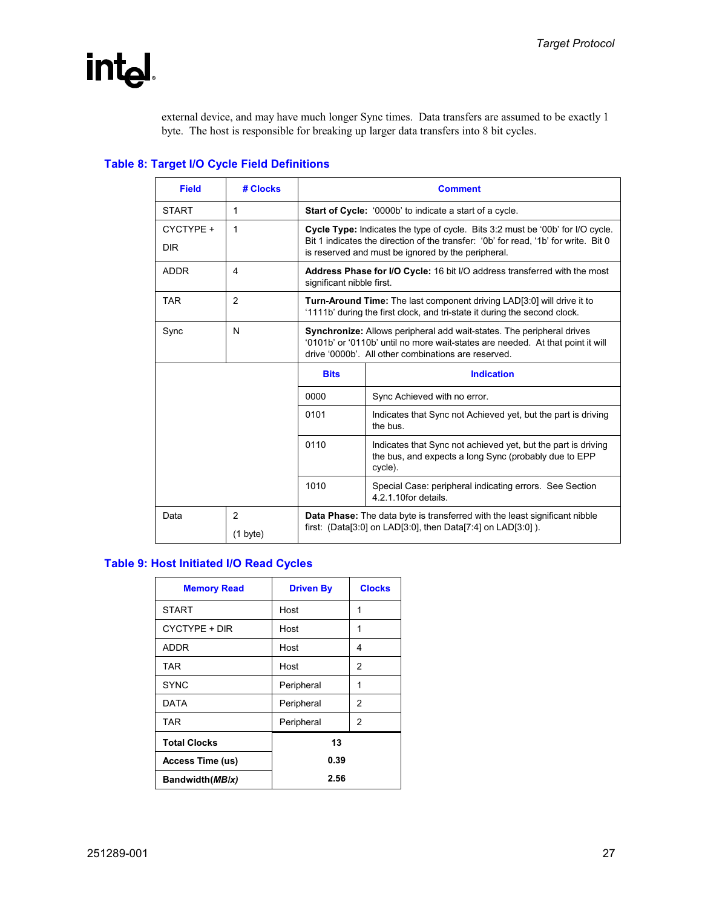external device, and may have much longer Sync times. Data transfers are assumed to be exactly 1 byte. The host is responsible for breaking up larger data transfers into 8 bit cycles.

### Table 8: Target I/O Cycle Field Definitions

| Field | # Clocks | Comment | |
|---|---|---|---|
| START | 1 | **Start of Cycle:** '0000b' to indicate a start of a cycle. | |
| CYCTYPE + DIR | 1 | **Cycle Type:** Indicates the type of cycle. Bits 3:2 must be '00b' for I/O cycle. Bit 1 indicates the direction of the transfer: '0b' for read, '1b' for write. Bit 0 is reserved and must be ignored by the peripheral. | |
| ADDR | 4 | **Address Phase for I/O Cycle:** 16 bit I/O address transferred with the most significant nibble first. | |
| TAR | 2 | **Turn-Around Time:** The last component driving LAD[3:0] will drive it to '1111b' during the first clock, and tri-state it during the second clock. | |
| Sync | N | **Synchronize:** Allows peripheral add wait-states. The peripheral drives '0101b' or '0110b' until no more wait-states are needed. At that point it will drive '0000b'. All other combinations are reserved. | |
| | | **Bits** | **Indication** |
| | | 0000 | Sync Achieved with no error. |
| | | 0101 | Indicates that Sync not Achieved yet, but the part is driving the bus. |
| | | 0110 | Indicates that Sync not achieved yet, but the part is driving the bus, and expects a long Sync (probably due to EPP cycle). |
| | | 1010 | Special Case: peripheral indicating errors. See Section 4.2.1.10for details. |
| Data | 2 (1 byte) | **Data Phase:** The data byte is transferred with the least significant nibble first: (Data[3:0] on LAD[3:0], then Data[7:4] on LAD[3:0] ). | |

### Table 9: Host Initiated I/O Read Cycles

| Memory Read | Driven By | Clocks |
|---|---|---|
| START | Host | 1 |
| CYCTYPE + DIR | Host | 1 |
| ADDR | Host | 4 |
| TAR | Host | 2 |
| SYNC | Peripheral | 1 |
| DATA | Peripheral | 2 |
| TAR | Peripheral | 2 |
| **Total Clocks** | **13** | |
| **Access Time (us)** | **0.39** | |
| **Bandwidth(*MB/x*)** | **2.56** | |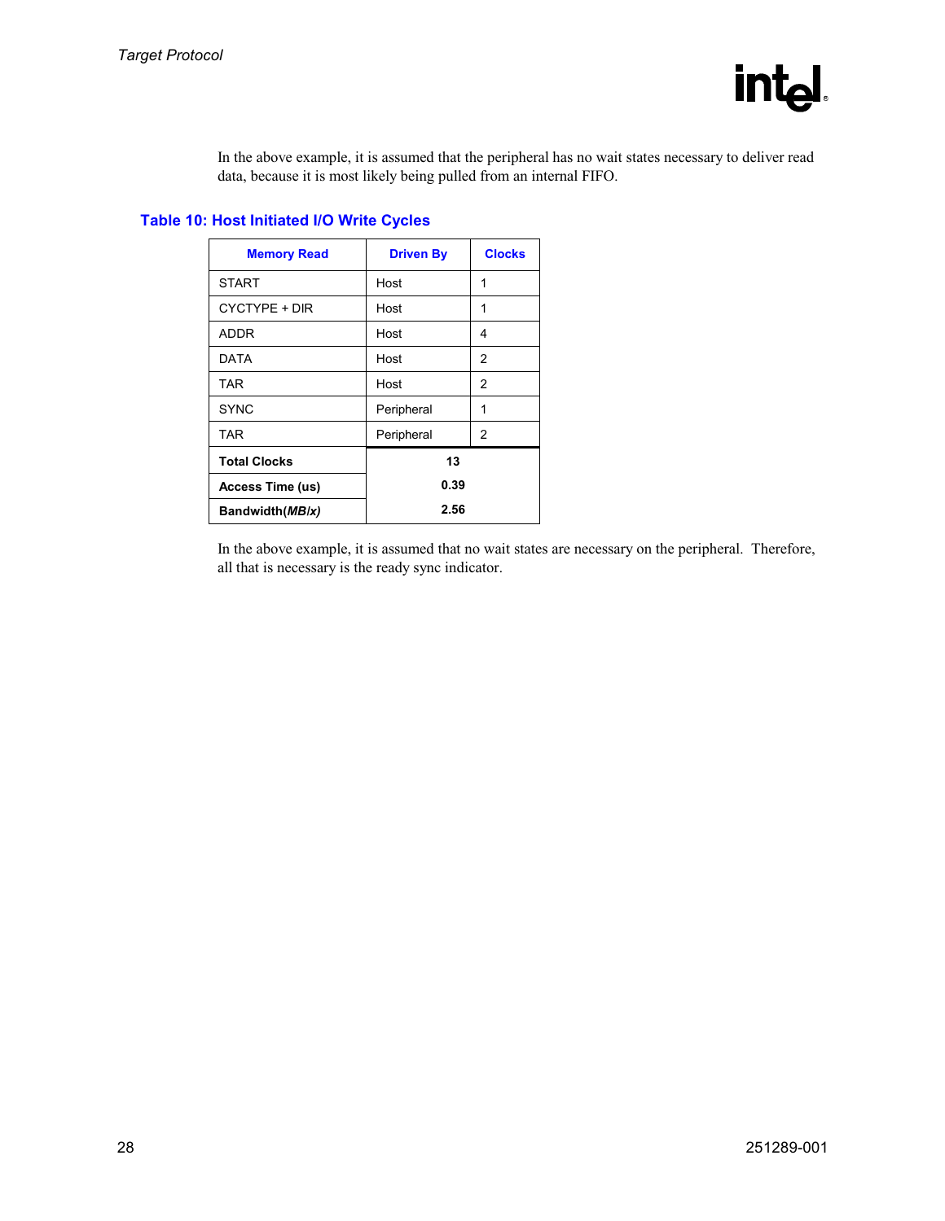In the above example, it is assumed that the peripheral has no wait states necessary to deliver read data, because it is most likely being pulled from an internal FIFO.

### Table 10: Host Initiated I/O Write Cycles

| Memory Read | Driven By | Clocks |
|---|---|---|
| START | Host | 1 |
| CYCTYPE + DIR | Host | 1 |
| ADDR | Host | 4 |
| DATA | Host | 2 |
| TAR | Host | 2 |
| SYNC | Peripheral | 1 |
| TAR | Peripheral | 2 |
| **Total Clocks** | **13** | |
| **Access Time (us)** | **0.39** | |
| **Bandwidth(*MB/x*)** | **2.56** | |

In the above example, it is assumed that no wait states are necessary on the peripheral. Therefore, all that is necessary is the ready sync indicator.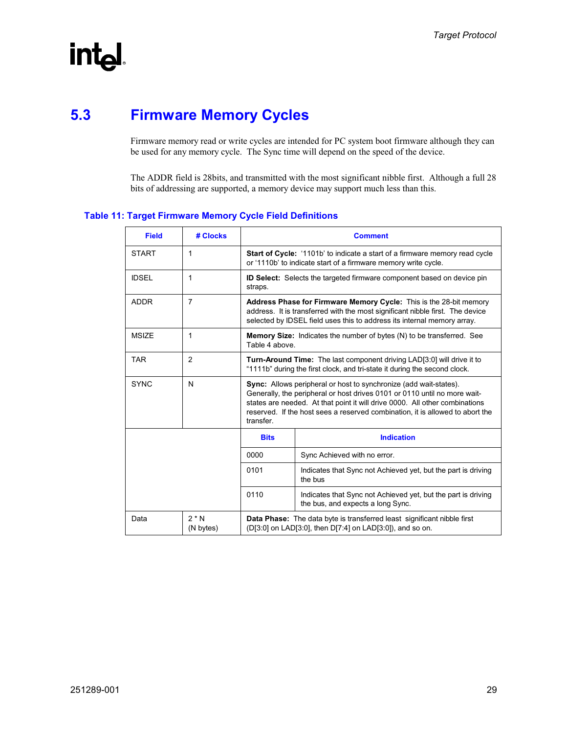## 5.3 Firmware Memory Cycles

Firmware memory read or write cycles are intended for PC system boot firmware although they can be used for any memory cycle. The Sync time will depend on the speed of the device.

The ADDR field is 28bits, and transmitted with the most significant nibble first. Although a full 28 bits of addressing are supported, a memory device may support much less than this.

**Table 11: Target Firmware Memory Cycle Field Definitions**

| Field | # Clocks | Comment | |
|---|---|---|---|
| START | 1 | **Start of Cycle:** '1101b' to indicate a start of a firmware memory read cycle or '1110b' to indicate start of a firmware memory write cycle. | |
| IDSEL | 1 | **ID Select:** Selects the targeted firmware component based on device pin straps. | |
| ADDR | 7 | **Address Phase for Firmware Memory Cycle:** This is the 28-bit memory address. It is transferred with the most significant nibble first. The device selected by IDSEL field uses this to address its internal memory array. | |
| MSIZE | 1 | **Memory Size:** Indicates the number of bytes (N) to be transferred. See Table 4 above. | |
| TAR | 2 | **Turn-Around Time:** The last component driving LAD[3:0] will drive it to "1111b" during the first clock, and tri-state it during the second clock. | |
| SYNC | N | **Sync:** Allows peripheral or host to synchronize (add wait-states). Generally, the peripheral or host drives 0101 or 0110 until no more wait-states are needed. At that point it will drive 0000. All other combinations reserved. If the host sees a reserved combination, it is allowed to abort the transfer. | |
| | | **Bits** | **Indication** |
| | | 0000 | Sync Achieved with no error. |
| | | 0101 | Indicates that Sync not Achieved yet, but the part is driving the bus |
| | | 0110 | Indicates that Sync not Achieved yet, but the part is driving the bus, and expects a long Sync. |
| Data | 2 * N (N bytes) | **Data Phase:** The data byte is transferred least significant nibble first (D[3:0] on LAD[3:0], then D[7:4] on LAD[3:0]), and so on. | |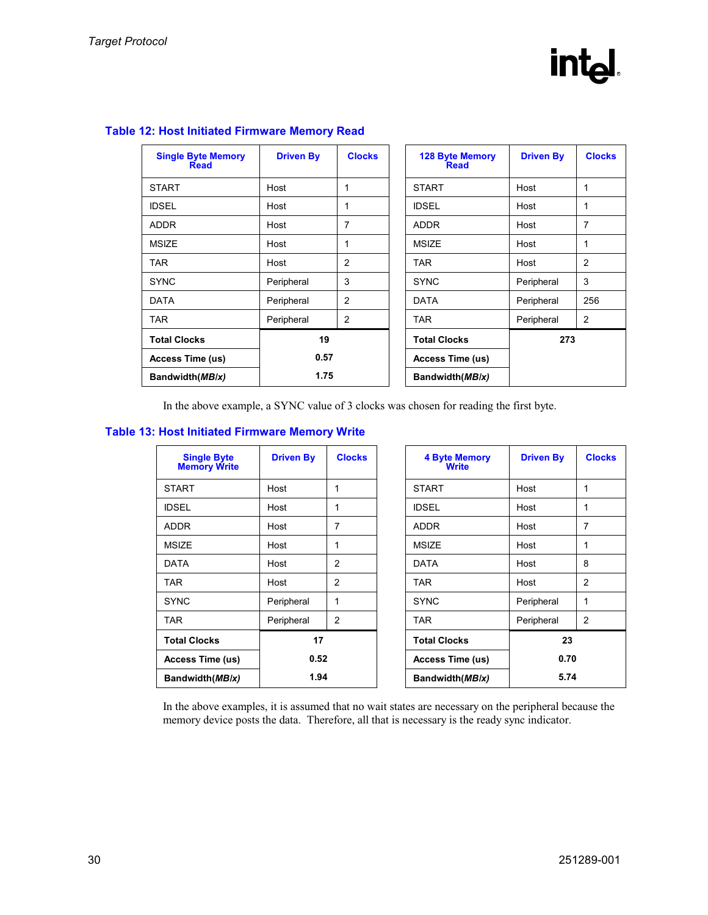### Table 12: Host Initiated Firmware Memory Read

| Single Byte Memory Read | Driven By | Clocks |
|---|---|---|
| START | Host | 1 |
| IDSEL | Host | 1 |
| ADDR | Host | 7 |
| MSIZE | Host | 1 |
| TAR | Host | 2 |
| SYNC | Peripheral | 3 |
| DATA | Peripheral | 2 |
| TAR | Peripheral | 2 |
| **Total Clocks** | **19** | |
| **Access Time (us)** | **0.57** | |
| **Bandwidth(*MB/x*)** | **1.75** | |

| 128 Byte Memory Read | Driven By | Clocks |
|---|---|---|
| START | Host | 1 |
| IDSEL | Host | 1 |
| ADDR | Host | 7 |
| MSIZE | Host | 1 |
| TAR | Host | 2 |
| SYNC | Peripheral | 3 |
| DATA | Peripheral | 256 |
| TAR | Peripheral | 2 |
| **Total Clocks** | **273** | |
| **Access Time (us)** | | |
| **Bandwidth(*MB/x*)** | | |

In the above example, a SYNC value of 3 clocks was chosen for reading the first byte.

### Table 13: Host Initiated Firmware Memory Write

| Single Byte Memory Write | Driven By | Clocks |
|---|---|---|
| START | Host | 1 |
| IDSEL | Host | 1 |
| ADDR | Host | 7 |
| MSIZE | Host | 1 |
| DATA | Host | 2 |
| TAR | Host | 2 |
| SYNC | Peripheral | 1 |
| TAR | Peripheral | 2 |
| **Total Clocks** | **17** | |
| **Access Time (us)** | **0.52** | |
| **Bandwidth(*MB/x*)** | **1.94** | |

| 4 Byte Memory Write | Driven By | Clocks |
|---|---|---|
| START | Host | 1 |
| IDSEL | Host | 1 |
| ADDR | Host | 7 |
| MSIZE | Host | 1 |
| DATA | Host | 8 |
| TAR | Host | 2 |
| SYNC | Peripheral | 1 |
| TAR | Peripheral | 2 |
| **Total Clocks** | **23** | |
| **Access Time (us)** | **0.70** | |
| **Bandwidth(*MB/x*)** | **5.74** | |

In the above examples, it is assumed that no wait states are necessary on the peripheral because the memory device posts the data. Therefore, all that is necessary is the ready sync indicator.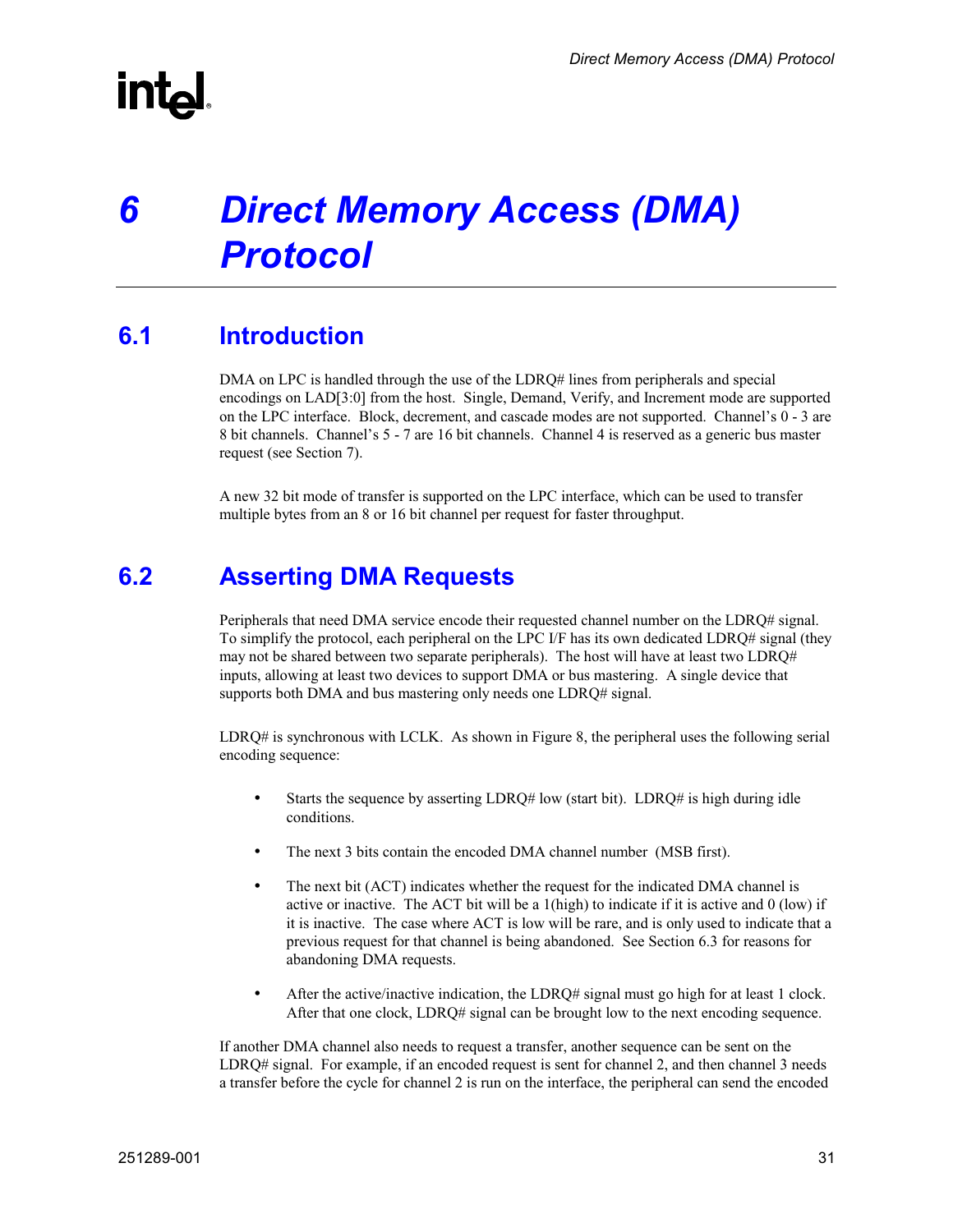# 6 Direct Memory Access (DMA) Protocol

## 6.1 Introduction

DMA on LPC is handled through the use of the LDRQ# lines from peripherals and special encodings on LAD[3:0] from the host. Single, Demand, Verify, and Increment mode are supported on the LPC interface. Block, decrement, and cascade modes are not supported. Channel's 0 - 3 are 8 bit channels. Channel's 5 - 7 are 16 bit channels. Channel 4 is reserved as a generic bus master request (see Section 7).

A new 32 bit mode of transfer is supported on the LPC interface, which can be used to transfer multiple bytes from an 8 or 16 bit channel per request for faster throughput.

## 6.2 Asserting DMA Requests

Peripherals that need DMA service encode their requested channel number on the LDRQ# signal. To simplify the protocol, each peripheral on the LPC I/F has its own dedicated LDRQ# signal (they may not be shared between two separate peripherals). The host will have at least two LDRQ# inputs, allowing at least two devices to support DMA or bus mastering. A single device that supports both DMA and bus mastering only needs one LDRQ# signal.

LDRQ# is synchronous with LCLK. As shown in Figure 8, the peripheral uses the following serial encoding sequence:

- Starts the sequence by asserting LDRQ# low (start bit). LDRQ# is high during idle conditions.
- The next 3 bits contain the encoded DMA channel number (MSB first).
- The next bit (ACT) indicates whether the request for the indicated DMA channel is active or inactive. The ACT bit will be a 1(high) to indicate if it is active and 0 (low) if it is inactive. The case where ACT is low will be rare, and is only used to indicate that a previous request for that channel is being abandoned. See Section 6.3 for reasons for abandoning DMA requests.
- After the active/inactive indication, the LDRQ# signal must go high for at least 1 clock. After that one clock, LDRQ# signal can be brought low to the next encoding sequence.

If another DMA channel also needs to request a transfer, another sequence can be sent on the LDRQ# signal. For example, if an encoded request is sent for channel 2, and then channel 3 needs a transfer before the cycle for channel 2 is run on the interface, the peripheral can send the encoded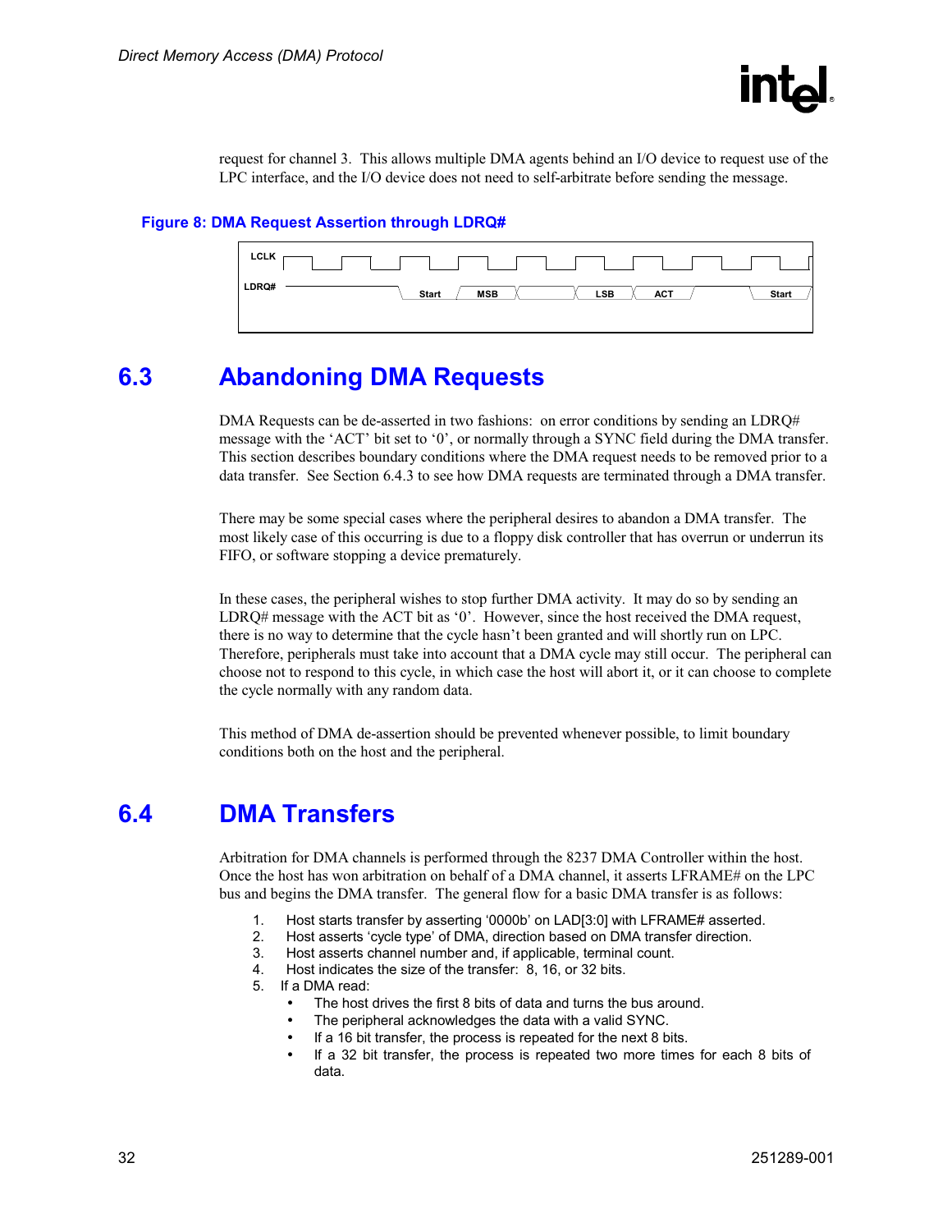request for channel 3. This allows multiple DMA agents behind an I/O device to request use of the LPC interface, and the I/O device does not need to self-arbitrate before sending the message.

**Figure 8: DMA Request Assertion through LDRQ#**

## 6.3 Abandoning DMA Requests

DMA Requests can be de-asserted in two fashions: on error conditions by sending an LDRQ# message with the 'ACT' bit set to '0', or normally through a SYNC field during the DMA transfer. This section describes boundary conditions where the DMA request needs to be removed prior to a data transfer. See Section 6.4.3 to see how DMA requests are terminated through a DMA transfer.

There may be some special cases where the peripheral desires to abandon a DMA transfer. The most likely case of this occurring is due to a floppy disk controller that has overrun or underrun its FIFO, or software stopping a device prematurely.

In these cases, the peripheral wishes to stop further DMA activity. It may do so by sending an LDRQ# message with the ACT bit as '0'. However, since the host received the DMA request, there is no way to determine that the cycle hasn't been granted and will shortly run on LPC. Therefore, peripherals must take into account that a DMA cycle may still occur. The peripheral can choose not to respond to this cycle, in which case the host will abort it, or it can choose to complete the cycle normally with any random data.

This method of DMA de-assertion should be prevented whenever possible, to limit boundary conditions both on the host and the peripheral.

## 6.4 DMA Transfers

Arbitration for DMA channels is performed through the 8237 DMA Controller within the host. Once the host has won arbitration on behalf of a DMA channel, it asserts LFRAME# on the LPC bus and begins the DMA transfer. The general flow for a basic DMA transfer is as follows:

1. Host starts transfer by asserting '0000b' on LAD[3:0] with LFRAME# asserted.
2. Host asserts 'cycle type' of DMA, direction based on DMA transfer direction.
3. Host asserts channel number and, if applicable, terminal count.
4. Host indicates the size of the transfer: 8, 16, or 32 bits.
5. If a DMA read:
   - The host drives the first 8 bits of data and turns the bus around.
   - The peripheral acknowledges the data with a valid SYNC.
   - If a 16 bit transfer, the process is repeated for the next 8 bits.
   - If a 32 bit transfer, the process is repeated two more times for each 8 bits of data.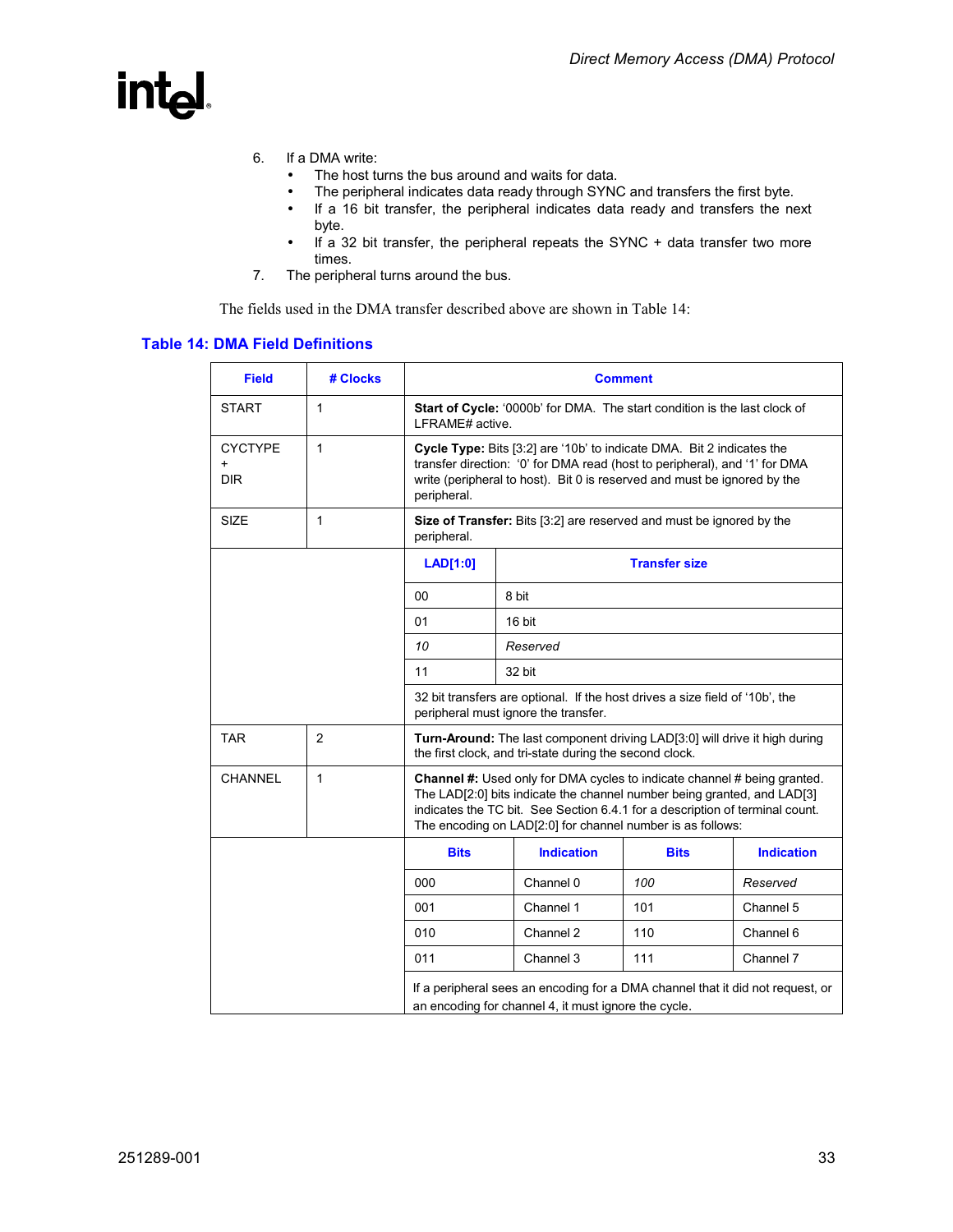6. If a DMA write:
   - The host turns the bus around and waits for data.
   - The peripheral indicates data ready through SYNC and transfers the first byte.
   - If a 16 bit transfer, the peripheral indicates data ready and transfers the next byte.
   - If a 32 bit transfer, the peripheral repeats the SYNC + data transfer two more times.
7. The peripheral turns around the bus.

The fields used in the DMA transfer described above are shown in Table 14:

### Table 14: DMA Field Definitions

| Field | # Clocks | Comment |
|---|---|---|
| START | 1 | **Start of Cycle:** '0000b' for DMA. The start condition is the last clock of LFRAME# active. |
| CYCTYPE + DIR | 1 | **Cycle Type:** Bits [3:2] are '10b' to indicate DMA. Bit 2 indicates the transfer direction: '0' for DMA read (host to peripheral), and '1' for DMA write (peripheral to host). Bit 0 is reserved and must be ignored by the peripheral. |
| SIZE | 1 | **Size of Transfer:** Bits [3:2] are reserved and must be ignored by the peripheral. |
| | | LAD[1:0] = 00: 8 bit |
| | | LAD[1:0] = 01: 16 bit |
| | | LAD[1:0] = *10*: *Reserved* |
| | | LAD[1:0] = 11: 32 bit |
| | | 32 bit transfers are optional. If the host drives a size field of '10b', the peripheral must ignore the transfer. |
| TAR | 2 | **Turn-Around:** The last component driving LAD[3:0] will drive it high during the first clock, and tri-state during the second clock. |
| CHANNEL | 1 | **Channel #:** Used only for DMA cycles to indicate channel # being granted. The LAD[2:0] bits indicate the channel number being granted, and LAD[3] indicates the TC bit. See Section 6.4.1 for a description of terminal count. The encoding on LAD[2:0] for channel number is as follows: |
| | | If a peripheral sees an encoding for a DMA channel that it did not request, or an encoding for channel 4, it must ignore the cycle. |

SIZE encoding:

| LAD[1:0] | Transfer size |
|---|---|
| 00 | 8 bit |
| 01 | 16 bit |
| *10* | *Reserved* |
| 11 | 32 bit |

CHANNEL encoding:

| Bits | Indication | Bits | Indication |
|---|---|---|---|
| 000 | Channel 0 | *100* | *Reserved* |
| 001 | Channel 1 | 101 | Channel 5 |
| 010 | Channel 2 | 110 | Channel 6 |
| 011 | Channel 3 | 111 | Channel 7 |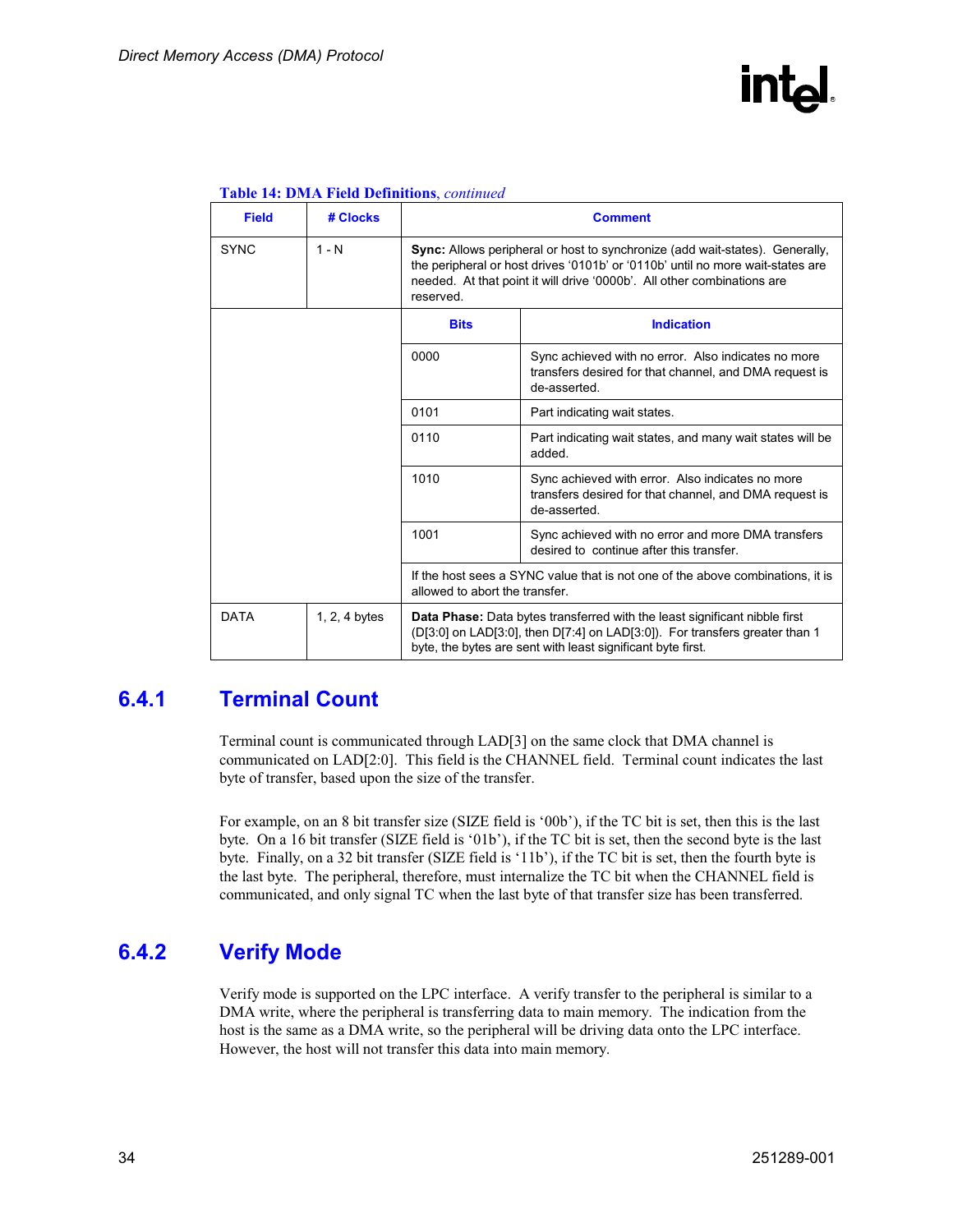**Table 14: DMA Field Definitions**, *continued*

| Field | # Clocks | Comment | |
|---|---|---|---|
| SYNC | 1 - N | **Sync:** Allows peripheral or host to synchronize (add wait-states). Generally, the peripheral or host drives '0101b' or '0110b' until no more wait-states are needed. At that point it will drive '0000b'. All other combinations are reserved. | |
| | | **Bits** | **Indication** |
| | | 0000 | Sync achieved with no error. Also indicates no more transfers desired for that channel, and DMA request is de-asserted. |
| | | 0101 | Part indicating wait states. |
| | | 0110 | Part indicating wait states, and many wait states will be added. |
| | | 1010 | Sync achieved with error. Also indicates no more transfers desired for that channel, and DMA request is de-asserted. |
| | | 1001 | Sync achieved with no error and more DMA transfers desired to continue after this transfer. |
| | | If the host sees a SYNC value that is not one of the above combinations, it is allowed to abort the transfer. | |
| DATA | 1, 2, 4 bytes | **Data Phase:** Data bytes transferred with the least significant nibble first (D[3:0] on LAD[3:0], then D[7:4] on LAD[3:0]). For transfers greater than 1 byte, the bytes are sent with least significant byte first. | |

### 6.4.1 Terminal Count

Terminal count is communicated through LAD[3] on the same clock that DMA channel is communicated on LAD[2:0]. This field is the CHANNEL field. Terminal count indicates the last byte of transfer, based upon the size of the transfer.

For example, on an 8 bit transfer size (SIZE field is '00b'), if the TC bit is set, then this is the last byte. On a 16 bit transfer (SIZE field is '01b'), if the TC bit is set, then the second byte is the last byte. Finally, on a 32 bit transfer (SIZE field is '11b'), if the TC bit is set, then the fourth byte is the last byte. The peripheral, therefore, must internalize the TC bit when the CHANNEL field is communicated, and only signal TC when the last byte of that transfer size has been transferred.

### 6.4.2 Verify Mode

Verify mode is supported on the LPC interface. A verify transfer to the peripheral is similar to a DMA write, where the peripheral is transferring data to main memory. The indication from the host is the same as a DMA write, so the peripheral will be driving data onto the LPC interface. However, the host will not transfer this data into main memory.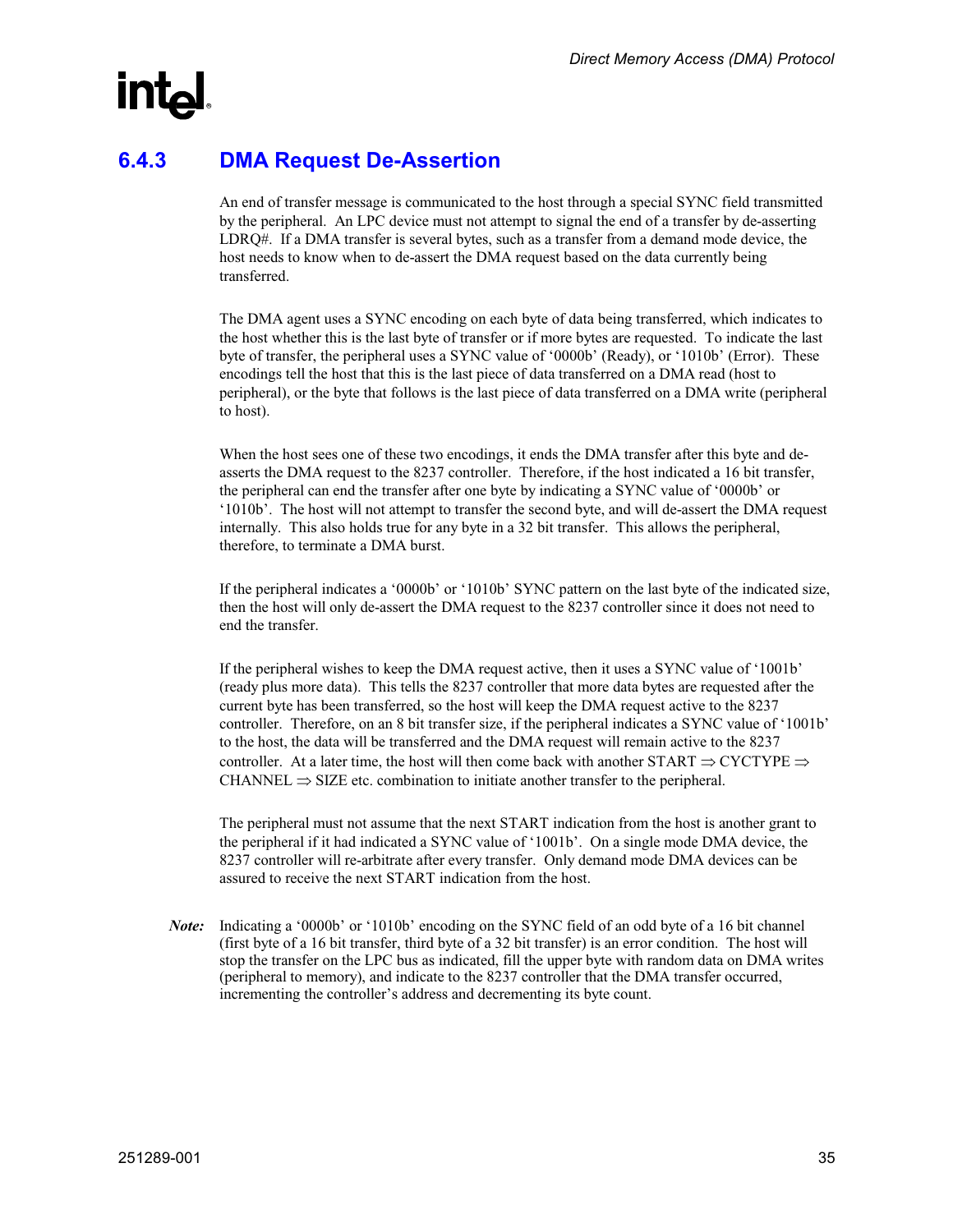### 6.4.3 DMA Request De-Assertion

An end of transfer message is communicated to the host through a special SYNC field transmitted by the peripheral. An LPC device must not attempt to signal the end of a transfer by de-asserting LDRQ#. If a DMA transfer is several bytes, such as a transfer from a demand mode device, the host needs to know when to de-assert the DMA request based on the data currently being transferred.

The DMA agent uses a SYNC encoding on each byte of data being transferred, which indicates to the host whether this is the last byte of transfer or if more bytes are requested. To indicate the last byte of transfer, the peripheral uses a SYNC value of '0000b' (Ready), or '1010b' (Error). These encodings tell the host that this is the last piece of data transferred on a DMA read (host to peripheral), or the byte that follows is the last piece of data transferred on a DMA write (peripheral to host).

When the host sees one of these two encodings, it ends the DMA transfer after this byte and de-asserts the DMA request to the 8237 controller. Therefore, if the host indicated a 16 bit transfer, the peripheral can end the transfer after one byte by indicating a SYNC value of '0000b' or '1010b'. The host will not attempt to transfer the second byte, and will de-assert the DMA request internally. This also holds true for any byte in a 32 bit transfer. This allows the peripheral, therefore, to terminate a DMA burst.

If the peripheral indicates a '0000b' or '1010b' SYNC pattern on the last byte of the indicated size, then the host will only de-assert the DMA request to the 8237 controller since it does not need to end the transfer.

If the peripheral wishes to keep the DMA request active, then it uses a SYNC value of '1001b' (ready plus more data). This tells the 8237 controller that more data bytes are requested after the current byte has been transferred, so the host will keep the DMA request active to the 8237 controller. Therefore, on an 8 bit transfer size, if the peripheral indicates a SYNC value of '1001b' to the host, the data will be transferred and the DMA request will remain active to the 8237 controller. At a later time, the host will then come back with another START ⇒ CYCTYPE ⇒ CHANNEL ⇒ SIZE etc. combination to initiate another transfer to the peripheral.

The peripheral must not assume that the next START indication from the host is another grant to the peripheral if it had indicated a SYNC value of '1001b'. On a single mode DMA device, the 8237 controller will re-arbitrate after every transfer. Only demand mode DMA devices can be assured to receive the next START indication from the host.

***Note:*** Indicating a '0000b' or '1010b' encoding on the SYNC field of an odd byte of a 16 bit channel (first byte of a 16 bit transfer, third byte of a 32 bit transfer) is an error condition. The host will stop the transfer on the LPC bus as indicated, fill the upper byte with random data on DMA writes (peripheral to memory), and indicate to the 8237 controller that the DMA transfer occurred, incrementing the controller's address and decrementing its byte count.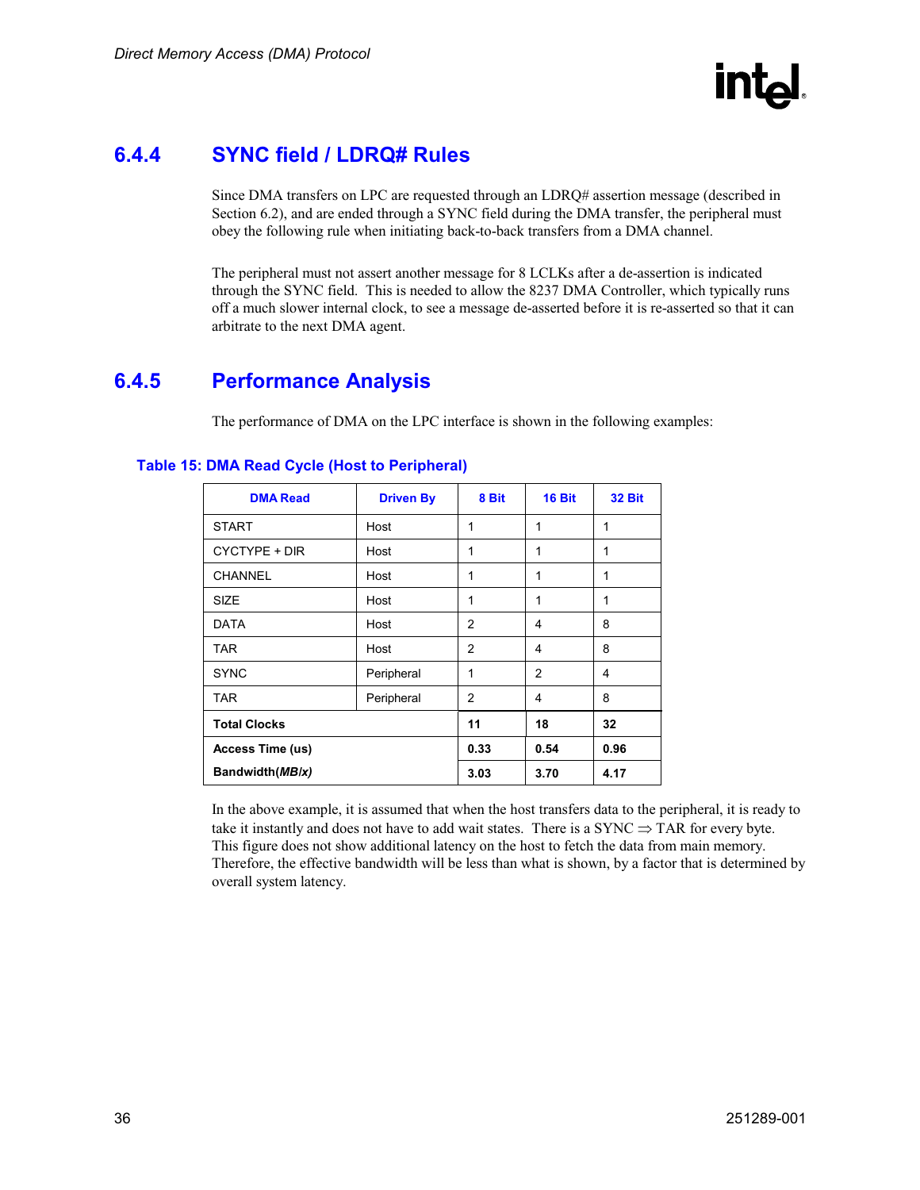### 6.4.4 SYNC field / LDRQ# Rules

Since DMA transfers on LPC are requested through an LDRQ# assertion message (described in Section 6.2), and are ended through a SYNC field during the DMA transfer, the peripheral must obey the following rule when initiating back-to-back transfers from a DMA channel.

The peripheral must not assert another message for 8 LCLKs after a de-assertion is indicated through the SYNC field. This is needed to allow the 8237 DMA Controller, which typically runs off a much slower internal clock, to see a message de-asserted before it is re-asserted so that it can arbitrate to the next DMA agent.

### 6.4.5 Performance Analysis

The performance of DMA on the LPC interface is shown in the following examples:

**Table 15: DMA Read Cycle (Host to Peripheral)**

| DMA Read | Driven By | 8 Bit | 16 Bit | 32 Bit |
|---|---|---|---|---|
| START | Host | 1 | 1 | 1 |
| CYCTYPE + DIR | Host | 1 | 1 | 1 |
| CHANNEL | Host | 1 | 1 | 1 |
| SIZE | Host | 1 | 1 | 1 |
| DATA | Host | 2 | 4 | 8 |
| TAR | Host | 2 | 4 | 8 |
| SYNC | Peripheral | 1 | 2 | 4 |
| TAR | Peripheral | 2 | 4 | 8 |
| **Total Clocks** | | **11** | **18** | **32** |
| **Access Time (us)** | | **0.33** | **0.54** | **0.96** |
| **Bandwidth(*MB/x*)** | | **3.03** | **3.70** | **4.17** |

In the above example, it is assumed that when the host transfers data to the peripheral, it is ready to take it instantly and does not have to add wait states. There is a SYNC ⇒ TAR for every byte. This figure does not show additional latency on the host to fetch the data from main memory. Therefore, the effective bandwidth will be less than what is shown, by a factor that is determined by overall system latency.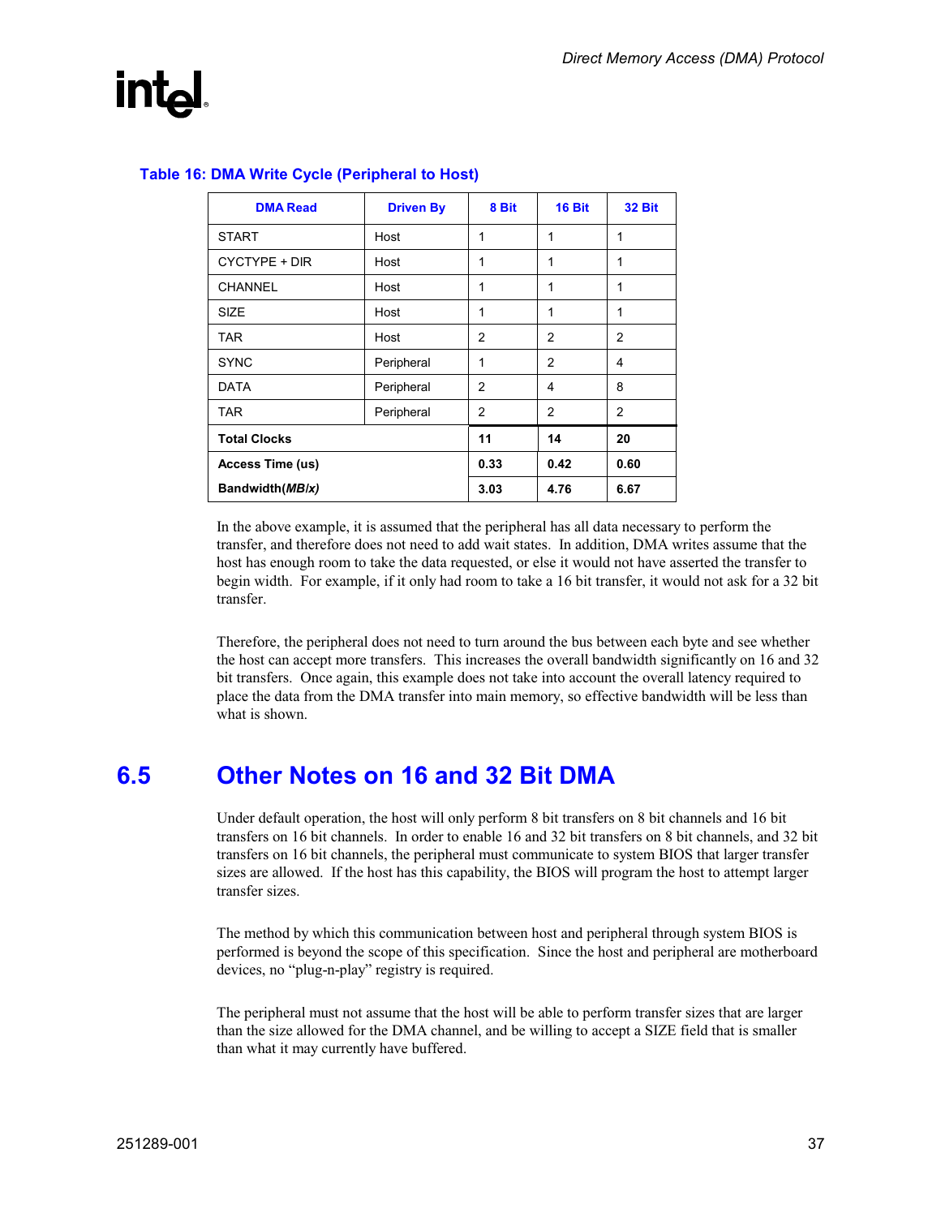**Table 16: DMA Write Cycle (Peripheral to Host)**

| DMA Read | Driven By | 8 Bit | 16 Bit | 32 Bit |
|---|---|---|---|---|
| START | Host | 1 | 1 | 1 |
| CYCTYPE + DIR | Host | 1 | 1 | 1 |
| CHANNEL | Host | 1 | 1 | 1 |
| SIZE | Host | 1 | 1 | 1 |
| TAR | Host | 2 | 2 | 2 |
| SYNC | Peripheral | 1 | 2 | 4 |
| DATA | Peripheral | 2 | 4 | 8 |
| TAR | Peripheral | 2 | 2 | 2 |
| **Total Clocks** | | **11** | **14** | **20** |
| **Access Time (us)** | | **0.33** | **0.42** | **0.60** |
| **Bandwidth(*MB/x*)** | | **3.03** | **4.76** | **6.67** |

In the above example, it is assumed that the peripheral has all data necessary to perform the transfer, and therefore does not need to add wait states. In addition, DMA writes assume that the host has enough room to take the data requested, or else it would not have asserted the transfer to begin width. For example, if it only had room to take a 16 bit transfer, it would not ask for a 32 bit transfer.

Therefore, the peripheral does not need to turn around the bus between each byte and see whether the host can accept more transfers. This increases the overall bandwidth significantly on 16 and 32 bit transfers. Once again, this example does not take into account the overall latency required to place the data from the DMA transfer into main memory, so effective bandwidth will be less than what is shown.

## 6.5 Other Notes on 16 and 32 Bit DMA

Under default operation, the host will only perform 8 bit transfers on 8 bit channels and 16 bit transfers on 16 bit channels. In order to enable 16 and 32 bit transfers on 8 bit channels, and 32 bit transfers on 16 bit channels, the peripheral must communicate to system BIOS that larger transfer sizes are allowed. If the host has this capability, the BIOS will program the host to attempt larger transfer sizes.

The method by which this communication between host and peripheral through system BIOS is performed is beyond the scope of this specification. Since the host and peripheral are motherboard devices, no "plug-n-play" registry is required.

The peripheral must not assume that the host will be able to perform transfer sizes that are larger than the size allowed for the DMA channel, and be willing to accept a SIZE field that is smaller than what it may currently have buffered.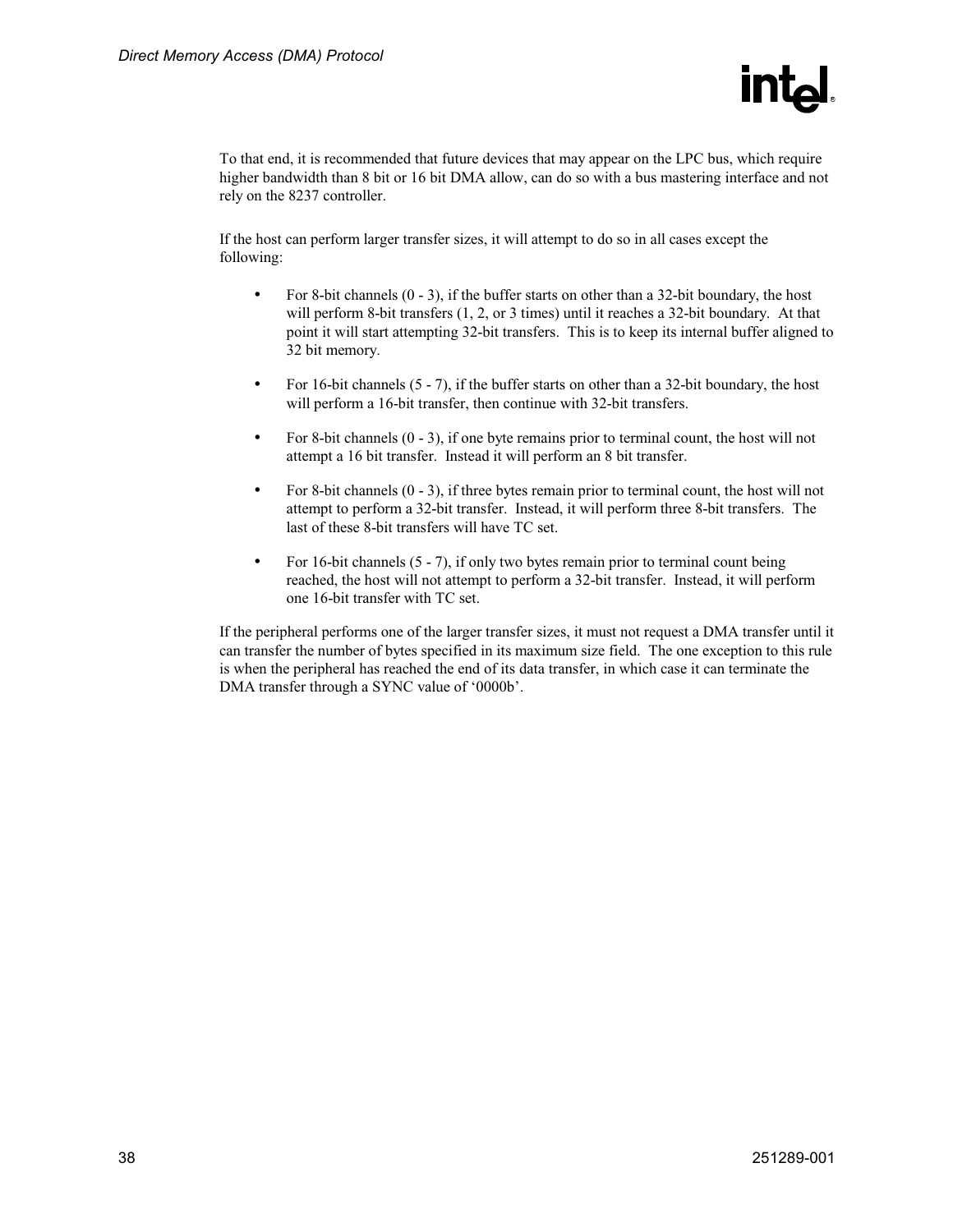To that end, it is recommended that future devices that may appear on the LPC bus, which require higher bandwidth than 8 bit or 16 bit DMA allow, can do so with a bus mastering interface and not rely on the 8237 controller.

If the host can perform larger transfer sizes, it will attempt to do so in all cases except the following:

- For 8-bit channels (0 - 3), if the buffer starts on other than a 32-bit boundary, the host will perform 8-bit transfers (1, 2, or 3 times) until it reaches a 32-bit boundary. At that point it will start attempting 32-bit transfers. This is to keep its internal buffer aligned to 32 bit memory.
- For 16-bit channels (5 - 7), if the buffer starts on other than a 32-bit boundary, the host will perform a 16-bit transfer, then continue with 32-bit transfers.
- For 8-bit channels (0 - 3), if one byte remains prior to terminal count, the host will not attempt a 16 bit transfer. Instead it will perform an 8 bit transfer.
- For 8-bit channels (0 - 3), if three bytes remain prior to terminal count, the host will not attempt to perform a 32-bit transfer. Instead, it will perform three 8-bit transfers. The last of these 8-bit transfers will have TC set.
- For 16-bit channels (5 - 7), if only two bytes remain prior to terminal count being reached, the host will not attempt to perform a 32-bit transfer. Instead, it will perform one 16-bit transfer with TC set.

If the peripheral performs one of the larger transfer sizes, it must not request a DMA transfer until it can transfer the number of bytes specified in its maximum size field. The one exception to this rule is when the peripheral has reached the end of its data transfer, in which case it can terminate the DMA transfer through a SYNC value of '0000b'.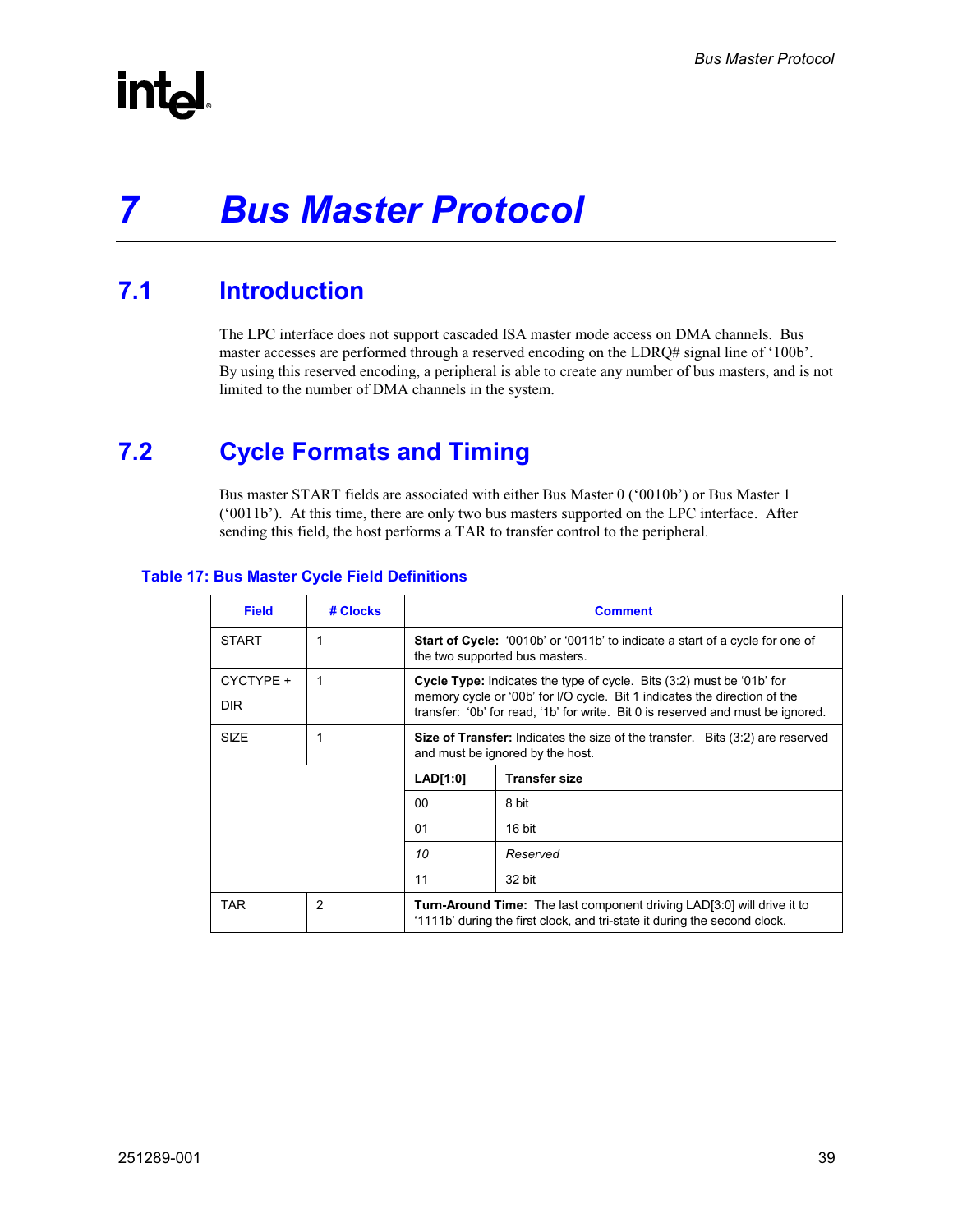# 7 Bus Master Protocol

## 7.1 Introduction

The LPC interface does not support cascaded ISA master mode access on DMA channels. Bus master accesses are performed through a reserved encoding on the LDRQ# signal line of '100b'. By using this reserved encoding, a peripheral is able to create any number of bus masters, and is not limited to the number of DMA channels in the system.

## 7.2 Cycle Formats and Timing

Bus master START fields are associated with either Bus Master 0 ('0010b') or Bus Master 1 ('0011b'). At this time, there are only two bus masters supported on the LPC interface. After sending this field, the host performs a TAR to transfer control to the peripheral.

### Table 17: Bus Master Cycle Field Definitions

| Field | # Clocks | Comment | |
|---|---|---|---|
| START | 1 | **Start of Cycle:** '0010b' or '0011b' to indicate a start of a cycle for one of the two supported bus masters. | |
| CYCTYPE + DIR | 1 | **Cycle Type:** Indicates the type of cycle. Bits (3:2) must be '01b' for memory cycle or '00b' for I/O cycle. Bit 1 indicates the direction of the transfer: '0b' for read, '1b' for write. Bit 0 is reserved and must be ignored. | |
| SIZE | 1 | **Size of Transfer:** Indicates the size of the transfer. Bits (3:2) are reserved and must be ignored by the host. | |
| | | **LAD[1:0]** | **Transfer size** |
| | | 00 | 8 bit |
| | | 01 | 16 bit |
| | | *10* | *Reserved* |
| | | 11 | 32 bit |
| TAR | 2 | **Turn-Around Time:** The last component driving LAD[3:0] will drive it to '1111b' during the first clock, and tri-state it during the second clock. | |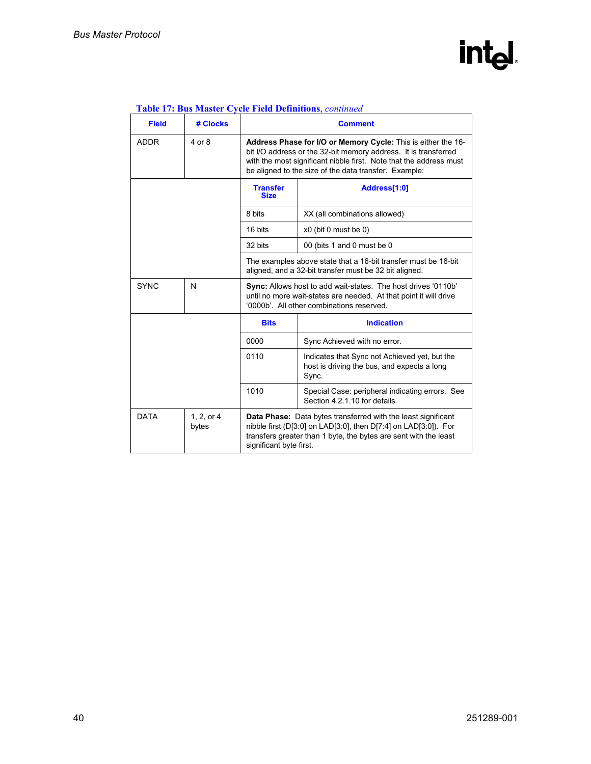**Table 17: Bus Master Cycle Field Definitions**, *continued*

| Field | # Clocks | Comment | |
|---|---|---|---|
| ADDR | 4 or 8 | **Address Phase for I/O or Memory Cycle:** This is either the 16-bit I/O address or the 32-bit memory address. It is transferred with the most significant nibble first. Note that the address must be aligned to the size of the data transfer. Example: | |
| | | **Transfer Size** | **Address[1:0]** |
| | | 8 bits | XX (all combinations allowed) |
| | | 16 bits | x0 (bit 0 must be 0) |
| | | 32 bits | 00 (bits 1 and 0 must be 0 |
| | | The examples above state that a 16-bit transfer must be 16-bit aligned, and a 32-bit transfer must be 32 bit aligned. | |
| SYNC | N | **Sync:** Allows host to add wait-states. The host drives '0110b' until no more wait-states are needed. At that point it will drive '0000b'. All other combinations reserved. | |
| | | **Bits** | **Indication** |
| | | 0000 | Sync Achieved with no error. |
| | | 0110 | Indicates that Sync not Achieved yet, but the host is driving the bus, and expects a long Sync. |
| | | 1010 | Special Case: peripheral indicating errors. See Section 4.2.1.10 for details. |
| DATA | 1, 2, or 4 bytes | **Data Phase:** Data bytes transferred with the least significant nibble first (D[3:0] on LAD[3:0], then D[7:4] on LAD[3:0]). For transfers greater than 1 byte, the bytes are sent with the least significant byte first. | |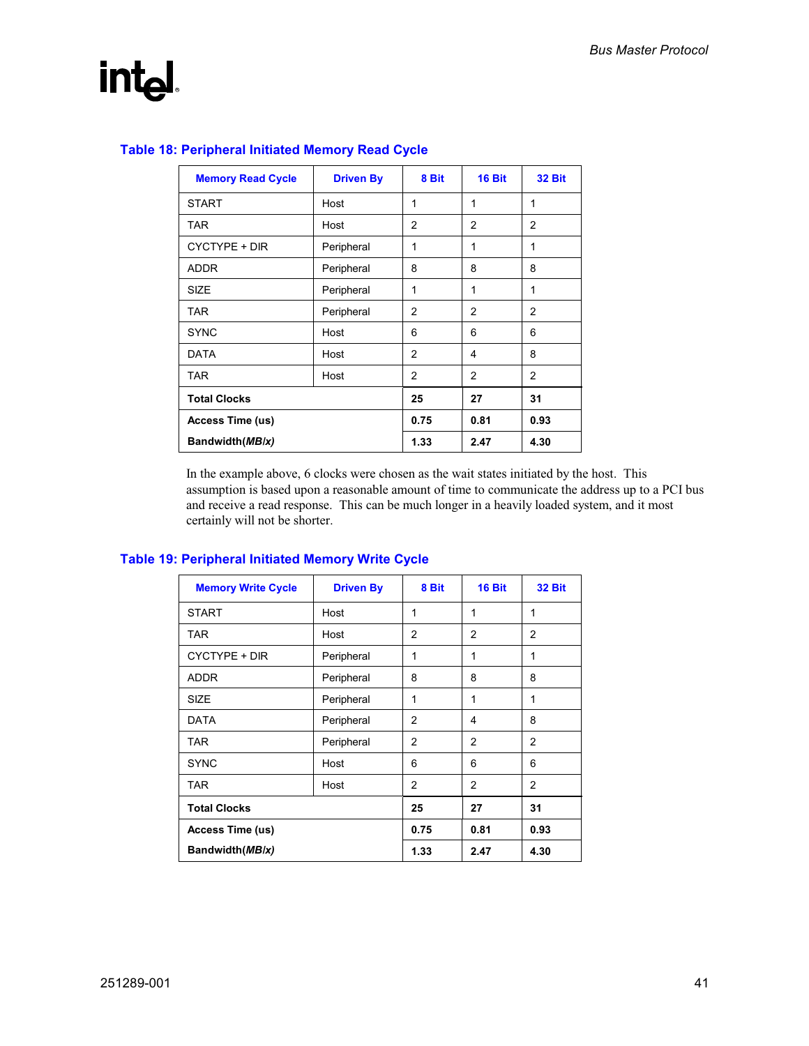### Table 18: Peripheral Initiated Memory Read Cycle

| Memory Read Cycle | Driven By | 8 Bit | 16 Bit | 32 Bit |
|---|---|---|---|---|
| START | Host | 1 | 1 | 1 |
| TAR | Host | 2 | 2 | 2 |
| CYCTYPE + DIR | Peripheral | 1 | 1 | 1 |
| ADDR | Peripheral | 8 | 8 | 8 |
| SIZE | Peripheral | 1 | 1 | 1 |
| TAR | Peripheral | 2 | 2 | 2 |
| SYNC | Host | 6 | 6 | 6 |
| DATA | Host | 2 | 4 | 8 |
| TAR | Host | 2 | 2 | 2 |
| **Total Clocks** | | **25** | **27** | **31** |
| **Access Time (us)** | | **0.75** | **0.81** | **0.93** |
| **Bandwidth(*MB/x*)** | | **1.33** | **2.47** | **4.30** |

In the example above, 6 clocks were chosen as the wait states initiated by the host. This assumption is based upon a reasonable amount of time to communicate the address up to a PCI bus and receive a read response. This can be much longer in a heavily loaded system, and it most certainly will not be shorter.

### Table 19: Peripheral Initiated Memory Write Cycle

| Memory Write Cycle | Driven By | 8 Bit | 16 Bit | 32 Bit |
|---|---|---|---|---|
| START | Host | 1 | 1 | 1 |
| TAR | Host | 2 | 2 | 2 |
| CYCTYPE + DIR | Peripheral | 1 | 1 | 1 |
| ADDR | Peripheral | 8 | 8 | 8 |
| SIZE | Peripheral | 1 | 1 | 1 |
| DATA | Peripheral | 2 | 4 | 8 |
| TAR | Peripheral | 2 | 2 | 2 |
| SYNC | Host | 6 | 6 | 6 |
| TAR | Host | 2 | 2 | 2 |
| **Total Clocks** | | **25** | **27** | **31** |
| **Access Time (us)** | | **0.75** | **0.81** | **0.93** |
| **Bandwidth(*MB/x*)** | | **1.33** | **2.47** | **4.30** |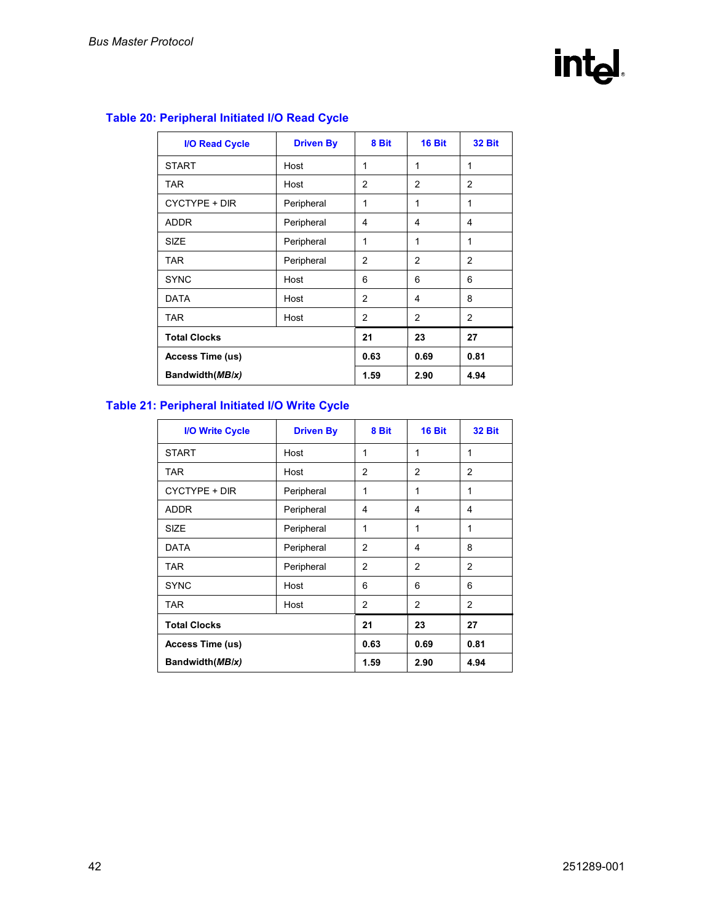### Table 20: Peripheral Initiated I/O Read Cycle

| I/O Read Cycle | Driven By | 8 Bit | 16 Bit | 32 Bit |
|---|---|---|---|---|
| START | Host | 1 | 1 | 1 |
| TAR | Host | 2 | 2 | 2 |
| CYCTYPE + DIR | Peripheral | 1 | 1 | 1 |
| ADDR | Peripheral | 4 | 4 | 4 |
| SIZE | Peripheral | 1 | 1 | 1 |
| TAR | Peripheral | 2 | 2 | 2 |
| SYNC | Host | 6 | 6 | 6 |
| DATA | Host | 2 | 4 | 8 |
| TAR | Host | 2 | 2 | 2 |
| **Total Clocks** | | **21** | **23** | **27** |
| **Access Time (us)** | | **0.63** | **0.69** | **0.81** |
| **Bandwidth(*MB/x*)** | | **1.59** | **2.90** | **4.94** |

### Table 21: Peripheral Initiated I/O Write Cycle

| I/O Write Cycle | Driven By | 8 Bit | 16 Bit | 32 Bit |
|---|---|---|---|---|
| START | Host | 1 | 1 | 1 |
| TAR | Host | 2 | 2 | 2 |
| CYCTYPE + DIR | Peripheral | 1 | 1 | 1 |
| ADDR | Peripheral | 4 | 4 | 4 |
| SIZE | Peripheral | 1 | 1 | 1 |
| DATA | Peripheral | 2 | 4 | 8 |
| TAR | Peripheral | 2 | 2 | 2 |
| SYNC | Host | 6 | 6 | 6 |
| TAR | Host | 2 | 2 | 2 |
| **Total Clocks** | | **21** | **23** | **27** |
| **Access Time (us)** | | **0.63** | **0.69** | **0.81** |
| **Bandwidth(*MB/x*)** | | **1.59** | **2.90** | **4.94** |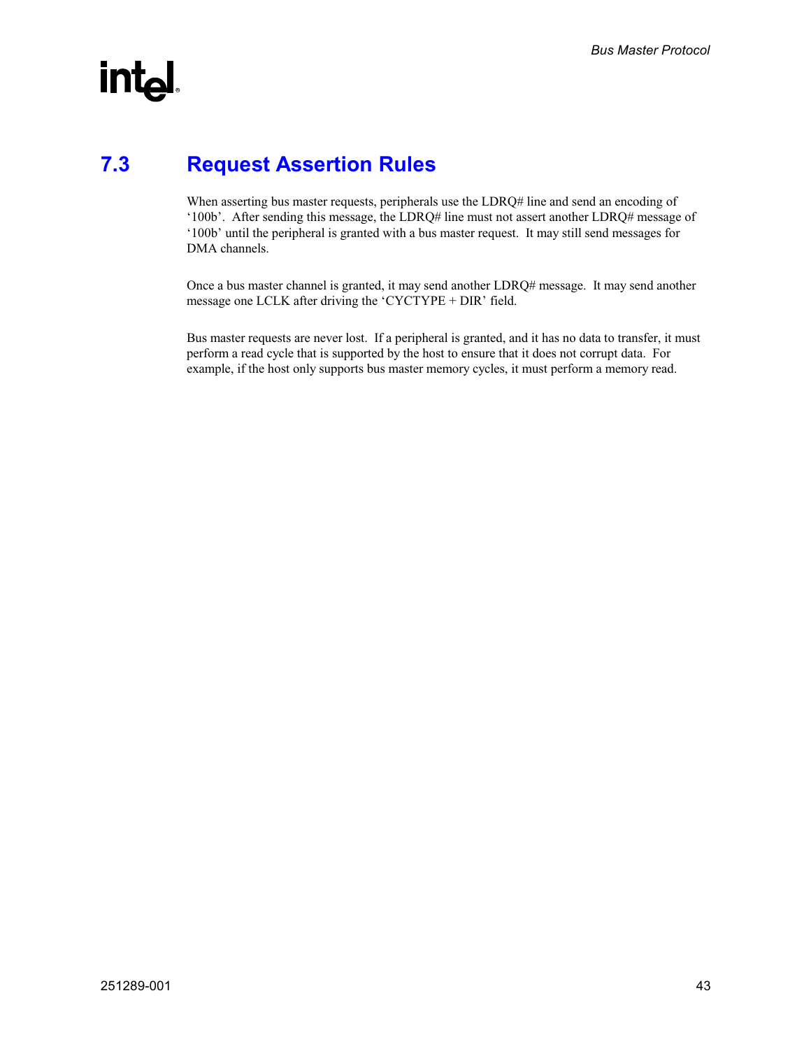## 7.3 Request Assertion Rules

When asserting bus master requests, peripherals use the LDRQ# line and send an encoding of '100b'. After sending this message, the LDRQ# line must not assert another LDRQ# message of '100b' until the peripheral is granted with a bus master request. It may still send messages for DMA channels.

Once a bus master channel is granted, it may send another LDRQ# message. It may send another message one LCLK after driving the 'CYCTYPE + DIR' field.

Bus master requests are never lost. If a peripheral is granted, and it has no data to transfer, it must perform a read cycle that is supported by the host to ensure that it does not corrupt data. For example, if the host only supports bus master memory cycles, it must perform a memory read.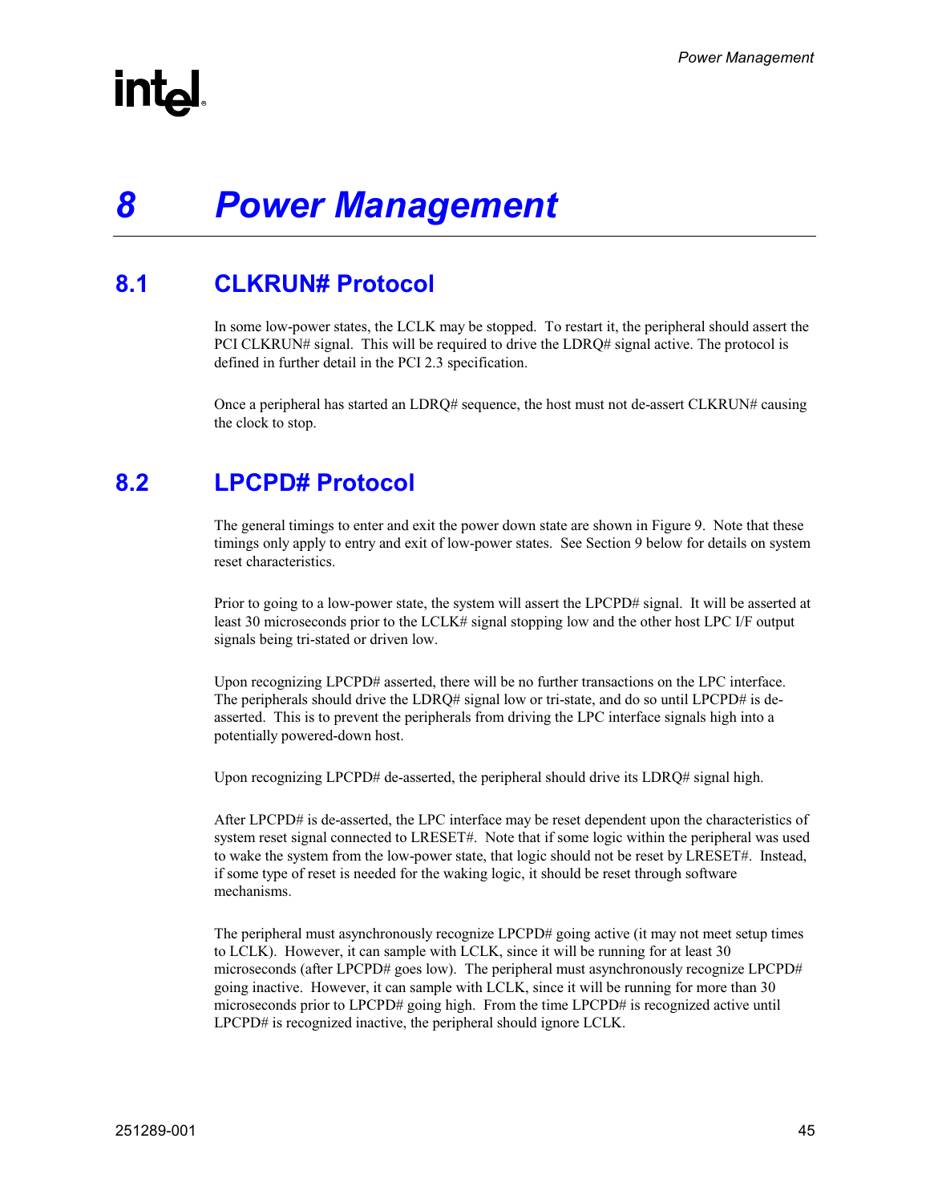# 8 Power Management

## 8.1 CLKRUN# Protocol

In some low-power states, the LCLK may be stopped. To restart it, the peripheral should assert the PCI CLKRUN# signal. This will be required to drive the LDRQ# signal active. The protocol is defined in further detail in the PCI 2.3 specification.

Once a peripheral has started an LDRQ# sequence, the host must not de-assert CLKRUN# causing the clock to stop.

## 8.2 LPCPD# Protocol

The general timings to enter and exit the power down state are shown in Figure 9. Note that these timings only apply to entry and exit of low-power states. See Section 9 below for details on system reset characteristics.

Prior to going to a low-power state, the system will assert the LPCPD# signal. It will be asserted at least 30 microseconds prior to the LCLK# signal stopping low and the other host LPC I/F output signals being tri-stated or driven low.

Upon recognizing LPCPD# asserted, there will be no further transactions on the LPC interface. The peripherals should drive the LDRQ# signal low or tri-state, and do so until LPCPD# is de-asserted. This is to prevent the peripherals from driving the LPC interface signals high into a potentially powered-down host.

Upon recognizing LPCPD# de-asserted, the peripheral should drive its LDRQ# signal high.

After LPCPD# is de-asserted, the LPC interface may be reset dependent upon the characteristics of system reset signal connected to LRESET#. Note that if some logic within the peripheral was used to wake the system from the low-power state, that logic should not be reset by LRESET#. Instead, if some type of reset is needed for the waking logic, it should be reset through software mechanisms.

The peripheral must asynchronously recognize LPCPD# going active (it may not meet setup times to LCLK). However, it can sample with LCLK, since it will be running for at least 30 microseconds (after LPCPD# goes low). The peripheral must asynchronously recognize LPCPD# going inactive. However, it can sample with LCLK, since it will be running for more than 30 microseconds prior to LPCPD# going high. From the time LPCPD# is recognized active until LPCPD# is recognized inactive, the peripheral should ignore LCLK.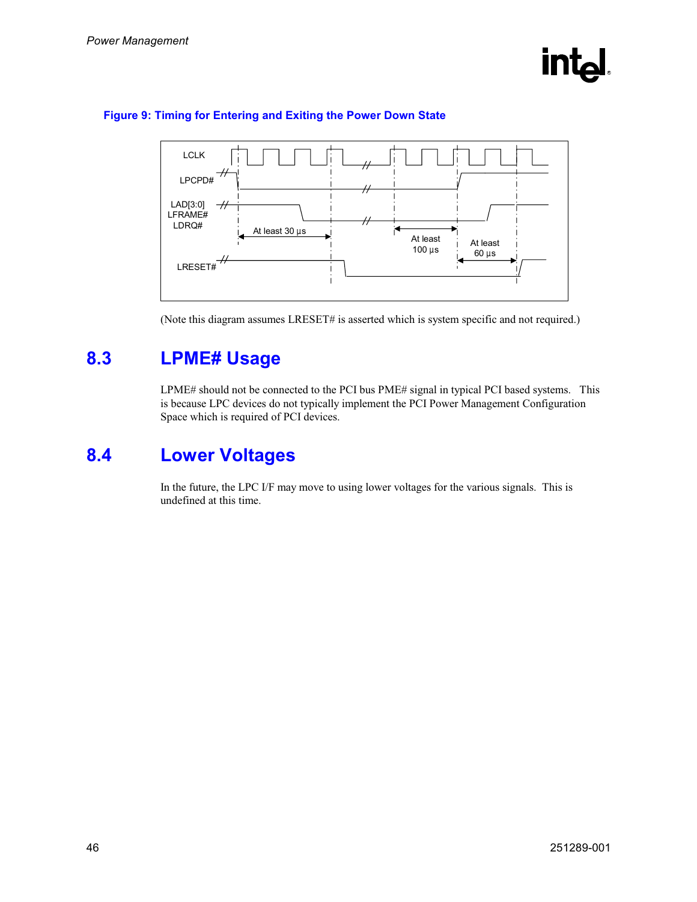**Figure 9: Timing for Entering and Exiting the Power Down State**

(Note this diagram assumes LRESET# is asserted which is system specific and not required.)

## 8.3 LPME# Usage

LPME# should not be connected to the PCI bus PME# signal in typical PCI based systems. This is because LPC devices do not typically implement the PCI Power Management Configuration Space which is required of PCI devices.

## 8.4 Lower Voltages

In the future, the LPC I/F may move to using lower voltages for the various signals. This is undefined at this time.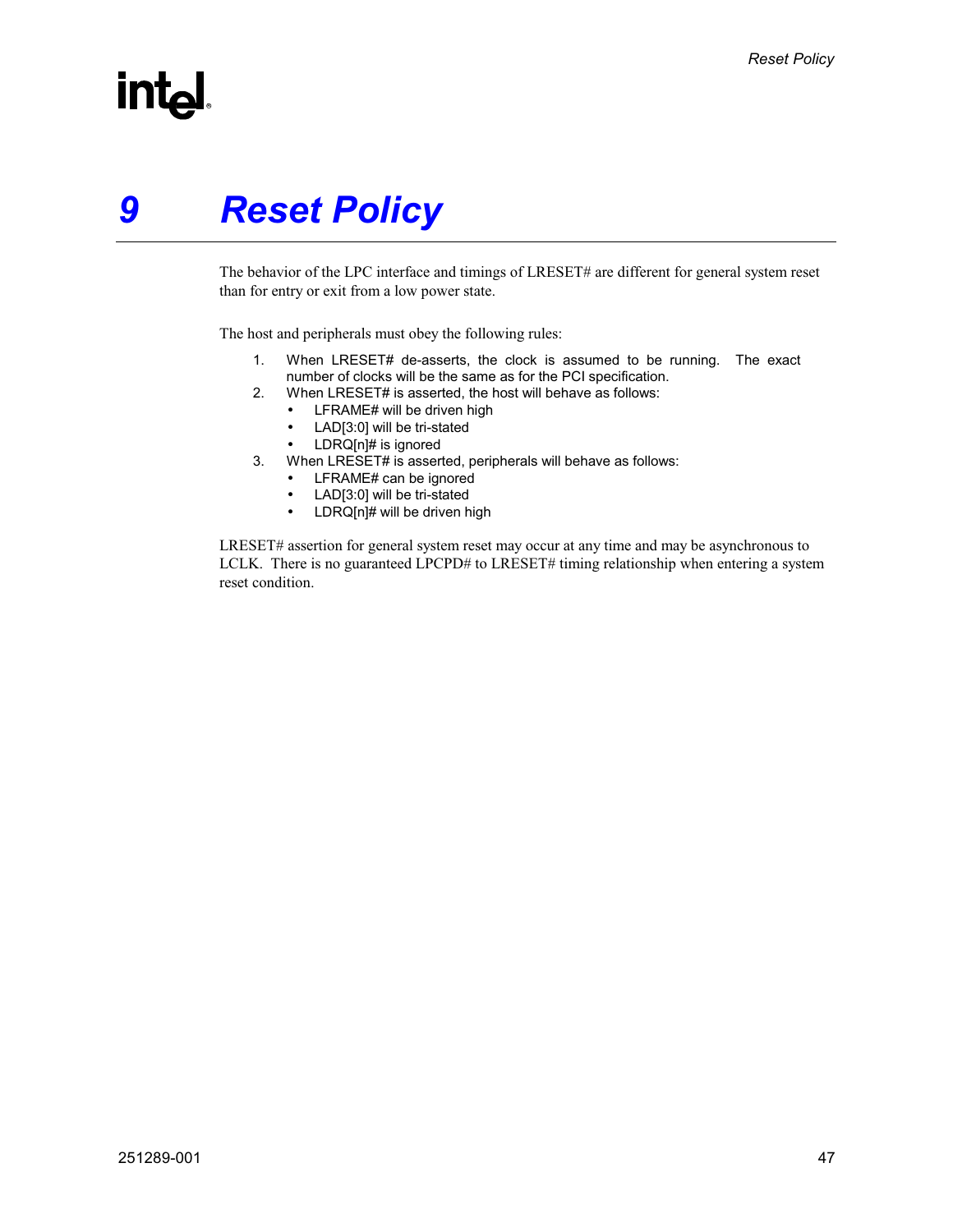# 9 Reset Policy

The behavior of the LPC interface and timings of LRESET# are different for general system reset than for entry or exit from a low power state.

The host and peripherals must obey the following rules:

1. When LRESET# de-asserts, the clock is assumed to be running. The exact number of clocks will be the same as for the PCI specification.
2. When LRESET# is asserted, the host will behave as follows:
   - LFRAME# will be driven high
   - LAD[3:0] will be tri-stated
   - LDRQ[n]# is ignored
3. When LRESET# is asserted, peripherals will behave as follows:
   - LFRAME# can be ignored
   - LAD[3:0] will be tri-stated
   - LDRQ[n]# will be driven high

LRESET# assertion for general system reset may occur at any time and may be asynchronous to LCLK. There is no guaranteed LPCPD# to LRESET# timing relationship when entering a system reset condition.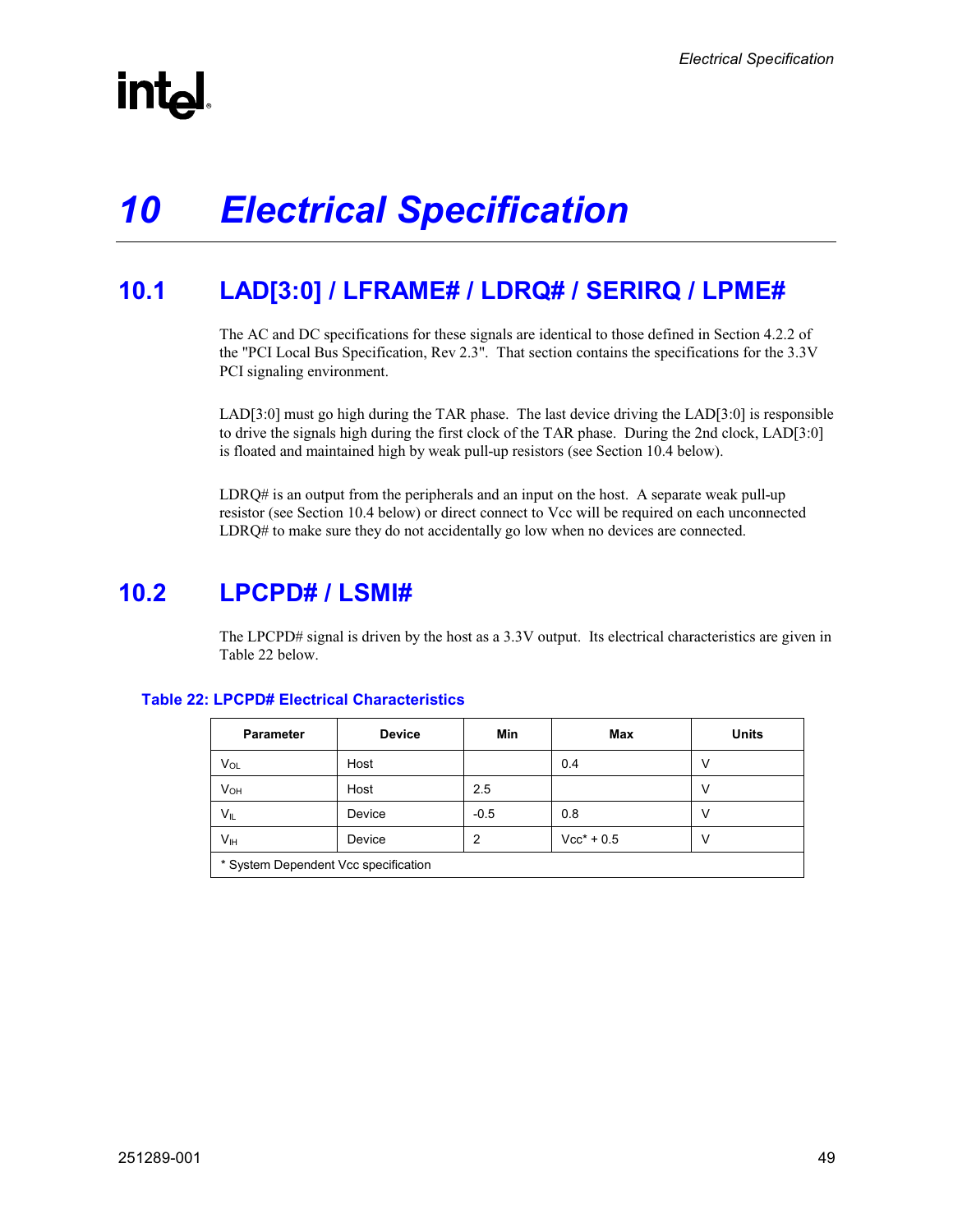# 10 Electrical Specification

## 10.1 LAD[3:0] / LFRAME# / LDRQ# / SERIRQ / LPME#

The AC and DC specifications for these signals are identical to those defined in Section 4.2.2 of the "PCI Local Bus Specification, Rev 2.3". That section contains the specifications for the 3.3V PCI signaling environment.

LAD[3:0] must go high during the TAR phase. The last device driving the LAD[3:0] is responsible to drive the signals high during the first clock of the TAR phase. During the 2nd clock, LAD[3:0] is floated and maintained high by weak pull-up resistors (see Section 10.4 below).

LDRQ# is an output from the peripherals and an input on the host. A separate weak pull-up resistor (see Section 10.4 below) or direct connect to Vcc will be required on each unconnected LDRQ# to make sure they do not accidentally go low when no devices are connected.

## 10.2 LPCPD# / LSMI#

The LPCPD# signal is driven by the host as a 3.3V output. Its electrical characteristics are given in Table 22 below.

**Table 22: LPCPD# Electrical Characteristics**

| Parameter | Device | Min | Max | Units |
|---|---|---|---|---|
| $V_{OL}$ | Host | | 0.4 | V |
| $V_{OH}$ | Host | 2.5 | | V |
| $V_{IL}$ | Device | -0.5 | 0.8 | V |
| $V_{IH}$ | Device | 2 | Vcc* + 0.5 | V |
| * System Dependent Vcc specification | | | | |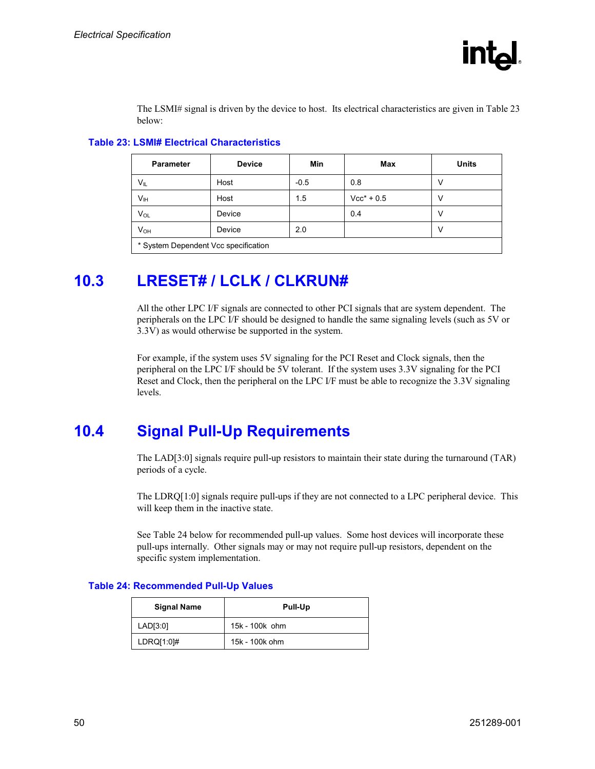The LSMI# signal is driven by the device to host. Its electrical characteristics are given in Table 23 below:

**Table 23: LSMI# Electrical Characteristics**

| Parameter | Device | Min | Max | Units |
|---|---|---|---|---|
| $V_{IL}$ | Host | -0.5 | 0.8 | V |
| $V_{IH}$ | Host | 1.5 | Vcc* + 0.5 | V |
| $V_{OL}$ | Device | | 0.4 | V |
| $V_{OH}$ | Device | 2.0 | | V |
| * System Dependent Vcc specification | | | | |

## 10.3 LRESET# / LCLK / CLKRUN#

All the other LPC I/F signals are connected to other PCI signals that are system dependent. The peripherals on the LPC I/F should be designed to handle the same signaling levels (such as 5V or 3.3V) as would otherwise be supported in the system.

For example, if the system uses 5V signaling for the PCI Reset and Clock signals, then the peripheral on the LPC I/F should be 5V tolerant. If the system uses 3.3V signaling for the PCI Reset and Clock, then the peripheral on the LPC I/F must be able to recognize the 3.3V signaling levels.

## 10.4 Signal Pull-Up Requirements

The LAD[3:0] signals require pull-up resistors to maintain their state during the turnaround (TAR) periods of a cycle.

The LDRQ[1:0] signals require pull-ups if they are not connected to a LPC peripheral device. This will keep them in the inactive state.

See Table 24 below for recommended pull-up values. Some host devices will incorporate these pull-ups internally. Other signals may or may not require pull-up resistors, dependent on the specific system implementation.

**Table 24: Recommended Pull-Up Values**

| Signal Name | Pull-Up |
|---|---|
| LAD[3:0] | 15k - 100k ohm |
| LDRQ[1:0]# | 15k - 100k ohm |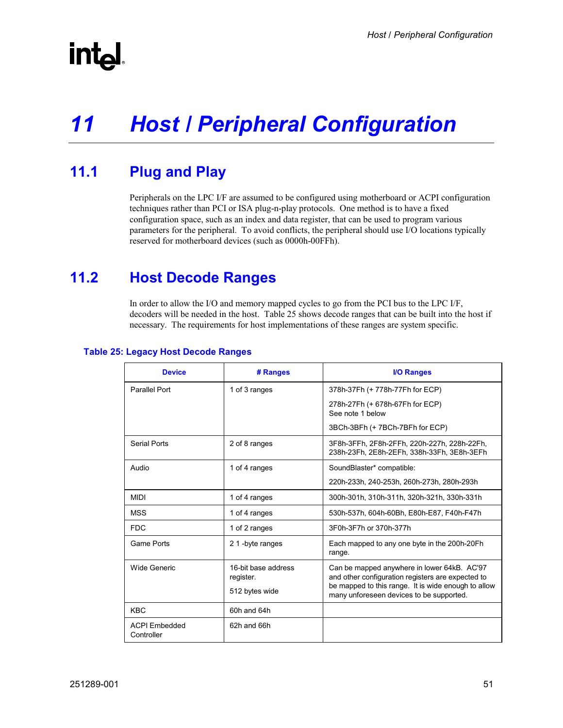# 11 Host / Peripheral Configuration

## 11.1 Plug and Play

Peripherals on the LPC I/F are assumed to be configured using motherboard or ACPI configuration techniques rather than PCI or ISA plug-n-play protocols. One method is to have a fixed configuration space, such as an index and data register, that can be used to program various parameters for the peripheral. To avoid conflicts, the peripheral should use I/O locations typically reserved for motherboard devices (such as 0000h-00FFh).

## 11.2 Host Decode Ranges

In order to allow the I/O and memory mapped cycles to go from the PCI bus to the LPC I/F, decoders will be needed in the host. Table 25 shows decode ranges that can be built into the host if necessary. The requirements for host implementations of these ranges are system specific.

**Table 25: Legacy Host Decode Ranges**

| Device | # Ranges | I/O Ranges |
|---|---|---|
| Parallel Port | 1 of 3 ranges | 378h-37Fh (+ 778h-77Fh for ECP)<br>278h-27Fh (+ 678h-67Fh for ECP) See note 1 below<br>3BCh-3BFh (+ 7BCh-7BFh for ECP) |
| Serial Ports | 2 of 8 ranges | 3F8h-3FFh, 2F8h-2FFh, 220h-227h, 228h-22Fh, 238h-23Fh, 2E8h-2EFh, 338h-33Fh, 3E8h-3EFh |
| Audio | 1 of 4 ranges | SoundBlaster* compatible:<br>220h-233h, 240-253h, 260h-273h, 280h-293h |
| MIDI | 1 of 4 ranges | 300h-301h, 310h-311h, 320h-321h, 330h-331h |
| MSS | 1 of 4 ranges | 530h-537h, 604h-60Bh, E80h-E87, F40h-F47h |
| FDC | 1 of 2 ranges | 3F0h-3F7h or 370h-377h |
| Game Ports | 2 1 -byte ranges | Each mapped to any one byte in the 200h-20Fh range. |
| Wide Generic | 16-bit base address register.<br>512 bytes wide | Can be mapped anywhere in lower 64kB. AC'97 and other configuration registers are expected to be mapped to this range. It is wide enough to allow many unforeseen devices to be supported. |
| KBC | 60h and 64h | |
| ACPI Embedded Controller | 62h and 66h | |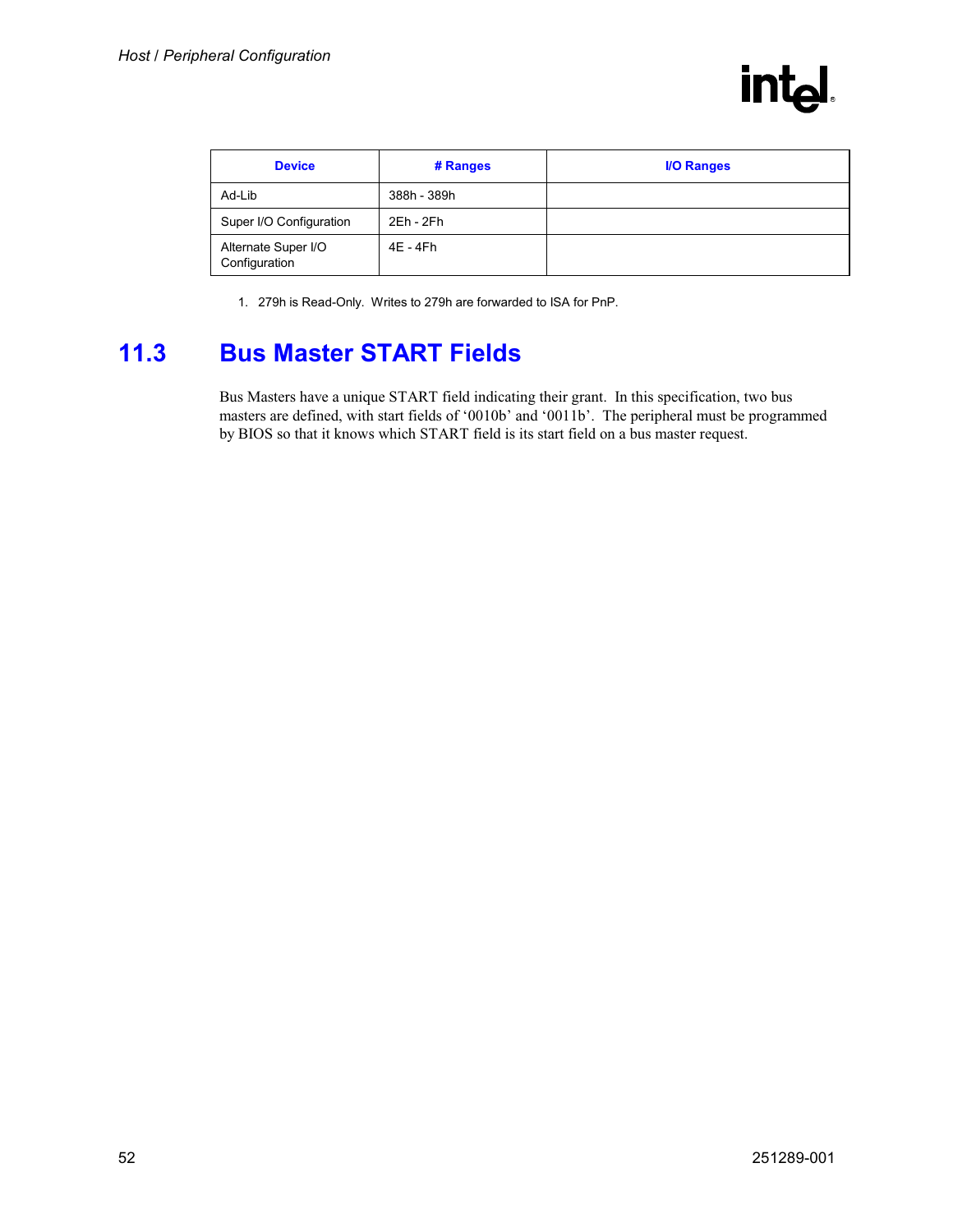| Device | # Ranges | I/O Ranges |
|---|---|---|
| Ad-Lib | 388h - 389h | |
| Super I/O Configuration | 2Eh - 2Fh | |
| Alternate Super I/O Configuration | 4E - 4Fh | |

1. 279h is Read-Only. Writes to 279h are forwarded to ISA for PnP.

## 11.3 Bus Master START Fields

Bus Masters have a unique START field indicating their grant. In this specification, two bus masters are defined, with start fields of '0010b' and '0011b'. The peripheral must be programmed by BIOS so that it knows which START field is its start field on a bus master request.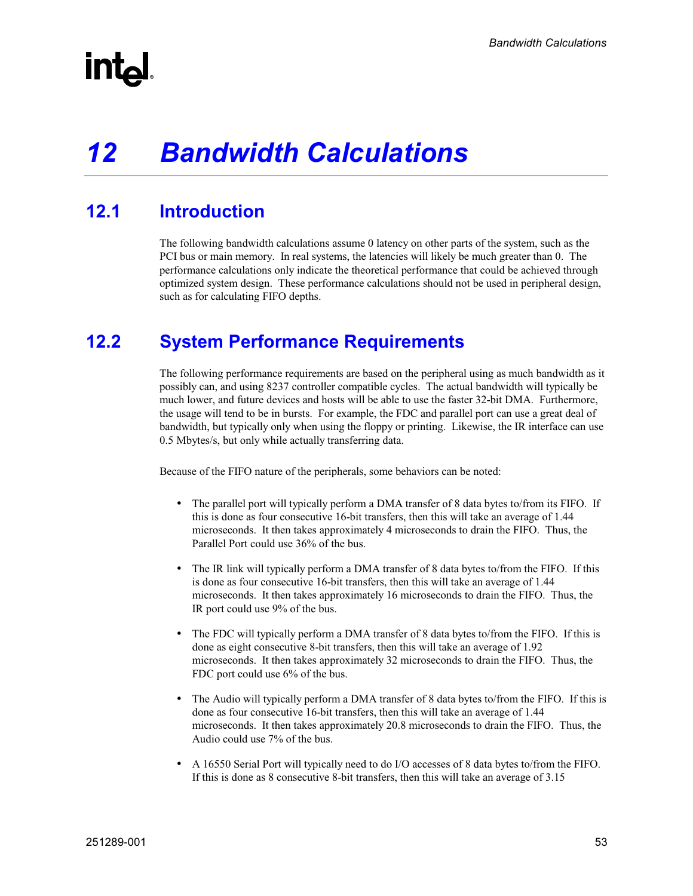# 12 Bandwidth Calculations

## 12.1 Introduction

The following bandwidth calculations assume 0 latency on other parts of the system, such as the PCI bus or main memory. In real systems, the latencies will likely be much greater than 0. The performance calculations only indicate the theoretical performance that could be achieved through optimized system design. These performance calculations should not be used in peripheral design, such as for calculating FIFO depths.

## 12.2 System Performance Requirements

The following performance requirements are based on the peripheral using as much bandwidth as it possibly can, and using 8237 controller compatible cycles. The actual bandwidth will typically be much lower, and future devices and hosts will be able to use the faster 32-bit DMA. Furthermore, the usage will tend to be in bursts. For example, the FDC and parallel port can use a great deal of bandwidth, but typically only when using the floppy or printing. Likewise, the IR interface can use 0.5 Mbytes/s, but only while actually transferring data.

Because of the FIFO nature of the peripherals, some behaviors can be noted:

- The parallel port will typically perform a DMA transfer of 8 data bytes to/from its FIFO. If this is done as four consecutive 16-bit transfers, then this will take an average of 1.44 microseconds. It then takes approximately 4 microseconds to drain the FIFO. Thus, the Parallel Port could use 36% of the bus.
- The IR link will typically perform a DMA transfer of 8 data bytes to/from the FIFO. If this is done as four consecutive 16-bit transfers, then this will take an average of 1.44 microseconds. It then takes approximately 16 microseconds to drain the FIFO. Thus, the IR port could use 9% of the bus.
- The FDC will typically perform a DMA transfer of 8 data bytes to/from the FIFO. If this is done as eight consecutive 8-bit transfers, then this will take an average of 1.92 microseconds. It then takes approximately 32 microseconds to drain the FIFO. Thus, the FDC port could use 6% of the bus.
- The Audio will typically perform a DMA transfer of 8 data bytes to/from the FIFO. If this is done as four consecutive 16-bit transfers, then this will take an average of 1.44 microseconds. It then takes approximately 20.8 microseconds to drain the FIFO. Thus, the Audio could use 7% of the bus.
- A 16550 Serial Port will typically need to do I/O accesses of 8 data bytes to/from the FIFO. If this is done as 8 consecutive 8-bit transfers, then this will take an average of 3.15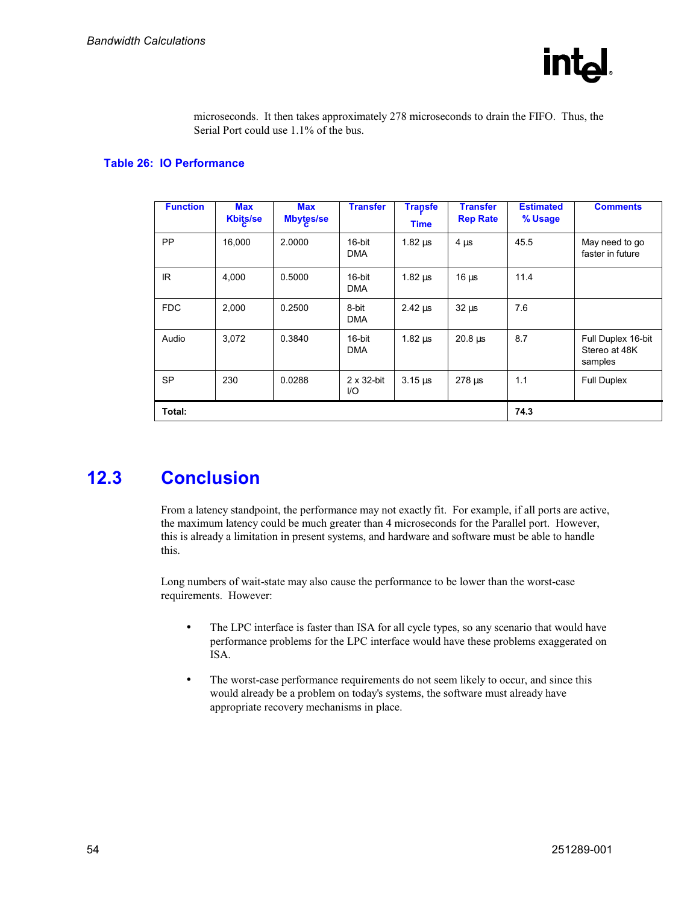microseconds. It then takes approximately 278 microseconds to drain the FIFO. Thus, the Serial Port could use 1.1% of the bus.

### Table 26: IO Performance

| Function | Max Kbits/sec | Max Mbytes/sec | Transfer | Transfer Time | Transfer Rep Rate | Estimated % Usage | Comments |
|---|---|---|---|---|---|---|---|
| PP | 16,000 | 2.0000 | 16-bit DMA | 1.82 µs | 4 µs | 45.5 | May need to go faster in future |
| IR | 4,000 | 0.5000 | 16-bit DMA | 1.82 µs | 16 µs | 11.4 | |
| FDC | 2,000 | 0.2500 | 8-bit DMA | 2.42 µs | 32 µs | 7.6 | |
| Audio | 3,072 | 0.3840 | 16-bit DMA | 1.82 µs | 20.8 µs | 8.7 | Full Duplex 16-bit Stereo at 48K samples |
| SP | 230 | 0.0288 | 2 x 32-bit I/O | 3.15 µs | 278 µs | 1.1 | Full Duplex |
| **Total:** | | | | | | **74.3** | |

## 12.3 Conclusion

From a latency standpoint, the performance may not exactly fit. For example, if all ports are active, the maximum latency could be much greater than 4 microseconds for the Parallel port. However, this is already a limitation in present systems, and hardware and software must be able to handle this.

Long numbers of wait-state may also cause the performance to be lower than the worst-case requirements. However:

- The LPC interface is faster than ISA for all cycle types, so any scenario that would have performance problems for the LPC interface would have these problems exaggerated on ISA.
- The worst-case performance requirements do not seem likely to occur, and since this would already be a problem on today's systems, the software must already have appropriate recovery mechanisms in place.